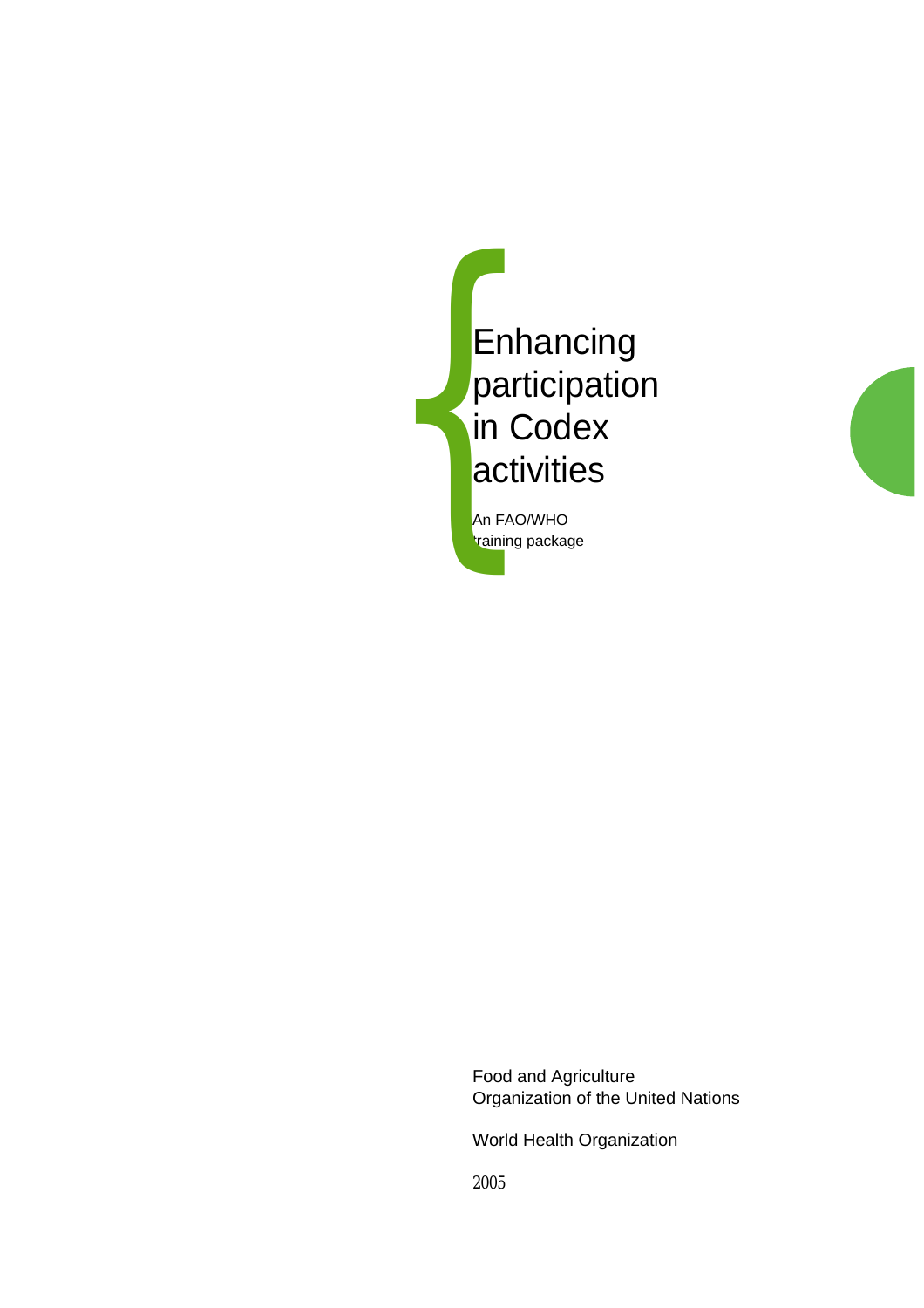# Enhancing participation in Codex activities

An FAO/WHO training package

Food and Agriculture Organization of the United Nations

World Health Organization

2005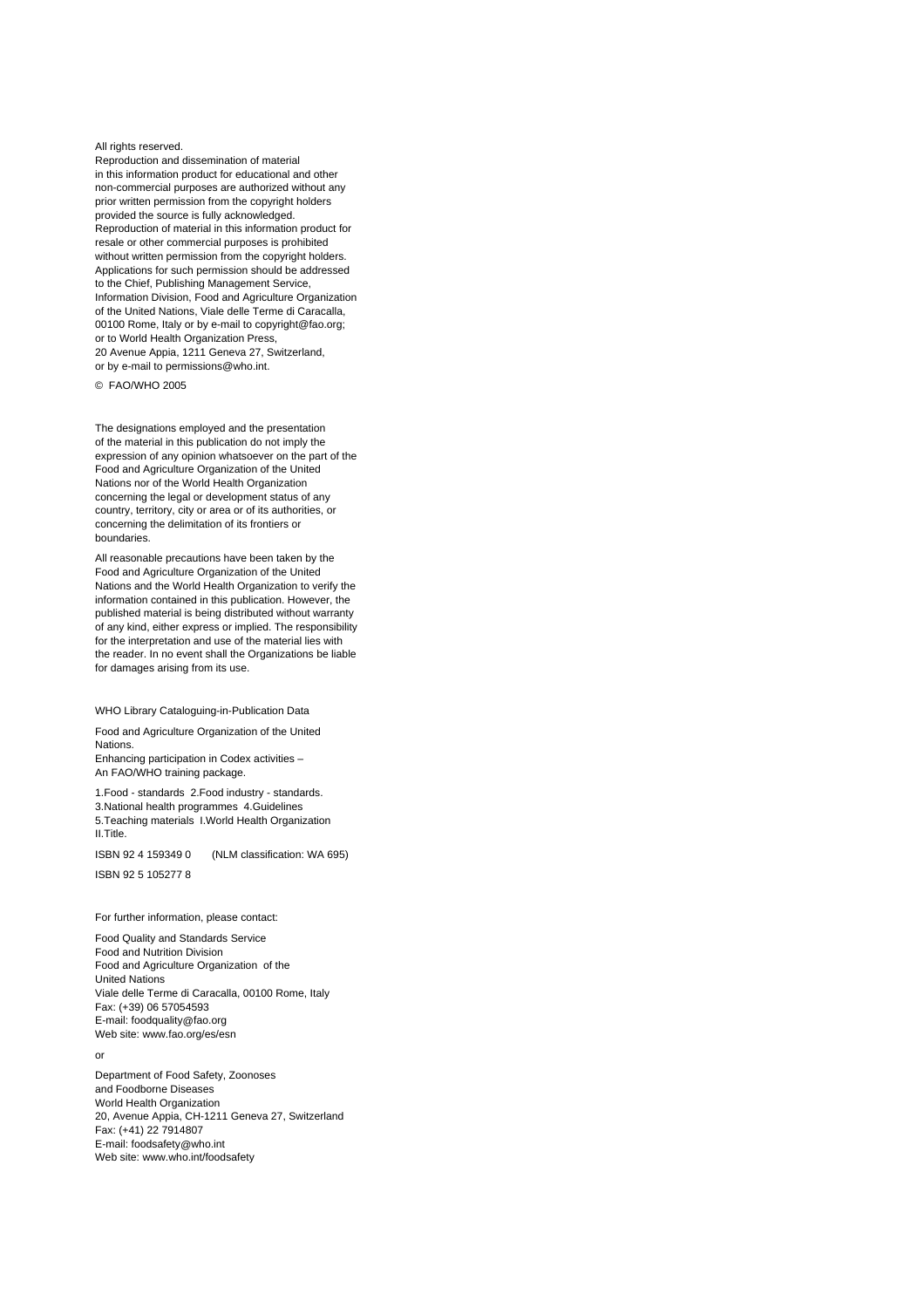All rights reserved.
Reproduction and dissemination of material in this information product for educational and other non-commercial purposes are authorized without any prior written permission from the copyright holders provided the source is fully acknowledged. Reproduction of material in this information product for resale or other commercial purposes is prohibited without written permission from the copyright holders. Applications for such permission should be addressed to the Chief, Publishing Management Service, Information Division, Food and Agriculture Organization of the United Nations, Viale delle Terme di Caracalla, 00100 Rome, Italy or by e-mail to copyright@fao.org; or to World Health Organization Press, 20 Avenue Appia, 1211 Geneva 27, Switzerland, or by e-mail to permissions@who.int.

© FAO/WHO 2005

The designations employed and the presentation of the material in this publication do not imply the expression of any opinion whatsoever on the part of the Food and Agriculture Organization of the United Nations nor of the World Health Organization concerning the legal or development status of any country, territory, city or area or of its authorities, or concerning the delimitation of its frontiers or boundaries.

All reasonable precautions have been taken by the Food and Agriculture Organization of the United Nations and the World Health Organization to verify the information contained in this publication. However, the published material is being distributed without warranty of any kind, either express or implied. The responsibility for the interpretation and use of the material lies with the reader. In no event shall the Organizations be liable for damages arising from its use.

WHO Library Cataloguing-in-Publication Data

Food and Agriculture Organization of the United Nations.
Enhancing participation in Codex activities – An FAO/WHO training package.

1.Food - standards 2.Food industry - standards. 3.National health programmes 4.Guidelines 5.Teaching materials I.World Health Organization II.Title.

ISBN 92 4 159349 0 (NLM classification: WA 695)

ISBN 92 5 105277 8

For further information, please contact:

Food Quality and Standards Service
Food and Nutrition Division
Food and Agriculture Organization of the United Nations
Viale delle Terme di Caracalla, 00100 Rome, Italy
Fax: (+39) 06 57054593
E-mail: foodquality@fao.org
Web site: www.fao.org/es/esn

or

Department of Food Safety, Zoonoses and Foodborne Diseases
World Health Organization
20, Avenue Appia, CH-1211 Geneva 27, Switzerland
Fax: (+41) 22 7914807
E-mail: foodsafety@who.int
Web site: www.who.int/foodsafety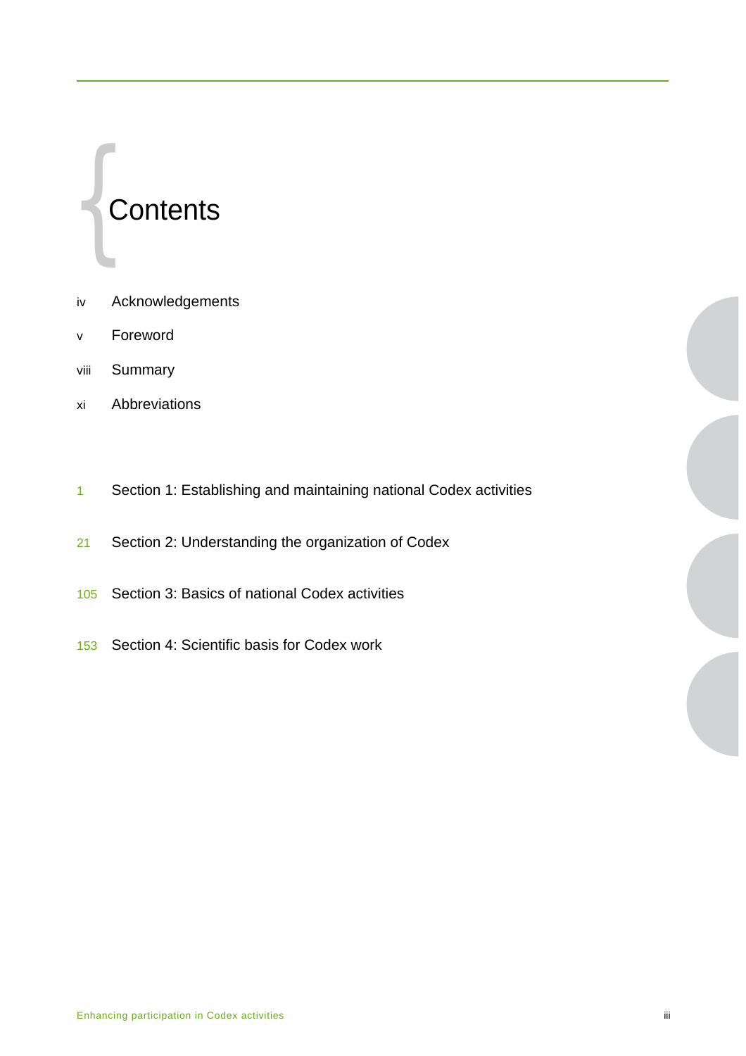# Contents

| | |
|---|---|
| iv | Acknowledgements |
| v | Foreword |
| viii | Summary |
| xi | Abbreviations |
| 1 | Section 1: Establishing and maintaining national Codex activities |
| 21 | Section 2: Understanding the organization of Codex |
| 105 | Section 3: Basics of national Codex activities |
| 153 | Section 4: Scientific basis for Codex work |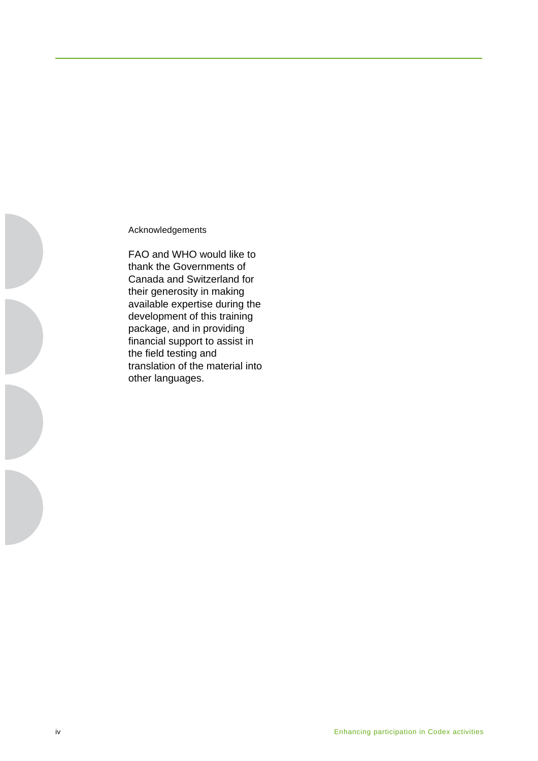## Acknowledgements

FAO and WHO would like to thank the Governments of Canada and Switzerland for their generosity in making available expertise during the development of this training package, and in providing financial support to assist in the field testing and translation of the material into other languages.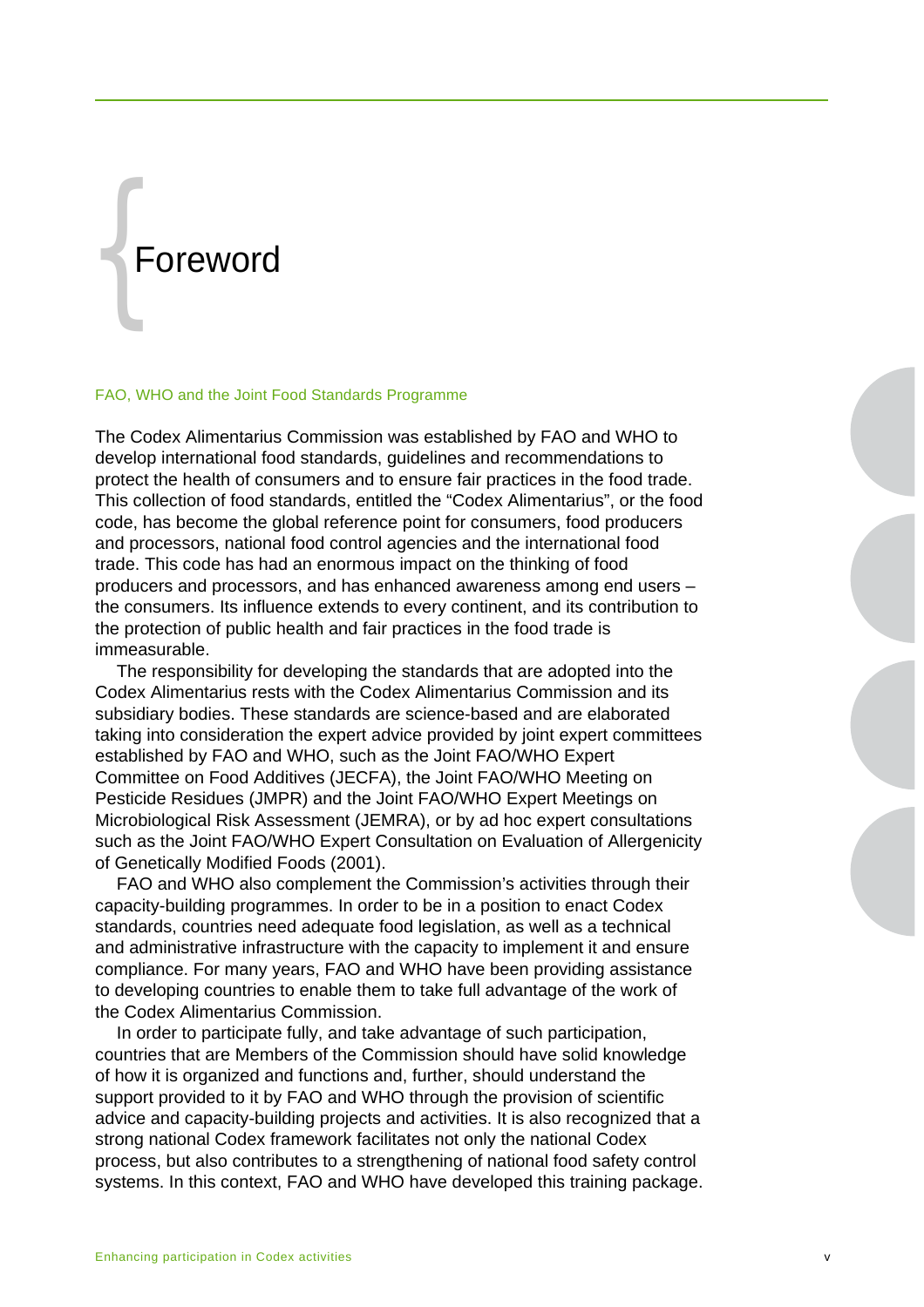# Foreword

## FAO, WHO and the Joint Food Standards Programme

The Codex Alimentarius Commission was established by FAO and WHO to develop international food standards, guidelines and recommendations to protect the health of consumers and to ensure fair practices in the food trade. This collection of food standards, entitled the "Codex Alimentarius", or the food code, has become the global reference point for consumers, food producers and processors, national food control agencies and the international food trade. This code has had an enormous impact on the thinking of food producers and processors, and has enhanced awareness among end users – the consumers. Its influence extends to every continent, and its contribution to the protection of public health and fair practices in the food trade is immeasurable.

The responsibility for developing the standards that are adopted into the Codex Alimentarius rests with the Codex Alimentarius Commission and its subsidiary bodies. These standards are science-based and are elaborated taking into consideration the expert advice provided by joint expert committees established by FAO and WHO, such as the Joint FAO/WHO Expert Committee on Food Additives (JECFA), the Joint FAO/WHO Meeting on Pesticide Residues (JMPR) and the Joint FAO/WHO Expert Meetings on Microbiological Risk Assessment (JEMRA), or by ad hoc expert consultations such as the Joint FAO/WHO Expert Consultation on Evaluation of Allergenicity of Genetically Modified Foods (2001).

FAO and WHO also complement the Commission's activities through their capacity-building programmes. In order to be in a position to enact Codex standards, countries need adequate food legislation, as well as a technical and administrative infrastructure with the capacity to implement it and ensure compliance. For many years, FAO and WHO have been providing assistance to developing countries to enable them to take full advantage of the work of the Codex Alimentarius Commission.

In order to participate fully, and take advantage of such participation, countries that are Members of the Commission should have solid knowledge of how it is organized and functions and, further, should understand the support provided to it by FAO and WHO through the provision of scientific advice and capacity-building projects and activities. It is also recognized that a strong national Codex framework facilitates not only the national Codex process, but also contributes to a strengthening of national food safety control systems. In this context, FAO and WHO have developed this training package.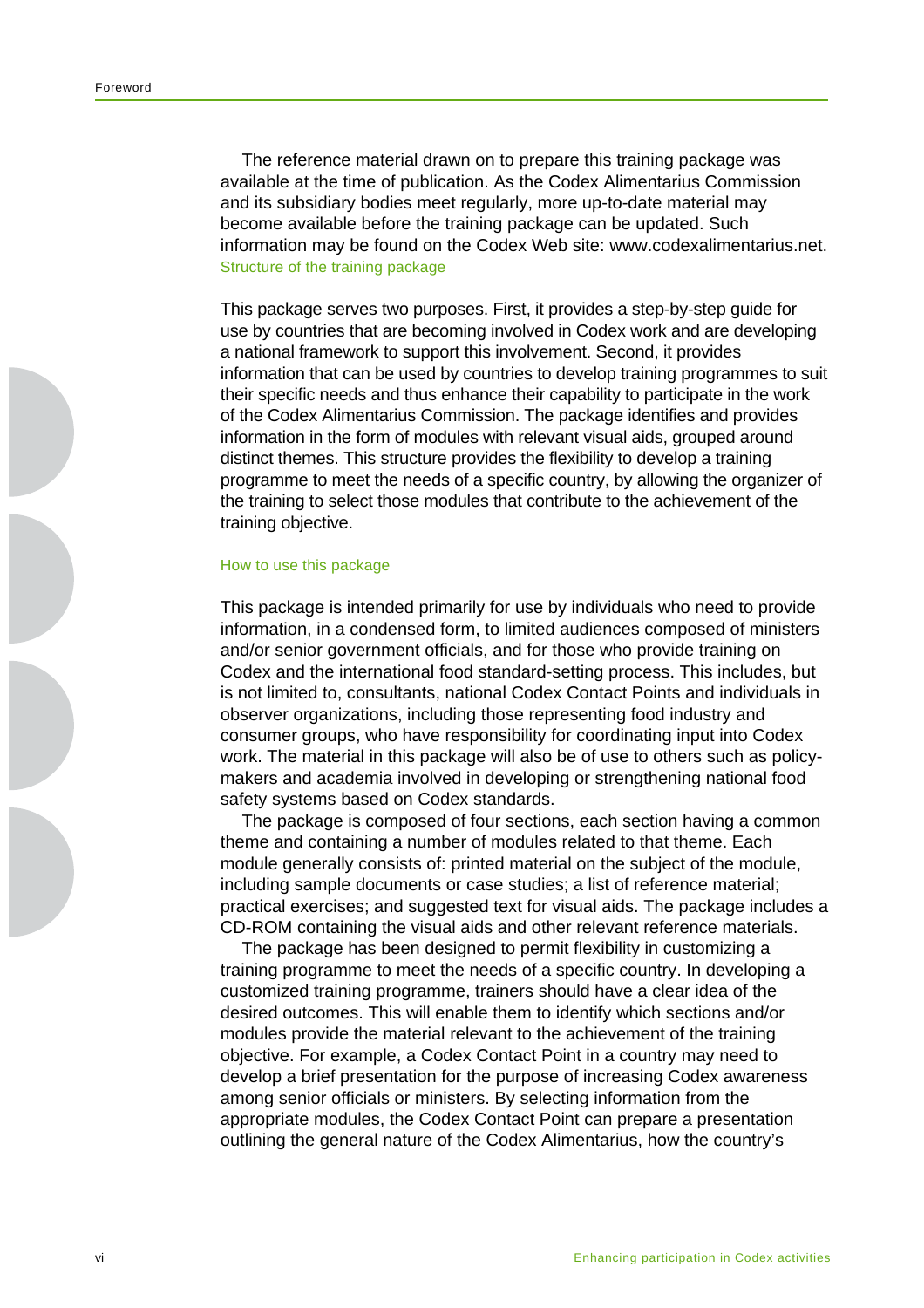The reference material drawn on to prepare this training package was available at the time of publication. As the Codex Alimentarius Commission and its subsidiary bodies meet regularly, more up-to-date material may become available before the training package can be updated. Such information may be found on the Codex Web site: www.codexalimentarius.net.

### Structure of the training package

This package serves two purposes. First, it provides a step-by-step guide for use by countries that are becoming involved in Codex work and are developing a national framework to support this involvement. Second, it provides information that can be used by countries to develop training programmes to suit their specific needs and thus enhance their capability to participate in the work of the Codex Alimentarius Commission. The package identifies and provides information in the form of modules with relevant visual aids, grouped around distinct themes. This structure provides the flexibility to develop a training programme to meet the needs of a specific country, by allowing the organizer of the training to select those modules that contribute to the achievement of the training objective.

### How to use this package

This package is intended primarily for use by individuals who need to provide information, in a condensed form, to limited audiences composed of ministers and/or senior government officials, and for those who provide training on Codex and the international food standard-setting process. This includes, but is not limited to, consultants, national Codex Contact Points and individuals in observer organizations, including those representing food industry and consumer groups, who have responsibility for coordinating input into Codex work. The material in this package will also be of use to others such as policy-makers and academia involved in developing or strengthening national food safety systems based on Codex standards.

The package is composed of four sections, each section having a common theme and containing a number of modules related to that theme. Each module generally consists of: printed material on the subject of the module, including sample documents or case studies; a list of reference material; practical exercises; and suggested text for visual aids. The package includes a CD-ROM containing the visual aids and other relevant reference materials.

The package has been designed to permit flexibility in customizing a training programme to meet the needs of a specific country. In developing a customized training programme, trainers should have a clear idea of the desired outcomes. This will enable them to identify which sections and/or modules provide the material relevant to the achievement of the training objective. For example, a Codex Contact Point in a country may need to develop a brief presentation for the purpose of increasing Codex awareness among senior officials or ministers. By selecting information from the appropriate modules, the Codex Contact Point can prepare a presentation outlining the general nature of the Codex Alimentarius, how the country's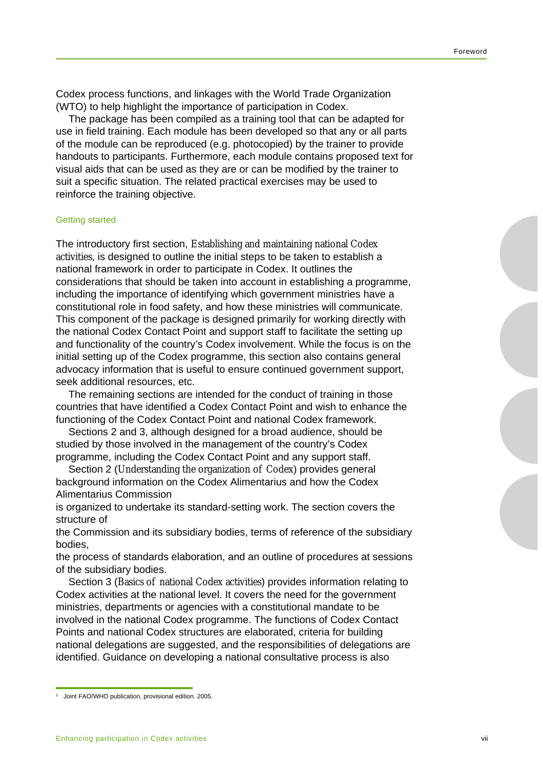Codex process functions, and linkages with the World Trade Organization (WTO) to help highlight the importance of participation in Codex.

The package has been compiled as a training tool that can be adapted for use in field training. Each module has been developed so that any or all parts of the module can be reproduced (e.g. photocopied) by the trainer to provide handouts to participants. Furthermore, each module contains proposed text for visual aids that can be used as they are or can be modified by the trainer to suit a specific situation. The related practical exercises may be used to reinforce the training objective.

### Getting started

The introductory first section, *Establishing and maintaining national Codex activities*, is designed to outline the initial steps to be taken to establish a national framework in order to participate in Codex. It outlines the considerations that should be taken into account in establishing a programme, including the importance of identifying which government ministries have a constitutional role in food safety, and how these ministries will communicate. This component of the package is designed primarily for working directly with the national Codex Contact Point and support staff to facilitate the setting up and functionality of the country's Codex involvement. While the focus is on the initial setting up of the Codex programme, this section also contains general advocacy information that is useful to ensure continued government support, seek additional resources, etc.

The remaining sections are intended for the conduct of training in those countries that have identified a Codex Contact Point and wish to enhance the functioning of the Codex Contact Point and national Codex framework.

Sections 2 and 3, although designed for a broad audience, should be studied by those involved in the management of the country's Codex programme, including the Codex Contact Point and any support staff.

Section 2 (*Understanding the organization of Codex*) provides general background information on the Codex Alimentarius and how the Codex Alimentarius Commission is organized to undertake its standard-setting work. The section covers the structure of the Commission and its subsidiary bodies, terms of reference of the subsidiary bodies, the process of standards elaboration, and an outline of procedures at sessions of the subsidiary bodies.

Section 3 (*Basics of national Codex activities*) provides information relating to Codex activities at the national level. It covers the need for the government ministries, departments or agencies with a constitutional mandate to be involved in the national Codex programme. The functions of Codex Contact Points and national Codex structures are elaborated, criteria for building national delegations are suggested, and the responsibilities of delegations are identified. Guidance on developing a national consultative process is also

[1] Joint FAO/WHO publication, provisional edition. 2005.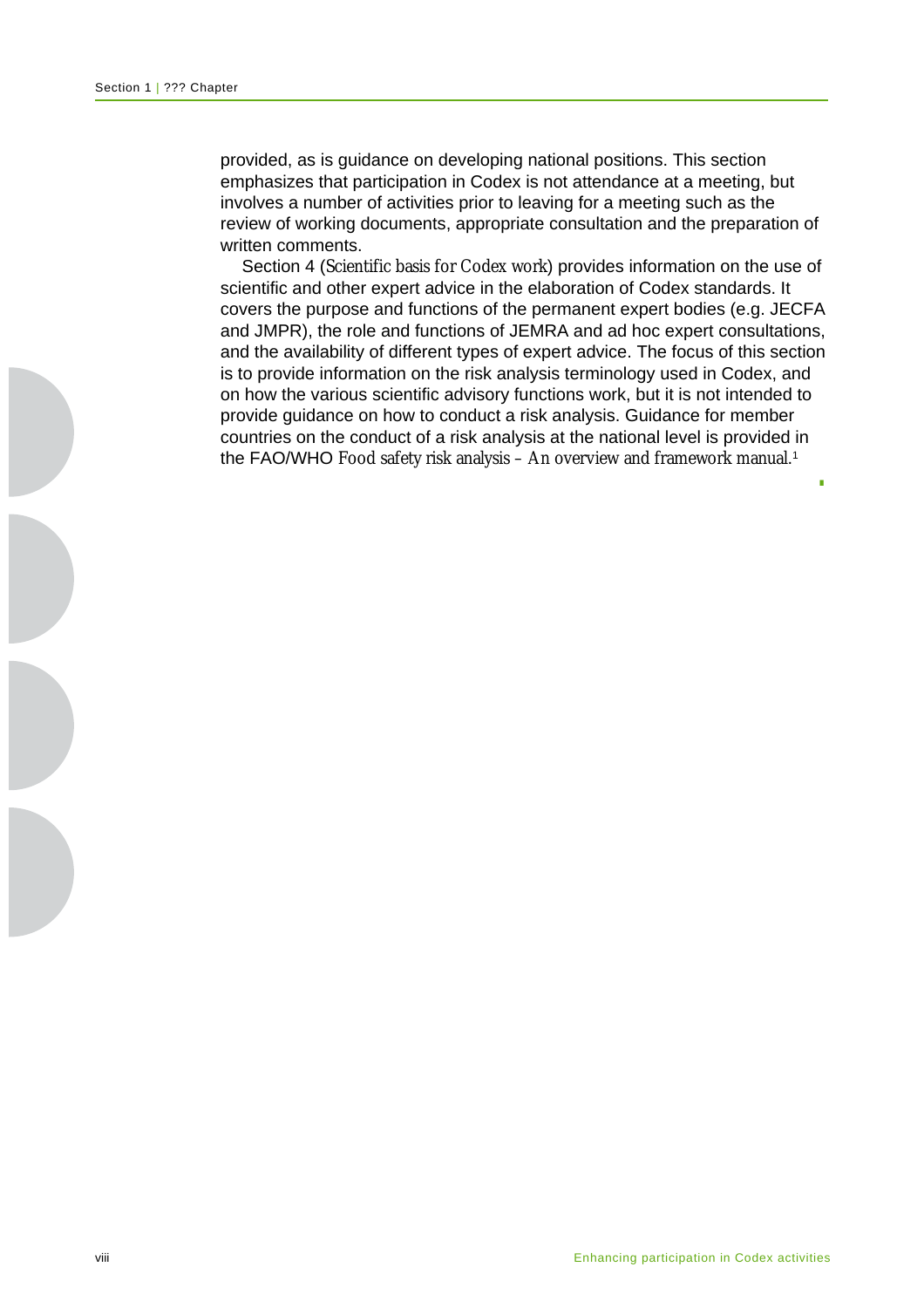provided, as is guidance on developing national positions. This section emphasizes that participation in Codex is not attendance at a meeting, but involves a number of activities prior to leaving for a meeting such as the review of working documents, appropriate consultation and the preparation of written comments.

Section 4 (*Scientific basis for Codex work*) provides information on the use of scientific and other expert advice in the elaboration of Codex standards. It covers the purpose and functions of the permanent expert bodies (e.g. JECFA and JMPR), the role and functions of JEMRA and ad hoc expert consultations, and the availability of different types of expert advice. The focus of this section is to provide information on the risk analysis terminology used in Codex, and on how the various scientific advisory functions work, but it is not intended to provide guidance on how to conduct a risk analysis. Guidance for member countries on the conduct of a risk analysis at the national level is provided in the FAO/WHO *Food safety risk analysis – An overview and framework manual.*[1]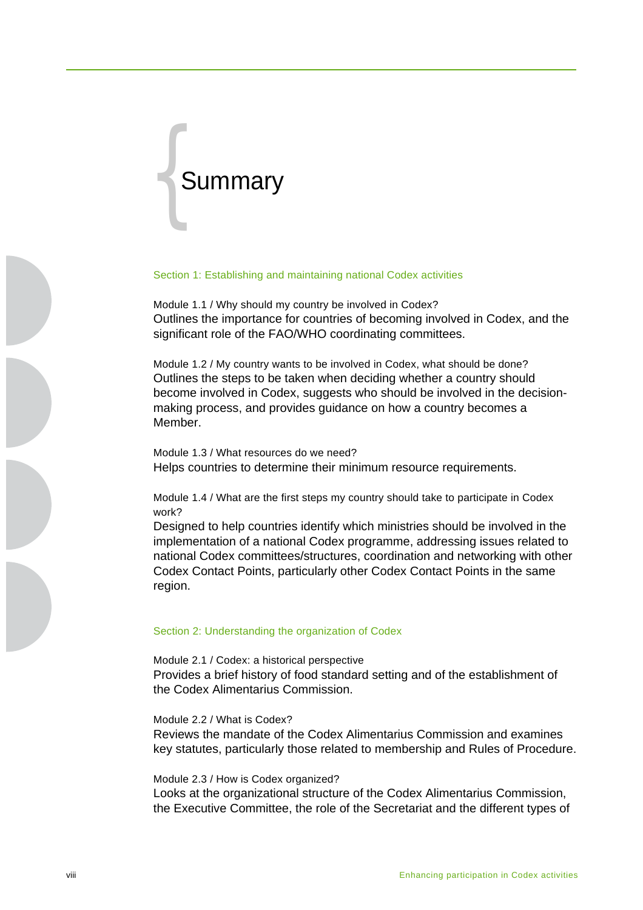# Summary

## Section 1: Establishing and maintaining national Codex activities

Module 1.1 / Why should my country be involved in Codex?

Outlines the importance for countries of becoming involved in Codex, and the significant role of the FAO/WHO coordinating committees.

Module 1.2 / My country wants to be involved in Codex, what should be done?

Outlines the steps to be taken when deciding whether a country should become involved in Codex, suggests who should be involved in the decision-making process, and provides guidance on how a country becomes a Member.

Module 1.3 / What resources do we need?

Helps countries to determine their minimum resource requirements.

Module 1.4 / What are the first steps my country should take to participate in Codex work?

Designed to help countries identify which ministries should be involved in the implementation of a national Codex programme, addressing issues related to national Codex committees/structures, coordination and networking with other Codex Contact Points, particularly other Codex Contact Points in the same region.

## Section 2: Understanding the organization of Codex

Module 2.1 / Codex: a historical perspective

Provides a brief history of food standard setting and of the establishment of the Codex Alimentarius Commission.

Module 2.2 / What is Codex?

Reviews the mandate of the Codex Alimentarius Commission and examines key statutes, particularly those related to membership and Rules of Procedure.

Module 2.3 / How is Codex organized?

Looks at the organizational structure of the Codex Alimentarius Commission, the Executive Committee, the role of the Secretariat and the different types of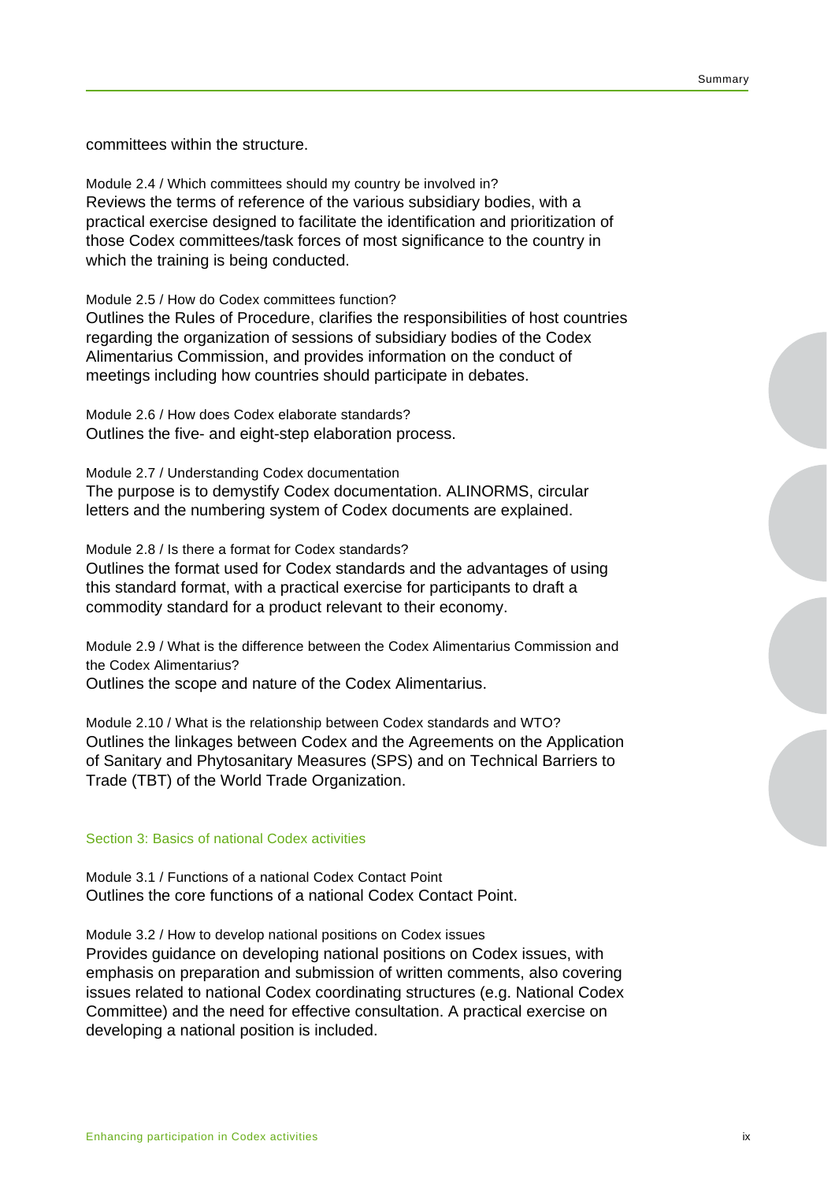committees within the structure.

Module 2.4 / Which committees should my country be involved in?
Reviews the terms of reference of the various subsidiary bodies, with a practical exercise designed to facilitate the identification and prioritization of those Codex committees/task forces of most significance to the country in which the training is being conducted.

Module 2.5 / How do Codex committees function?
Outlines the Rules of Procedure, clarifies the responsibilities of host countries regarding the organization of sessions of subsidiary bodies of the Codex Alimentarius Commission, and provides information on the conduct of meetings including how countries should participate in debates.

Module 2.6 / How does Codex elaborate standards?
Outlines the five- and eight-step elaboration process.

Module 2.7 / Understanding Codex documentation
The purpose is to demystify Codex documentation. ALINORMS, circular letters and the numbering system of Codex documents are explained.

Module 2.8 / Is there a format for Codex standards?
Outlines the format used for Codex standards and the advantages of using this standard format, with a practical exercise for participants to draft a commodity standard for a product relevant to their economy.

Module 2.9 / What is the difference between the Codex Alimentarius Commission and the Codex Alimentarius?
Outlines the scope and nature of the Codex Alimentarius.

Module 2.10 / What is the relationship between Codex standards and WTO?
Outlines the linkages between Codex and the Agreements on the Application of Sanitary and Phytosanitary Measures (SPS) and on Technical Barriers to Trade (TBT) of the World Trade Organization.

## Section 3: Basics of national Codex activities

Module 3.1 / Functions of a national Codex Contact Point
Outlines the core functions of a national Codex Contact Point.

Module 3.2 / How to develop national positions on Codex issues
Provides guidance on developing national positions on Codex issues, with emphasis on preparation and submission of written comments, also covering issues related to national Codex coordinating structures (e.g. National Codex Committee) and the need for effective consultation. A practical exercise on developing a national position is included.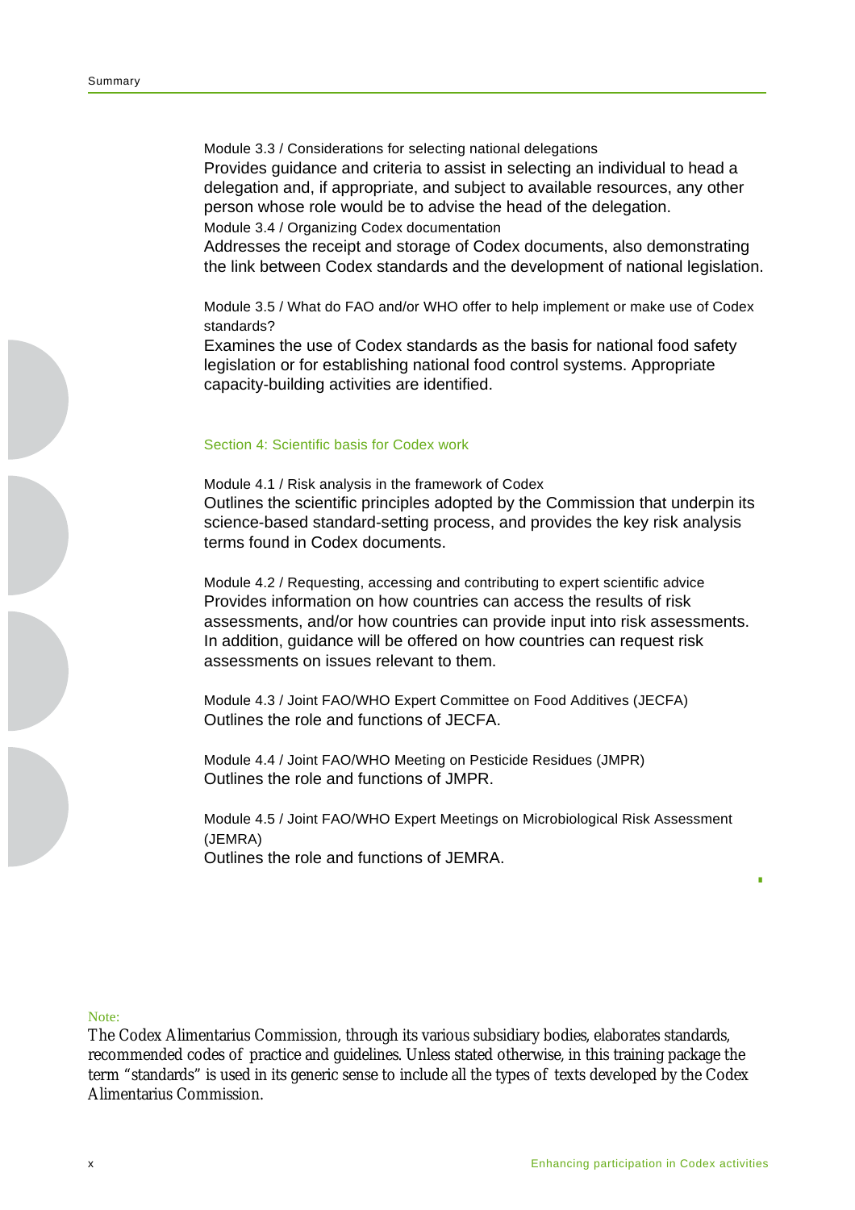Module 3.3 / Considerations for selecting national delegations

Provides guidance and criteria to assist in selecting an individual to head a delegation and, if appropriate, and subject to available resources, any other person whose role would be to advise the head of the delegation.

Module 3.4 / Organizing Codex documentation

Addresses the receipt and storage of Codex documents, also demonstrating the link between Codex standards and the development of national legislation.

Module 3.5 / What do FAO and/or WHO offer to help implement or make use of Codex standards?

Examines the use of Codex standards as the basis for national food safety legislation or for establishing national food control systems. Appropriate capacity-building activities are identified.

## Section 4: Scientific basis for Codex work

Module 4.1 / Risk analysis in the framework of Codex

Outlines the scientific principles adopted by the Commission that underpin its science-based standard-setting process, and provides the key risk analysis terms found in Codex documents.

Module 4.2 / Requesting, accessing and contributing to expert scientific advice

Provides information on how countries can access the results of risk assessments, and/or how countries can provide input into risk assessments. In addition, guidance will be offered on how countries can request risk assessments on issues relevant to them.

Module 4.3 / Joint FAO/WHO Expert Committee on Food Additives (JECFA)

Outlines the role and functions of JECFA.

Module 4.4 / Joint FAO/WHO Meeting on Pesticide Residues (JMPR)

Outlines the role and functions of JMPR.

Module 4.5 / Joint FAO/WHO Expert Meetings on Microbiological Risk Assessment (JEMRA)

Outlines the role and functions of JEMRA.

Note:

The Codex Alimentarius Commission, through its various subsidiary bodies, elaborates standards, recommended codes of practice and guidelines. Unless stated otherwise, in this training package the term "standards" is used in its generic sense to include all the types of texts developed by the Codex Alimentarius Commission.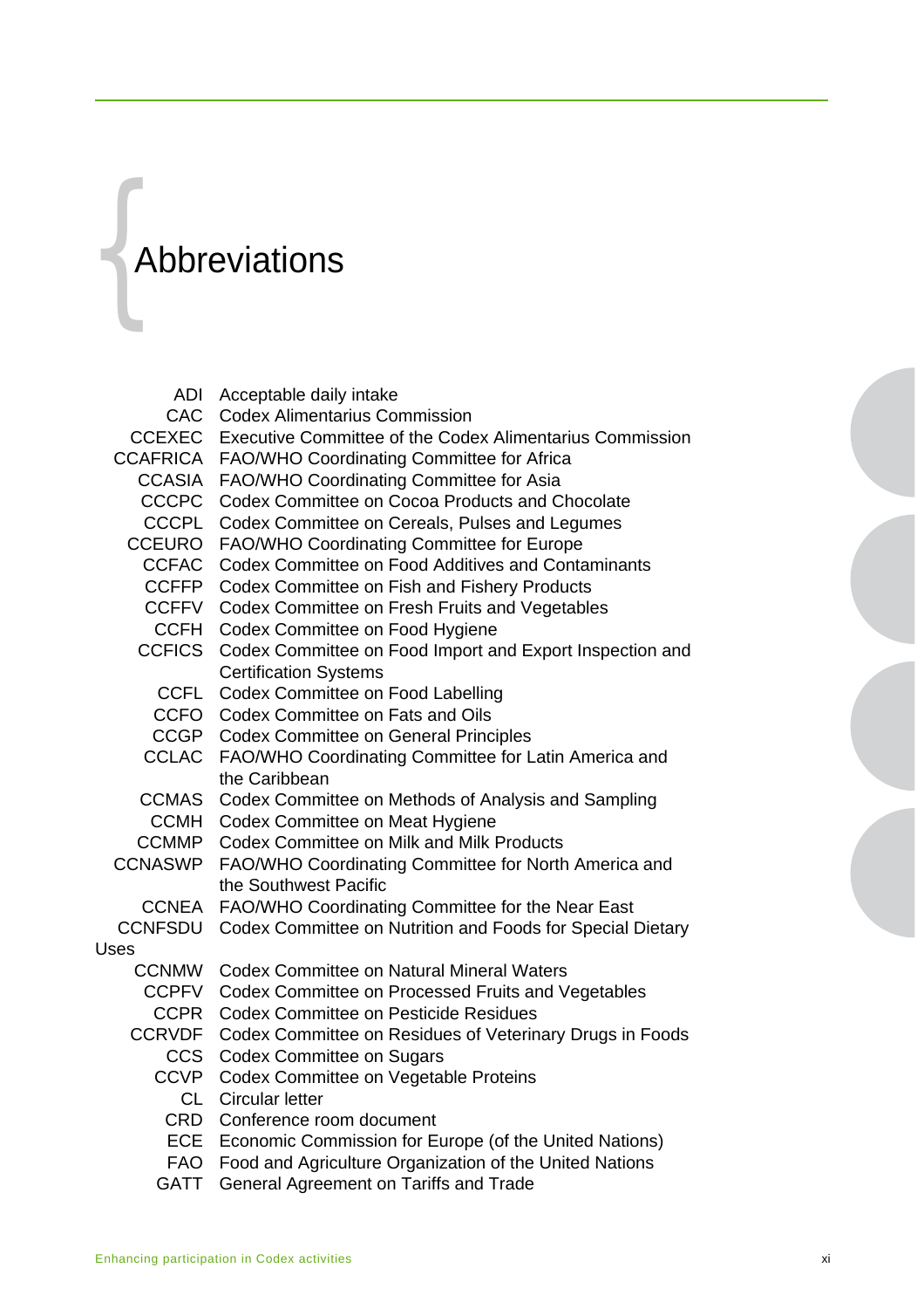# Abbreviations

| | |
|---|---|
| ADI | Acceptable daily intake |
| CAC | Codex Alimentarius Commission |
| CCEXEC | Executive Committee of the Codex Alimentarius Commission |
| CCAFRICA | FAO/WHO Coordinating Committee for Africa |
| CCASIA | FAO/WHO Coordinating Committee for Asia |
| CCCPC | Codex Committee on Cocoa Products and Chocolate |
| CCCPL | Codex Committee on Cereals, Pulses and Legumes |
| CCEURO | FAO/WHO Coordinating Committee for Europe |
| CCFAC | Codex Committee on Food Additives and Contaminants |
| CCFFP | Codex Committee on Fish and Fishery Products |
| CCFFV | Codex Committee on Fresh Fruits and Vegetables |
| CCFH | Codex Committee on Food Hygiene |
| CCFICS | Codex Committee on Food Import and Export Inspection and Certification Systems |
| CCFL | Codex Committee on Food Labelling |
| CCFO | Codex Committee on Fats and Oils |
| CCGP | Codex Committee on General Principles |
| CCLAC | FAO/WHO Coordinating Committee for Latin America and the Caribbean |
| CCMAS | Codex Committee on Methods of Analysis and Sampling |
| CCMH | Codex Committee on Meat Hygiene |
| CCMMP | Codex Committee on Milk and Milk Products |
| CCNASWP | FAO/WHO Coordinating Committee for North America and the Southwest Pacific |
| CCNEA | FAO/WHO Coordinating Committee for the Near East |
| CCNFSDU | Codex Committee on Nutrition and Foods for Special Dietary Uses |
| CCNMW | Codex Committee on Natural Mineral Waters |
| CCPFV | Codex Committee on Processed Fruits and Vegetables |
| CCPR | Codex Committee on Pesticide Residues |
| CCRVDF | Codex Committee on Residues of Veterinary Drugs in Foods |
| CCS | Codex Committee on Sugars |
| CCVP | Codex Committee on Vegetable Proteins |
| CL | Circular letter |
| CRD | Conference room document |
| ECE | Economic Commission for Europe (of the United Nations) |
| FAO | Food and Agriculture Organization of the United Nations |
| GATT | General Agreement on Tariffs and Trade |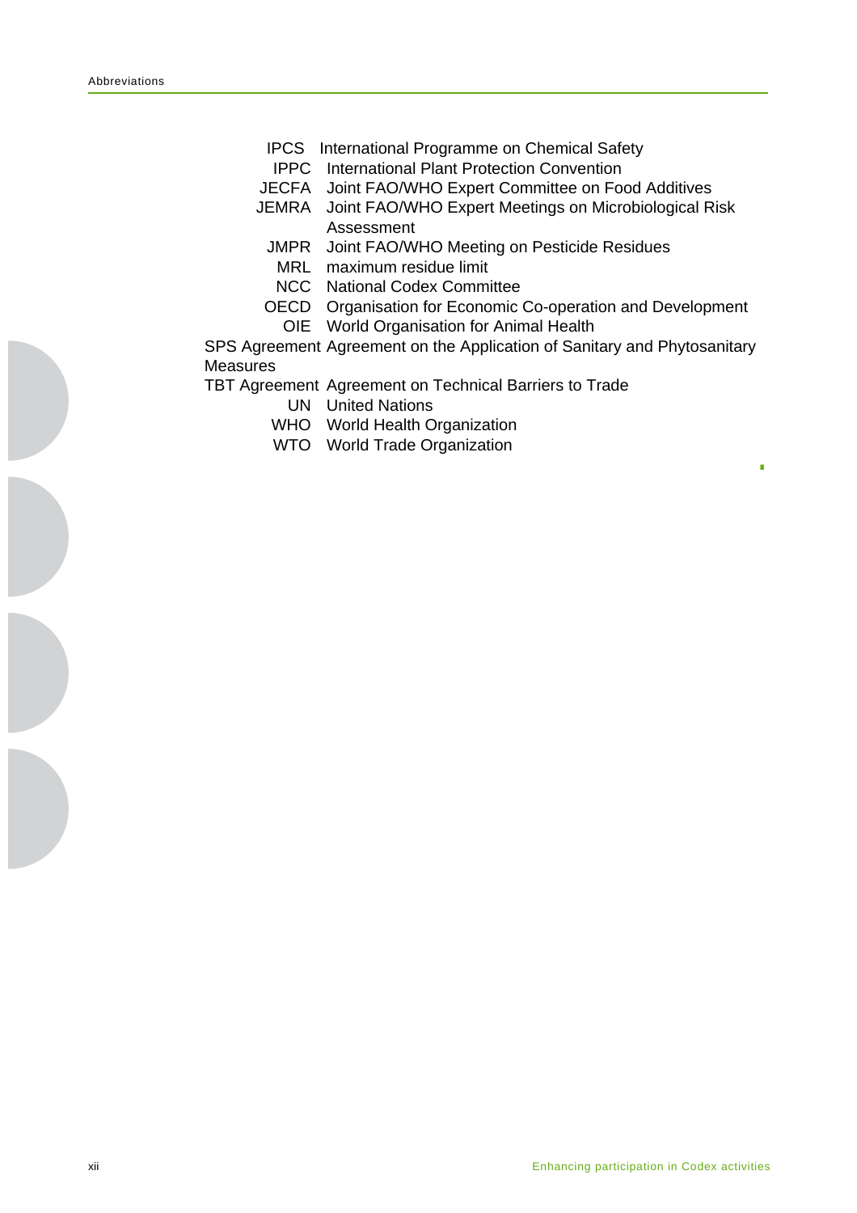| | |
|---|---|
| IPCS | International Programme on Chemical Safety |
| IPPC | International Plant Protection Convention |
| JECFA | Joint FAO/WHO Expert Committee on Food Additives |
| JEMRA | Joint FAO/WHO Expert Meetings on Microbiological Risk Assessment |
| JMPR | Joint FAO/WHO Meeting on Pesticide Residues |
| MRL | maximum residue limit |
| NCC | National Codex Committee |
| OECD | Organisation for Economic Co-operation and Development |
| OIE | World Organisation for Animal Health |
| SPS Agreement | Agreement on the Application of Sanitary and Phytosanitary Measures |
| TBT Agreement | Agreement on Technical Barriers to Trade |
| UN | United Nations |
| WHO | World Health Organization |
| WTO | World Trade Organization |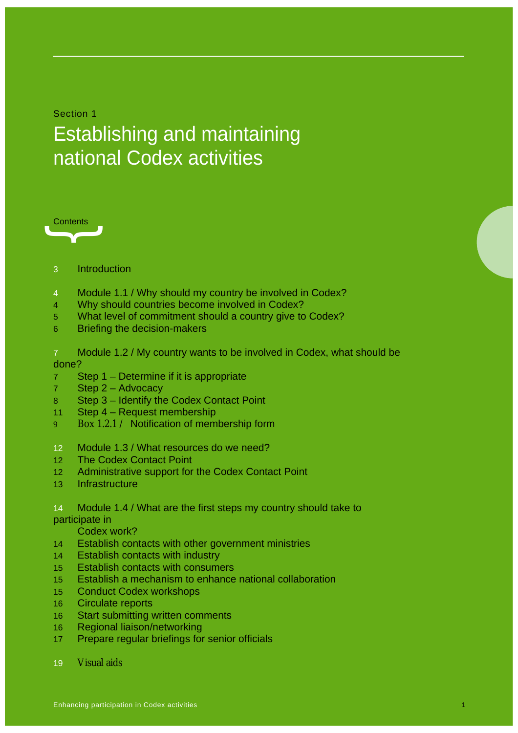Section 1

# Establishing and maintaining national Codex activities

## Contents

- 3 Introduction

- 4 Module 1.1 / Why should my country be involved in Codex?
- 4 Why should countries become involved in Codex?
- 5 What level of commitment should a country give to Codex?
- 6 Briefing the decision-makers

- 7 Module 1.2 / My country wants to be involved in Codex, what should be done?
- 7 Step 1 – Determine if it is appropriate
- 7 Step 2 – Advocacy
- 8 Step 3 – Identify the Codex Contact Point
- 11 Step 4 – Request membership
- 9 Box 1.2.1 / Notification of membership form

- 12 Module 1.3 / What resources do we need?
- 12 The Codex Contact Point
- 12 Administrative support for the Codex Contact Point
- 13 Infrastructure

- 14 Module 1.4 / What are the first steps my country should take to participate in Codex work?
- 14 Establish contacts with other government ministries
- 14 Establish contacts with industry
- 15 Establish contacts with consumers
- 15 Establish a mechanism to enhance national collaboration
- 15 Conduct Codex workshops
- 16 Circulate reports
- 16 Start submitting written comments
- 16 Regional liaison/networking
- 17 Prepare regular briefings for senior officials

- 19 Visual aids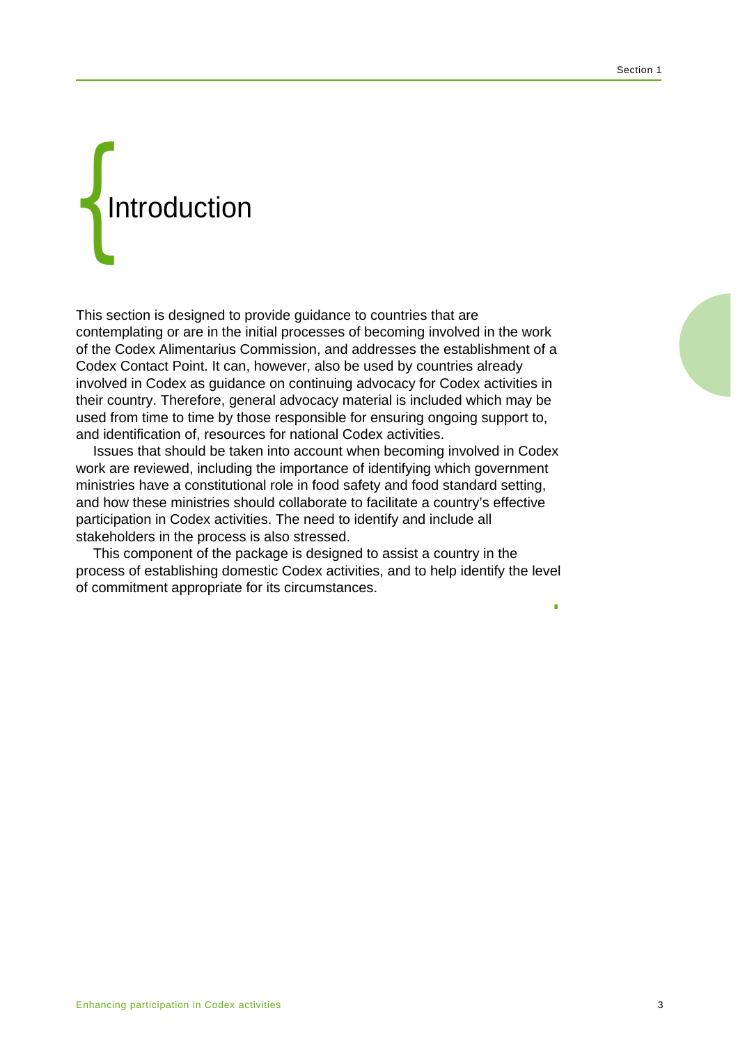# Introduction

This section is designed to provide guidance to countries that are contemplating or are in the initial processes of becoming involved in the work of the Codex Alimentarius Commission, and addresses the establishment of a Codex Contact Point. It can, however, also be used by countries already involved in Codex as guidance on continuing advocacy for Codex activities in their country. Therefore, general advocacy material is included which may be used from time to time by those responsible for ensuring ongoing support to, and identification of, resources for national Codex activities.

Issues that should be taken into account when becoming involved in Codex work are reviewed, including the importance of identifying which government ministries have a constitutional role in food safety and food standard setting, and how these ministries should collaborate to facilitate a country's effective participation in Codex activities. The need to identify and include all stakeholders in the process is also stressed.

This component of the package is designed to assist a country in the process of establishing domestic Codex activities, and to help identify the level of commitment appropriate for its circumstances.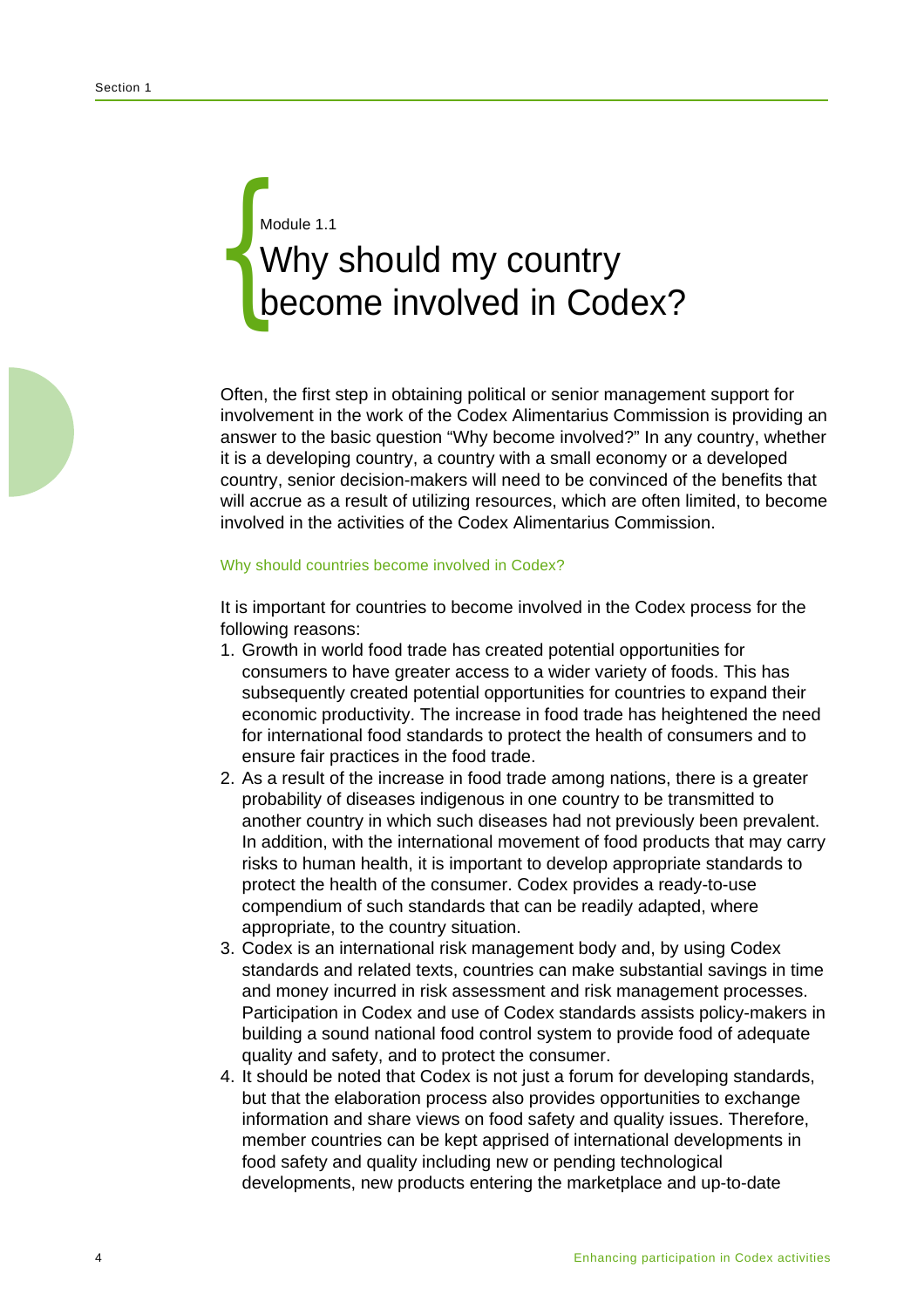Module 1.1

# Why should my country become involved in Codex?

Often, the first step in obtaining political or senior management support for involvement in the work of the Codex Alimentarius Commission is providing an answer to the basic question "Why become involved?" In any country, whether it is a developing country, a country with a small economy or a developed country, senior decision-makers will need to be convinced of the benefits that will accrue as a result of utilizing resources, which are often limited, to become involved in the activities of the Codex Alimentarius Commission.

## Why should countries become involved in Codex?

It is important for countries to become involved in the Codex process for the following reasons:

1. Growth in world food trade has created potential opportunities for consumers to have greater access to a wider variety of foods. This has subsequently created potential opportunities for countries to expand their economic productivity. The increase in food trade has heightened the need for international food standards to protect the health of consumers and to ensure fair practices in the food trade.
2. As a result of the increase in food trade among nations, there is a greater probability of diseases indigenous in one country to be transmitted to another country in which such diseases had not previously been prevalent. In addition, with the international movement of food products that may carry risks to human health, it is important to develop appropriate standards to protect the health of the consumer. Codex provides a ready-to-use compendium of such standards that can be readily adapted, where appropriate, to the country situation.
3. Codex is an international risk management body and, by using Codex standards and related texts, countries can make substantial savings in time and money incurred in risk assessment and risk management processes. Participation in Codex and use of Codex standards assists policy-makers in building a sound national food control system to provide food of adequate quality and safety, and to protect the consumer.
4. It should be noted that Codex is not just a forum for developing standards, but that the elaboration process also provides opportunities to exchange information and share views on food safety and quality issues. Therefore, member countries can be kept apprised of international developments in food safety and quality including new or pending technological developments, new products entering the marketplace and up-to-date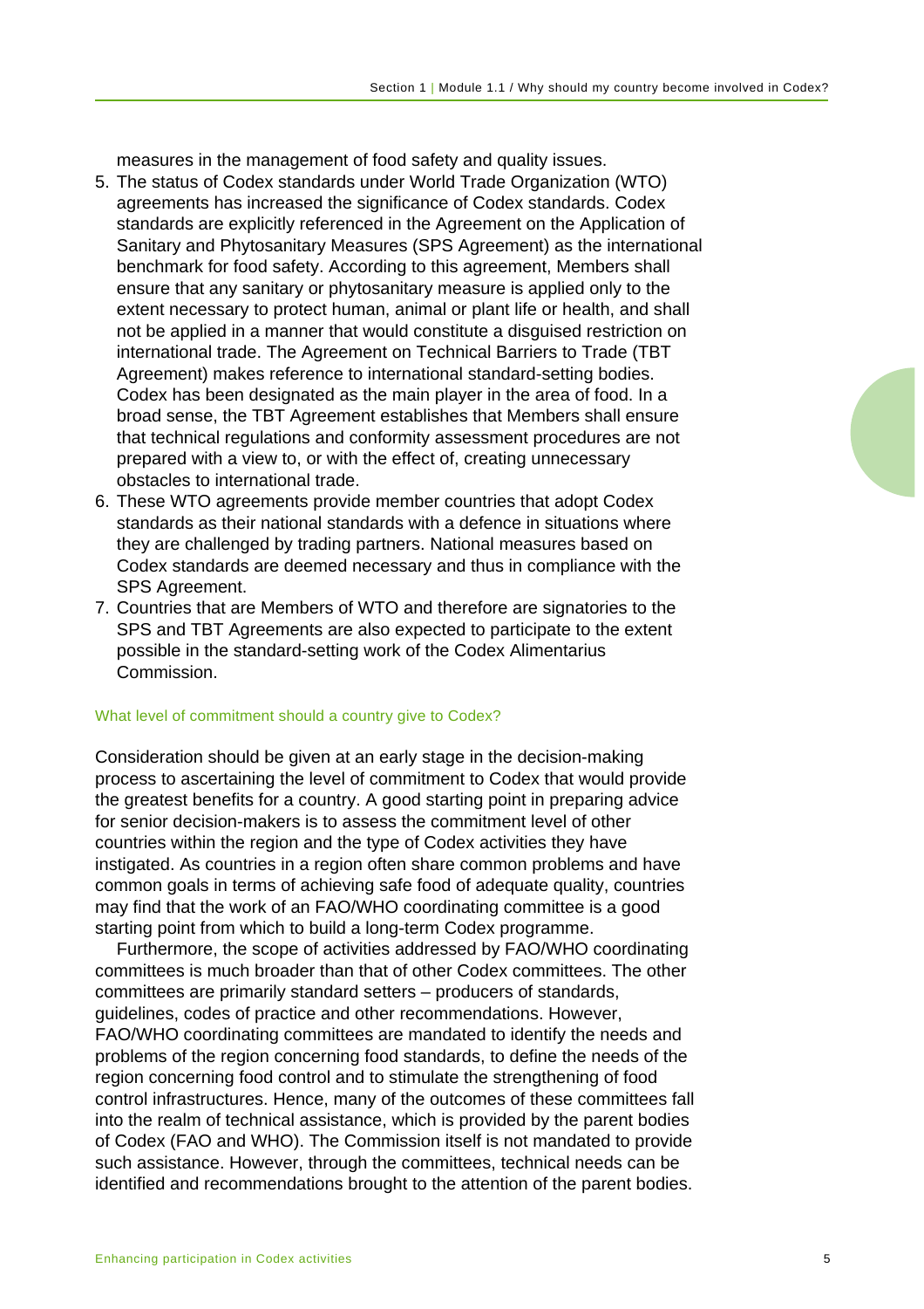measures in the management of food safety and quality issues.

5. The status of Codex standards under World Trade Organization (WTO) agreements has increased the significance of Codex standards. Codex standards are explicitly referenced in the Agreement on the Application of Sanitary and Phytosanitary Measures (SPS Agreement) as the international benchmark for food safety. According to this agreement, Members shall ensure that any sanitary or phytosanitary measure is applied only to the extent necessary to protect human, animal or plant life or health, and shall not be applied in a manner that would constitute a disguised restriction on international trade. The Agreement on Technical Barriers to Trade (TBT Agreement) makes reference to international standard-setting bodies. Codex has been designated as the main player in the area of food. In a broad sense, the TBT Agreement establishes that Members shall ensure that technical regulations and conformity assessment procedures are not prepared with a view to, or with the effect of, creating unnecessary obstacles to international trade.
6. These WTO agreements provide member countries that adopt Codex standards as their national standards with a defence in situations where they are challenged by trading partners. National measures based on Codex standards are deemed necessary and thus in compliance with the SPS Agreement.
7. Countries that are Members of WTO and therefore are signatories to the SPS and TBT Agreements are also expected to participate to the extent possible in the standard-setting work of the Codex Alimentarius Commission.

### What level of commitment should a country give to Codex?

Consideration should be given at an early stage in the decision-making process to ascertaining the level of commitment to Codex that would provide the greatest benefits for a country. A good starting point in preparing advice for senior decision-makers is to assess the commitment level of other countries within the region and the type of Codex activities they have instigated. As countries in a region often share common problems and have common goals in terms of achieving safe food of adequate quality, countries may find that the work of an FAO/WHO coordinating committee is a good starting point from which to build a long-term Codex programme.

Furthermore, the scope of activities addressed by FAO/WHO coordinating committees is much broader than that of other Codex committees. The other committees are primarily standard setters – producers of standards, guidelines, codes of practice and other recommendations. However, FAO/WHO coordinating committees are mandated to identify the needs and problems of the region concerning food standards, to define the needs of the region concerning food control and to stimulate the strengthening of food control infrastructures. Hence, many of the outcomes of these committees fall into the realm of technical assistance, which is provided by the parent bodies of Codex (FAO and WHO). The Commission itself is not mandated to provide such assistance. However, through the committees, technical needs can be identified and recommendations brought to the attention of the parent bodies.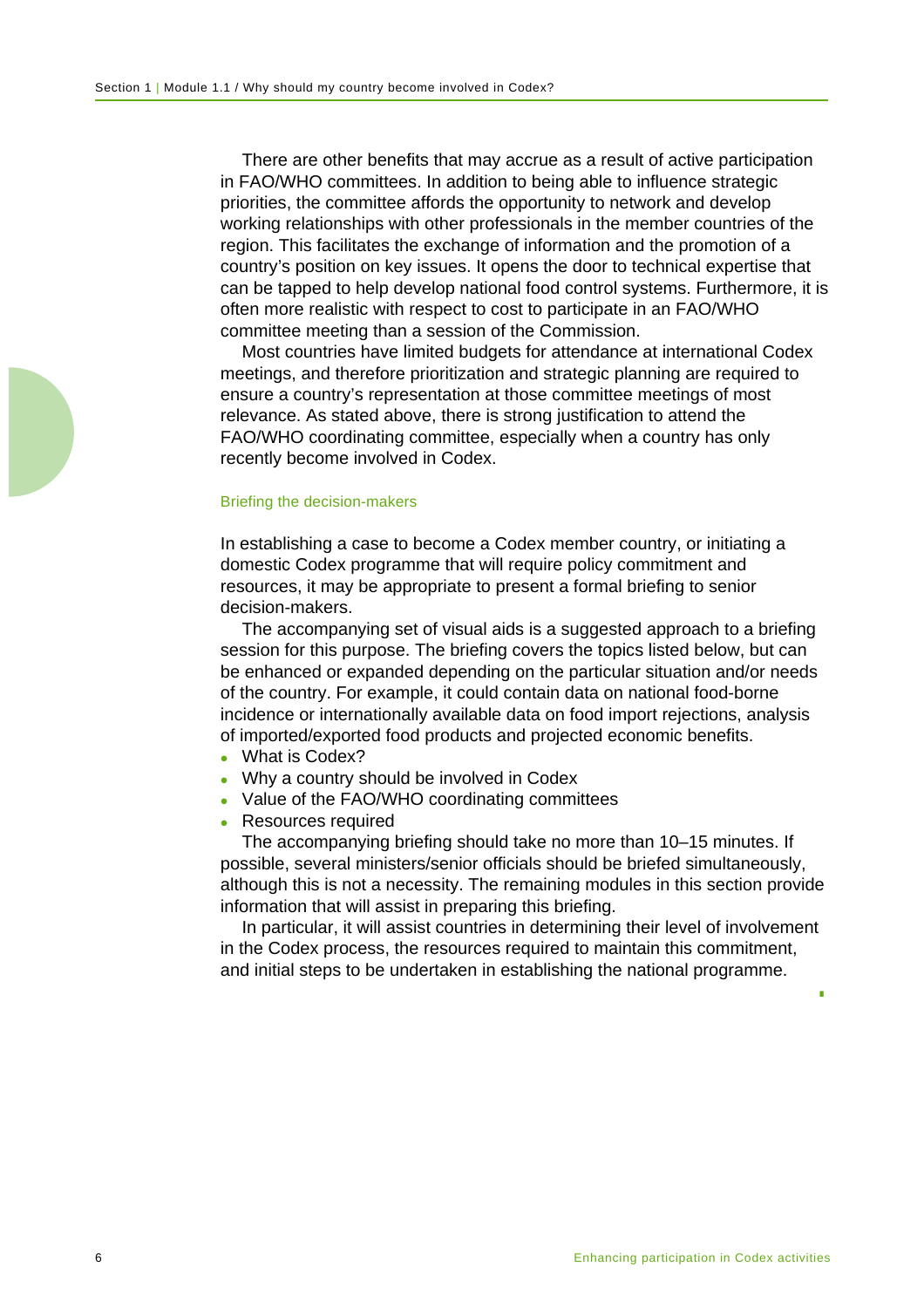There are other benefits that may accrue as a result of active participation in FAO/WHO committees. In addition to being able to influence strategic priorities, the committee affords the opportunity to network and develop working relationships with other professionals in the member countries of the region. This facilitates the exchange of information and the promotion of a country's position on key issues. It opens the door to technical expertise that can be tapped to help develop national food control systems. Furthermore, it is often more realistic with respect to cost to participate in an FAO/WHO committee meeting than a session of the Commission.

Most countries have limited budgets for attendance at international Codex meetings, and therefore prioritization and strategic planning are required to ensure a country's representation at those committee meetings of most relevance. As stated above, there is strong justification to attend the FAO/WHO coordinating committee, especially when a country has only recently become involved in Codex.

### Briefing the decision-makers

In establishing a case to become a Codex member country, or initiating a domestic Codex programme that will require policy commitment and resources, it may be appropriate to present a formal briefing to senior decision-makers.

The accompanying set of visual aids is a suggested approach to a briefing session for this purpose. The briefing covers the topics listed below, but can be enhanced or expanded depending on the particular situation and/or needs of the country. For example, it could contain data on national food-borne incidence or internationally available data on food import rejections, analysis of imported/exported food products and projected economic benefits.

- What is Codex?
- Why a country should be involved in Codex
- Value of the FAO/WHO coordinating committees
- Resources required

The accompanying briefing should take no more than 10–15 minutes. If possible, several ministers/senior officials should be briefed simultaneously, although this is not a necessity. The remaining modules in this section provide information that will assist in preparing this briefing.

In particular, it will assist countries in determining their level of involvement in the Codex process, the resources required to maintain this commitment, and initial steps to be undertaken in establishing the national programme.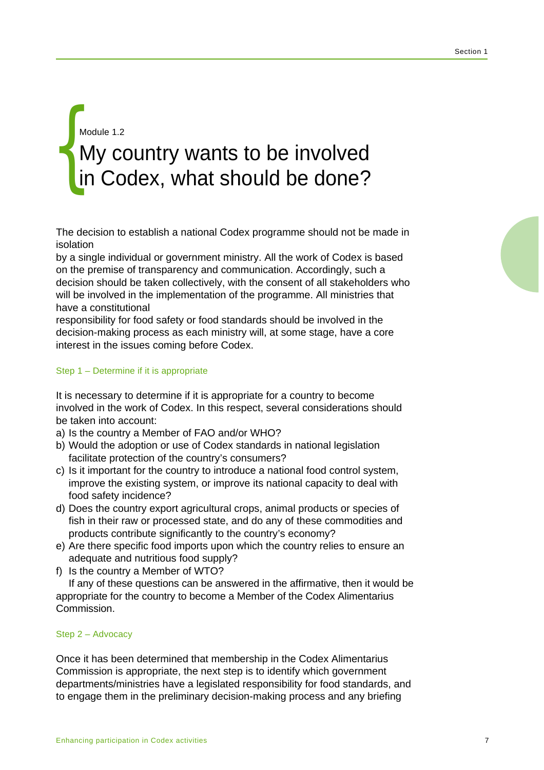Module 1.2

# My country wants to be involved in Codex, what should be done?

The decision to establish a national Codex programme should not be made in isolation by a single individual or government ministry. All the work of Codex is based on the premise of transparency and communication. Accordingly, such a decision should be taken collectively, with the consent of all stakeholders who will be involved in the implementation of the programme. All ministries that have a constitutional responsibility for food safety or food standards should be involved in the decision-making process as each ministry will, at some stage, have a core interest in the issues coming before Codex.

### Step 1 – Determine if it is appropriate

It is necessary to determine if it is appropriate for a country to become involved in the work of Codex. In this respect, several considerations should be taken into account:

a) Is the country a Member of FAO and/or WHO?
b) Would the adoption or use of Codex standards in national legislation facilitate protection of the country's consumers?
c) Is it important for the country to introduce a national food control system, improve the existing system, or improve its national capacity to deal with food safety incidence?
d) Does the country export agricultural crops, animal products or species of fish in their raw or processed state, and do any of these commodities and products contribute significantly to the country's economy?
e) Are there specific food imports upon which the country relies to ensure an adequate and nutritious food supply?
f) Is the country a Member of WTO?

If any of these questions can be answered in the affirmative, then it would be appropriate for the country to become a Member of the Codex Alimentarius Commission.

### Step 2 – Advocacy

Once it has been determined that membership in the Codex Alimentarius Commission is appropriate, the next step is to identify which government departments/ministries have a legislated responsibility for food standards, and to engage them in the preliminary decision-making process and any briefing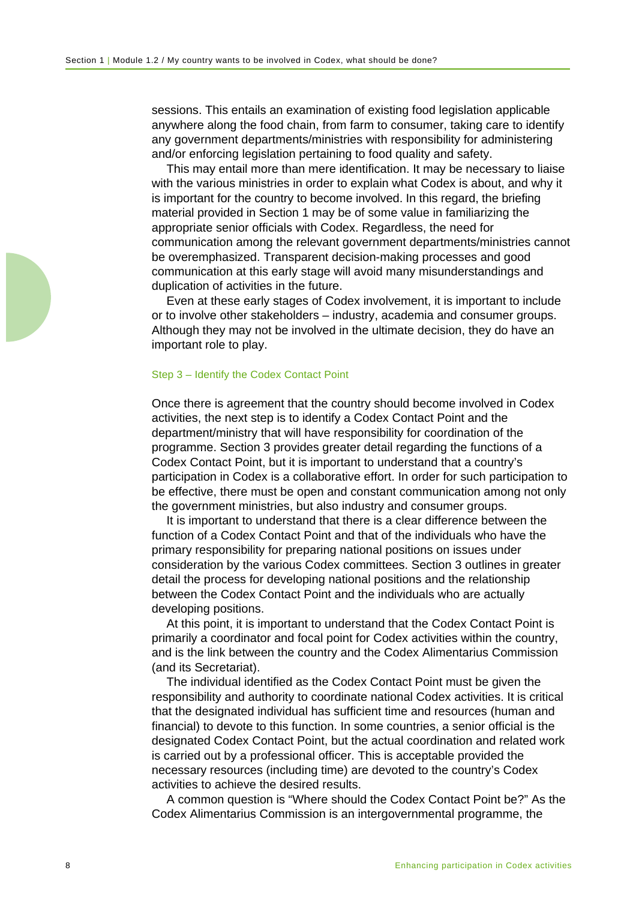sessions. This entails an examination of existing food legislation applicable anywhere along the food chain, from farm to consumer, taking care to identify any government departments/ministries with responsibility for administering and/or enforcing legislation pertaining to food quality and safety.

This may entail more than mere identification. It may be necessary to liaise with the various ministries in order to explain what Codex is about, and why it is important for the country to become involved. In this regard, the briefing material provided in Section 1 may be of some value in familiarizing the appropriate senior officials with Codex. Regardless, the need for communication among the relevant government departments/ministries cannot be overemphasized. Transparent decision-making processes and good communication at this early stage will avoid many misunderstandings and duplication of activities in the future.

Even at these early stages of Codex involvement, it is important to include or to involve other stakeholders – industry, academia and consumer groups. Although they may not be involved in the ultimate decision, they do have an important role to play.

### Step 3 – Identify the Codex Contact Point

Once there is agreement that the country should become involved in Codex activities, the next step is to identify a Codex Contact Point and the department/ministry that will have responsibility for coordination of the programme. Section 3 provides greater detail regarding the functions of a Codex Contact Point, but it is important to understand that a country's participation in Codex is a collaborative effort. In order for such participation to be effective, there must be open and constant communication among not only the government ministries, but also industry and consumer groups.

It is important to understand that there is a clear difference between the function of a Codex Contact Point and that of the individuals who have the primary responsibility for preparing national positions on issues under consideration by the various Codex committees. Section 3 outlines in greater detail the process for developing national positions and the relationship between the Codex Contact Point and the individuals who are actually developing positions.

At this point, it is important to understand that the Codex Contact Point is primarily a coordinator and focal point for Codex activities within the country, and is the link between the country and the Codex Alimentarius Commission (and its Secretariat).

The individual identified as the Codex Contact Point must be given the responsibility and authority to coordinate national Codex activities. It is critical that the designated individual has sufficient time and resources (human and financial) to devote to this function. In some countries, a senior official is the designated Codex Contact Point, but the actual coordination and related work is carried out by a professional officer. This is acceptable provided the necessary resources (including time) are devoted to the country's Codex activities to achieve the desired results.

A common question is "Where should the Codex Contact Point be?" As the Codex Alimentarius Commission is an intergovernmental programme, the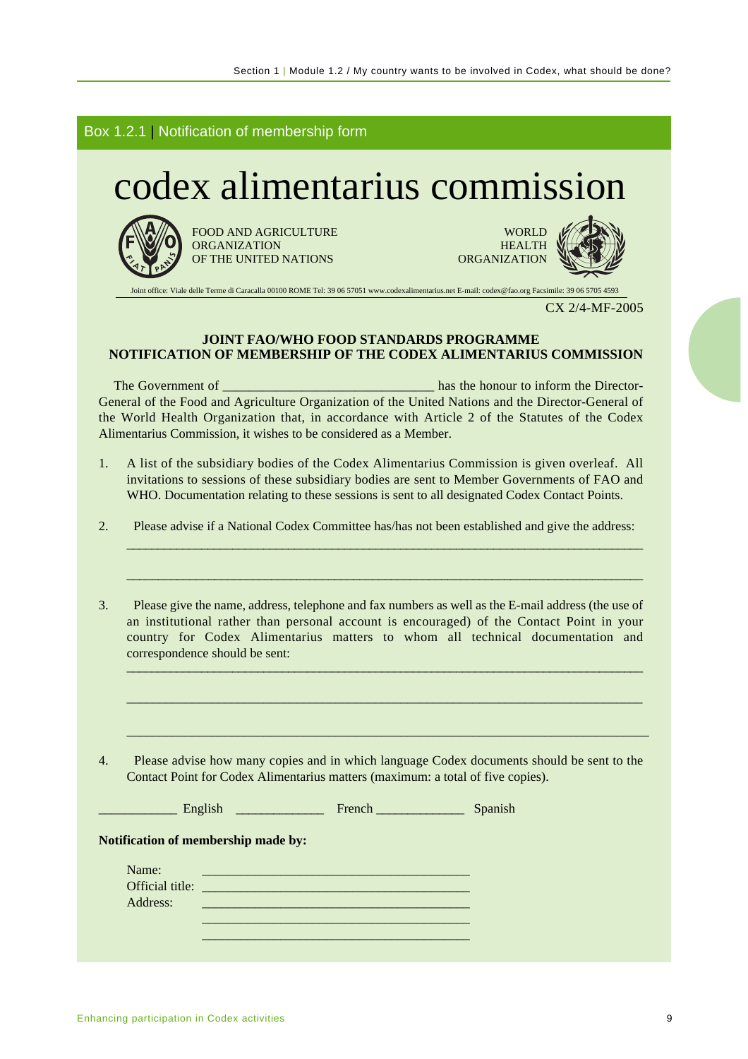## Box 1.2.1 | Notification of membership form

# codex alimentarius commission

FOOD AND AGRICULTURE ORGANIZATION OF THE UNITED NATIONS

WORLD HEALTH ORGANIZATION

Joint office: Viale delle Terme di Caracalla 00100 ROME Tel: 39 06 57051 www.codexalimentarius.net E-mail: codex@fao.org Facsimile: 39 06 5705 4593

CX 2/4-MF-2005

**JOINT FAO/WHO FOOD STANDARDS PROGRAMME**
**NOTIFICATION OF MEMBERSHIP OF THE CODEX ALIMENTARIUS COMMISSION**

The Government of ______________________________ has the honour to inform the Director-General of the Food and Agriculture Organization of the United Nations and the Director-General of the World Health Organization that, in accordance with Article 2 of the Statutes of the Codex Alimentarius Commission, it wishes to be considered as a Member.

1. A list of the subsidiary bodies of the Codex Alimentarius Commission is given overleaf. All invitations to sessions of these subsidiary bodies are sent to Member Governments of FAO and WHO. Documentation relating to these sessions is sent to all designated Codex Contact Points.

2. Please advise if a National Codex Committee has/has not been established and give the address:

   ________________________________________________________________________________

   ________________________________________________________________________________

3. Please give the name, address, telephone and fax numbers as well as the E-mail address (the use of an institutional rather than personal account is encouraged) of the Contact Point in your country for Codex Alimentarius matters to whom all technical documentation and correspondence should be sent:

   ________________________________________________________________________________

   ________________________________________________________________________________

   ________________________________________________________________________________

4. Please advise how many copies and in which language Codex documents should be sent to the Contact Point for Codex Alimentarius matters (maximum: a total of five copies).

___________ English _____________ French _____________ Spanish

**Notification of membership made by:**

Name: ________________________________________

Official title: ________________________________________

Address: ________________________________________

________________________________________

________________________________________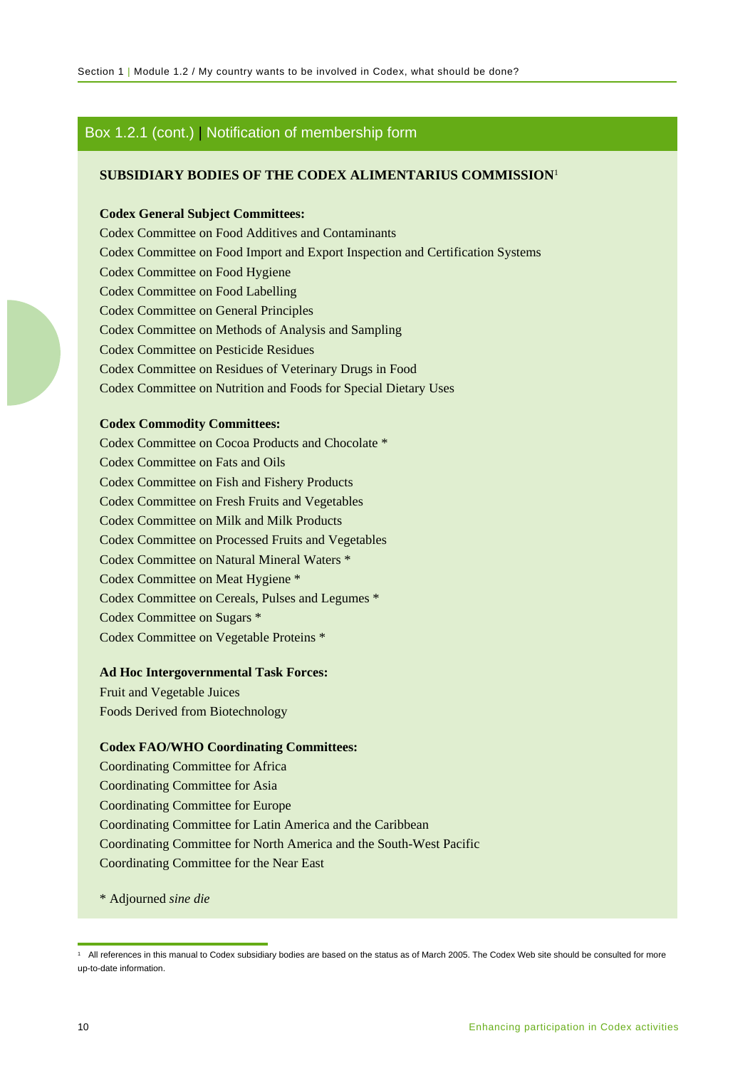## Box 1.2.1 (cont.) | Notification of membership form

**SUBSIDIARY BODIES OF THE CODEX ALIMENTARIUS COMMISSION**[1]

**Codex General Subject Committees:**

Codex Committee on Food Additives and Contaminants
Codex Committee on Food Import and Export Inspection and Certification Systems
Codex Committee on Food Hygiene
Codex Committee on Food Labelling
Codex Committee on General Principles
Codex Committee on Methods of Analysis and Sampling
Codex Committee on Pesticide Residues
Codex Committee on Residues of Veterinary Drugs in Food
Codex Committee on Nutrition and Foods for Special Dietary Uses

**Codex Commodity Committees:**

Codex Committee on Cocoa Products and Chocolate *
Codex Committee on Fats and Oils
Codex Committee on Fish and Fishery Products
Codex Committee on Fresh Fruits and Vegetables
Codex Committee on Milk and Milk Products
Codex Committee on Processed Fruits and Vegetables
Codex Committee on Natural Mineral Waters *
Codex Committee on Meat Hygiene *
Codex Committee on Cereals, Pulses and Legumes *
Codex Committee on Sugars *
Codex Committee on Vegetable Proteins *

**Ad Hoc Intergovernmental Task Forces:**

Fruit and Vegetable Juices
Foods Derived from Biotechnology

**Codex FAO/WHO Coordinating Committees:**

Coordinating Committee for Africa
Coordinating Committee for Asia
Coordinating Committee for Europe
Coordinating Committee for Latin America and the Caribbean
Coordinating Committee for North America and the South-West Pacific
Coordinating Committee for the Near East

* Adjourned *sine die*

---

[1] All references in this manual to Codex subsidiary bodies are based on the status as of March 2005. The Codex Web site should be consulted for more up-to-date information.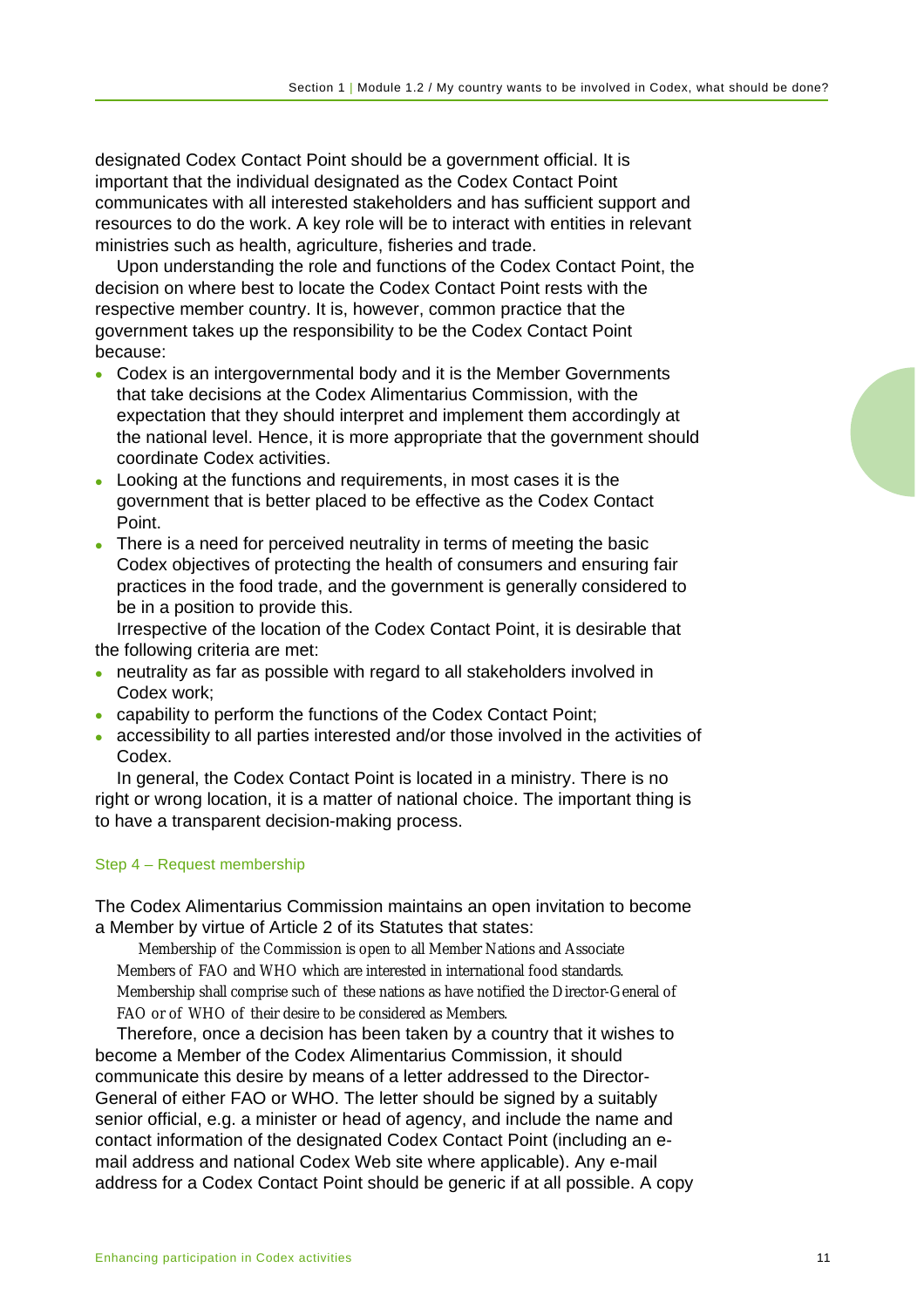designated Codex Contact Point should be a government official. It is important that the individual designated as the Codex Contact Point communicates with all interested stakeholders and has sufficient support and resources to do the work. A key role will be to interact with entities in relevant ministries such as health, agriculture, fisheries and trade.

Upon understanding the role and functions of the Codex Contact Point, the decision on where best to locate the Codex Contact Point rests with the respective member country. It is, however, common practice that the government takes up the responsibility to be the Codex Contact Point because:

- Codex is an intergovernmental body and it is the Member Governments that take decisions at the Codex Alimentarius Commission, with the expectation that they should interpret and implement them accordingly at the national level. Hence, it is more appropriate that the government should coordinate Codex activities.
- Looking at the functions and requirements, in most cases it is the government that is better placed to be effective as the Codex Contact Point.
- There is a need for perceived neutrality in terms of meeting the basic Codex objectives of protecting the health of consumers and ensuring fair practices in the food trade, and the government is generally considered to be in a position to provide this.

Irrespective of the location of the Codex Contact Point, it is desirable that the following criteria are met:

- neutrality as far as possible with regard to all stakeholders involved in Codex work;
- capability to perform the functions of the Codex Contact Point;
- accessibility to all parties interested and/or those involved in the activities of Codex.

In general, the Codex Contact Point is located in a ministry. There is no right or wrong location, it is a matter of national choice. The important thing is to have a transparent decision-making process.

### Step 4 – Request membership

The Codex Alimentarius Commission maintains an open invitation to become a Member by virtue of Article 2 of its Statutes that states:

> Membership of the Commission is open to all Member Nations and Associate Members of FAO and WHO which are interested in international food standards. Membership shall comprise such of these nations as have notified the Director-General of FAO or of WHO of their desire to be considered as Members.

Therefore, once a decision has been taken by a country that it wishes to become a Member of the Codex Alimentarius Commission, it should communicate this desire by means of a letter addressed to the Director-General of either FAO or WHO. The letter should be signed by a suitably senior official, e.g. a minister or head of agency, and include the name and contact information of the designated Codex Contact Point (including an e-mail address and national Codex Web site where applicable). Any e-mail address for a Codex Contact Point should be generic if at all possible. A copy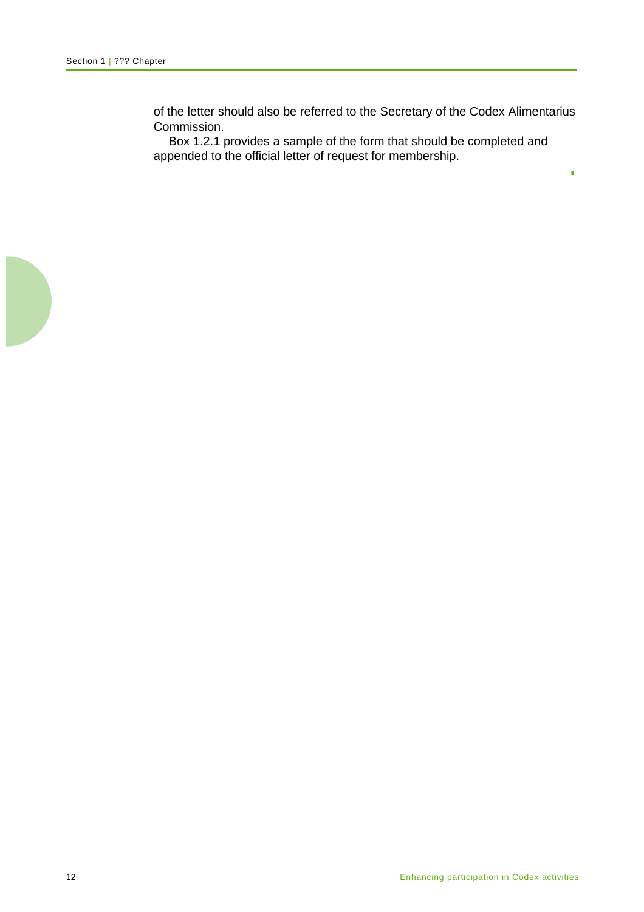of the letter should also be referred to the Secretary of the Codex Alimentarius Commission.

Box 1.2.1 provides a sample of the form that should be completed and appended to the official letter of request for membership.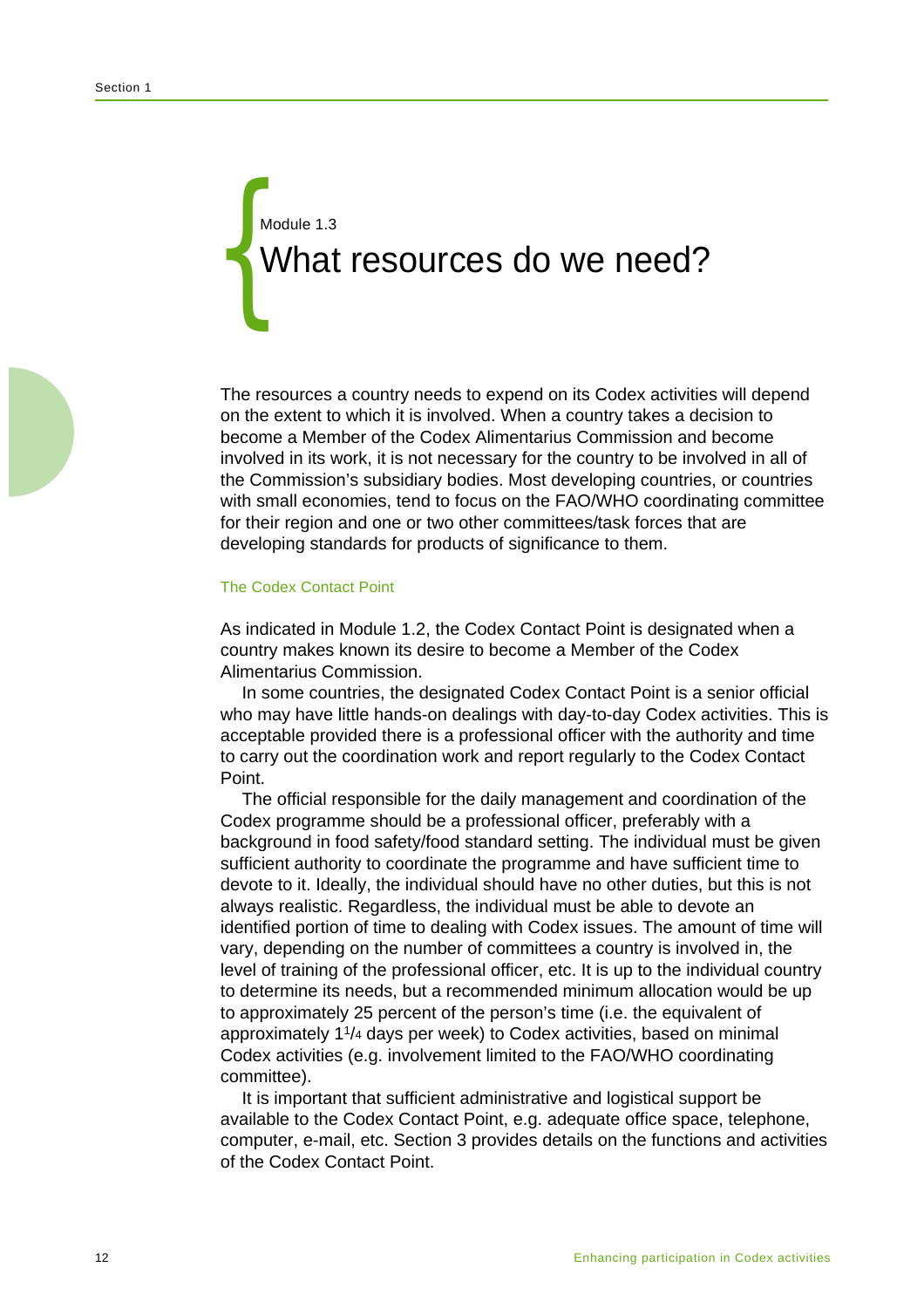Module 1.3

# What resources do we need?

The resources a country needs to expend on its Codex activities will depend on the extent to which it is involved. When a country takes a decision to become a Member of the Codex Alimentarius Commission and become involved in its work, it is not necessary for the country to be involved in all of the Commission's subsidiary bodies. Most developing countries, or countries with small economies, tend to focus on the FAO/WHO coordinating committee for their region and one or two other committees/task forces that are developing standards for products of significance to them.

## The Codex Contact Point

As indicated in Module 1.2, the Codex Contact Point is designated when a country makes known its desire to become a Member of the Codex Alimentarius Commission.

In some countries, the designated Codex Contact Point is a senior official who may have little hands-on dealings with day-to-day Codex activities. This is acceptable provided there is a professional officer with the authority and time to carry out the coordination work and report regularly to the Codex Contact Point.

The official responsible for the daily management and coordination of the Codex programme should be a professional officer, preferably with a background in food safety/food standard setting. The individual must be given sufficient authority to coordinate the programme and have sufficient time to devote to it. Ideally, the individual should have no other duties, but this is not always realistic. Regardless, the individual must be able to devote an identified portion of time to dealing with Codex issues. The amount of time will vary, depending on the number of committees a country is involved in, the level of training of the professional officer, etc. It is up to the individual country to determine its needs, but a recommended minimum allocation would be up to approximately 25 percent of the person's time (i.e. the equivalent of approximately 1¼ days per week) to Codex activities, based on minimal Codex activities (e.g. involvement limited to the FAO/WHO coordinating committee).

It is important that sufficient administrative and logistical support be available to the Codex Contact Point, e.g. adequate office space, telephone, computer, e-mail, etc. Section 3 provides details on the functions and activities of the Codex Contact Point.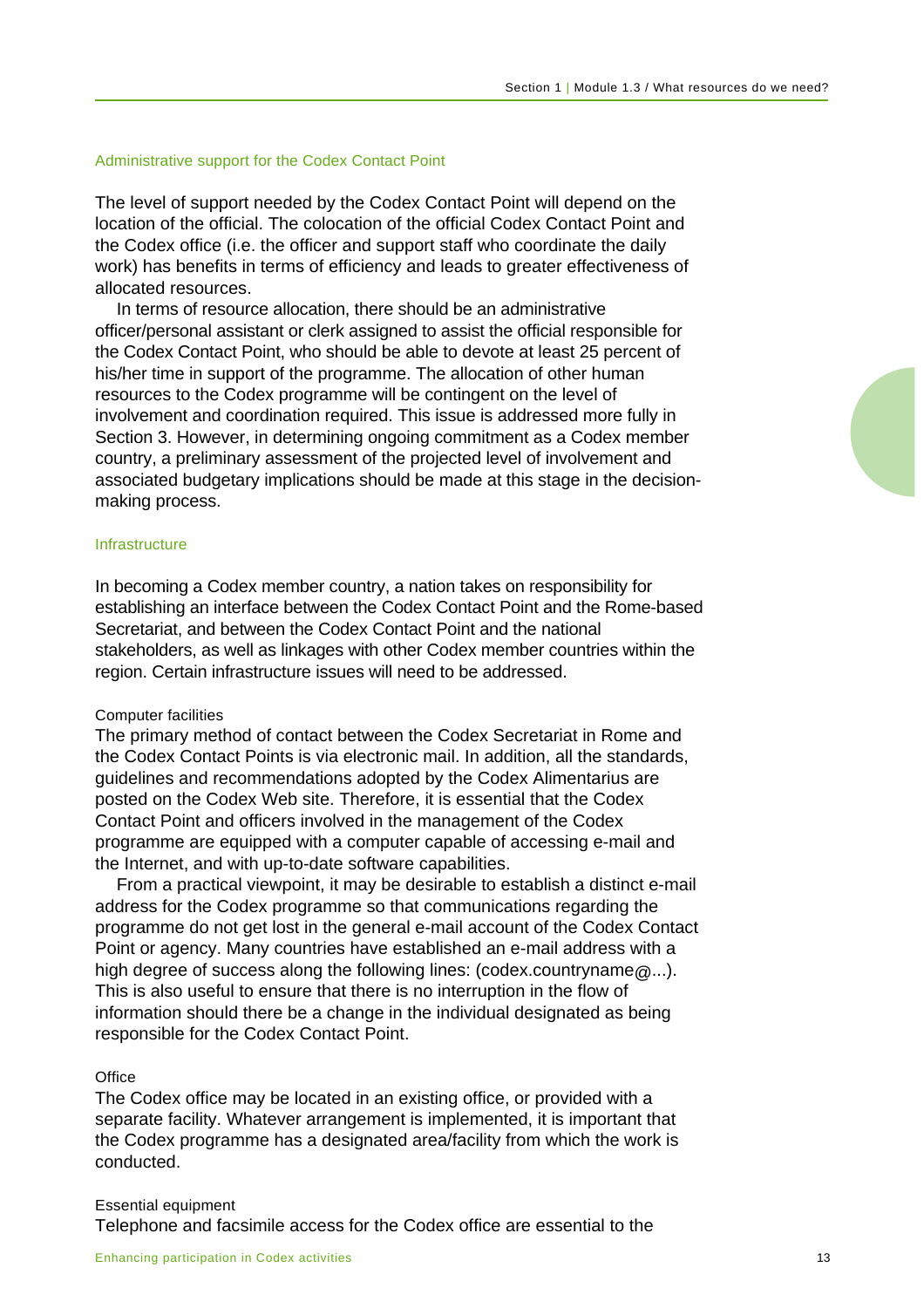### Administrative support for the Codex Contact Point

The level of support needed by the Codex Contact Point will depend on the location of the official. The colocation of the official Codex Contact Point and the Codex office (i.e. the officer and support staff who coordinate the daily work) has benefits in terms of efficiency and leads to greater effectiveness of allocated resources.

In terms of resource allocation, there should be an administrative officer/personal assistant or clerk assigned to assist the official responsible for the Codex Contact Point, who should be able to devote at least 25 percent of his/her time in support of the programme. The allocation of other human resources to the Codex programme will be contingent on the level of involvement and coordination required. This issue is addressed more fully in Section 3. However, in determining ongoing commitment as a Codex member country, a preliminary assessment of the projected level of involvement and associated budgetary implications should be made at this stage in the decision-making process.

### Infrastructure

In becoming a Codex member country, a nation takes on responsibility for establishing an interface between the Codex Contact Point and the Rome-based Secretariat, and between the Codex Contact Point and the national stakeholders, as well as linkages with other Codex member countries within the region. Certain infrastructure issues will need to be addressed.

#### Computer facilities

The primary method of contact between the Codex Secretariat in Rome and the Codex Contact Points is via electronic mail. In addition, all the standards, guidelines and recommendations adopted by the Codex Alimentarius are posted on the Codex Web site. Therefore, it is essential that the Codex Contact Point and officers involved in the management of the Codex programme are equipped with a computer capable of accessing e-mail and the Internet, and with up-to-date software capabilities.

From a practical viewpoint, it may be desirable to establish a distinct e-mail address for the Codex programme so that communications regarding the programme do not get lost in the general e-mail account of the Codex Contact Point or agency. Many countries have established an e-mail address with a high degree of success along the following lines: (codex.countryname@...). This is also useful to ensure that there is no interruption in the flow of information should there be a change in the individual designated as being responsible for the Codex Contact Point.

#### Office

The Codex office may be located in an existing office, or provided with a separate facility. Whatever arrangement is implemented, it is important that the Codex programme has a designated area/facility from which the work is conducted.

#### Essential equipment

Telephone and facsimile access for the Codex office are essential to the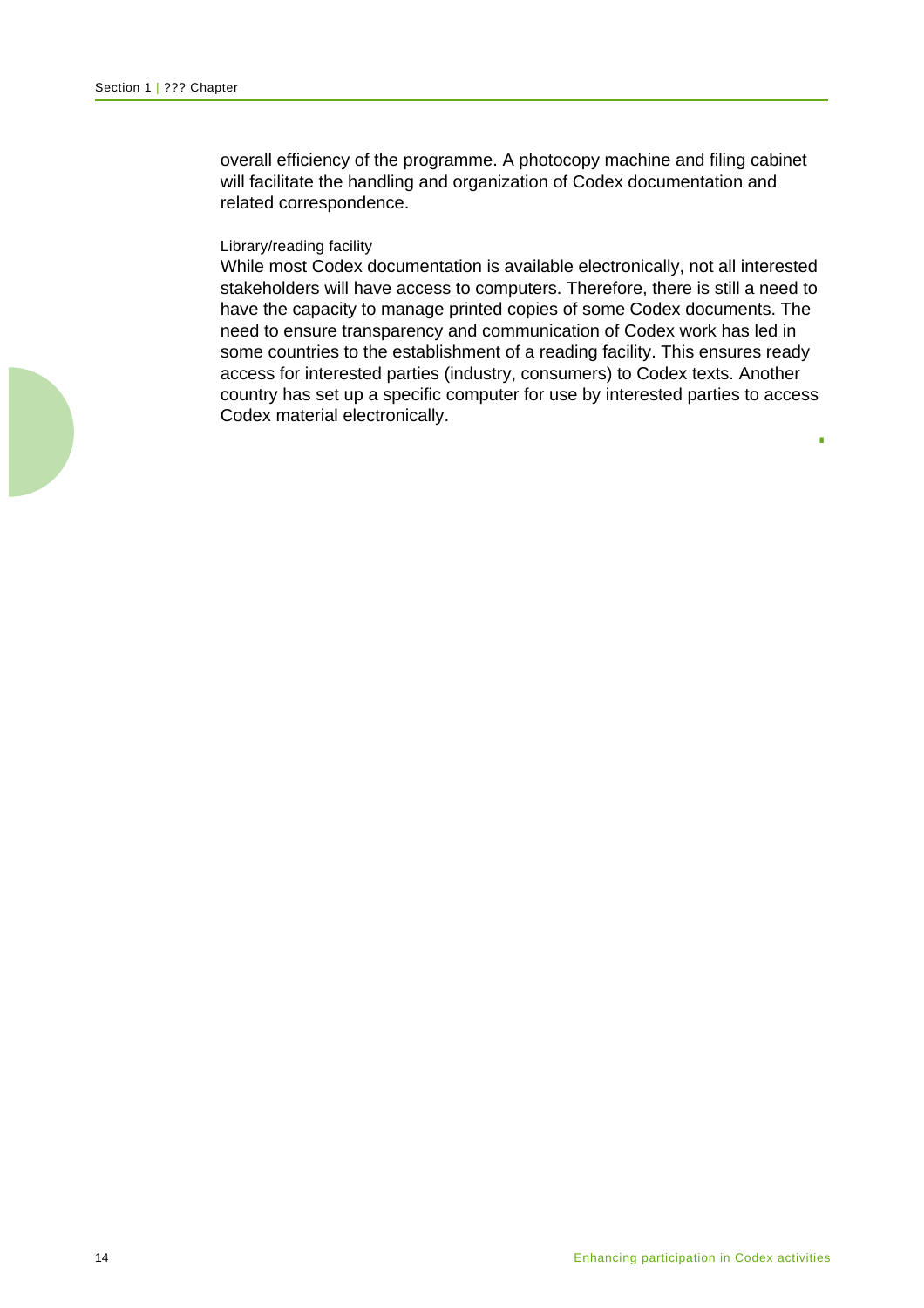overall efficiency of the programme. A photocopy machine and filing cabinet will facilitate the handling and organization of Codex documentation and related correspondence.

#### Library/reading facility

While most Codex documentation is available electronically, not all interested stakeholders will have access to computers. Therefore, there is still a need to have the capacity to manage printed copies of some Codex documents. The need to ensure transparency and communication of Codex work has led in some countries to the establishment of a reading facility. This ensures ready access for interested parties (industry, consumers) to Codex texts. Another country has set up a specific computer for use by interested parties to access Codex material electronically.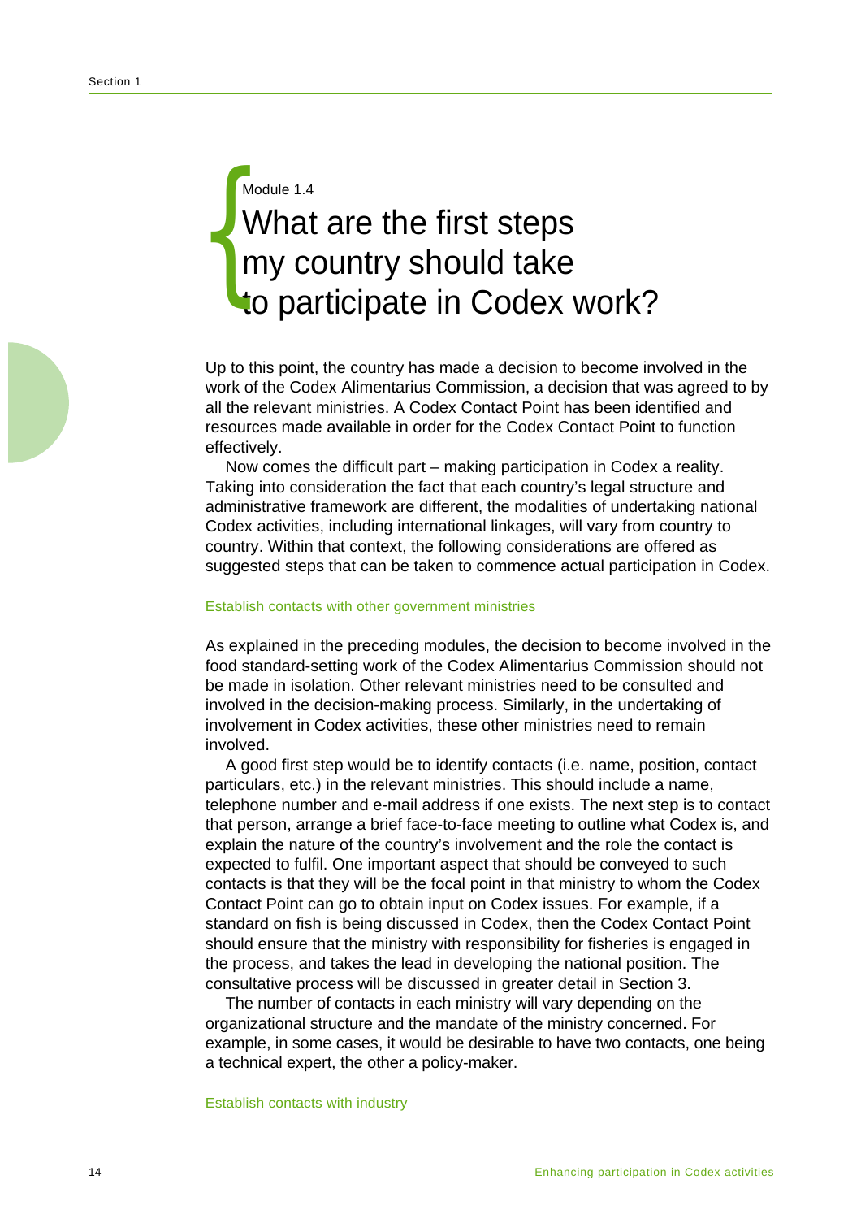Module 1.4

# What are the first steps my country should take to participate in Codex work?

Up to this point, the country has made a decision to become involved in the work of the Codex Alimentarius Commission, a decision that was agreed to by all the relevant ministries. A Codex Contact Point has been identified and resources made available in order for the Codex Contact Point to function effectively.

Now comes the difficult part – making participation in Codex a reality. Taking into consideration the fact that each country's legal structure and administrative framework are different, the modalities of undertaking national Codex activities, including international linkages, will vary from country to country. Within that context, the following considerations are offered as suggested steps that can be taken to commence actual participation in Codex.

## Establish contacts with other government ministries

As explained in the preceding modules, the decision to become involved in the food standard-setting work of the Codex Alimentarius Commission should not be made in isolation. Other relevant ministries need to be consulted and involved in the decision-making process. Similarly, in the undertaking of involvement in Codex activities, these other ministries need to remain involved.

A good first step would be to identify contacts (i.e. name, position, contact particulars, etc.) in the relevant ministries. This should include a name, telephone number and e-mail address if one exists. The next step is to contact that person, arrange a brief face-to-face meeting to outline what Codex is, and explain the nature of the country's involvement and the role the contact is expected to fulfil. One important aspect that should be conveyed to such contacts is that they will be the focal point in that ministry to whom the Codex Contact Point can go to obtain input on Codex issues. For example, if a standard on fish is being discussed in Codex, then the Codex Contact Point should ensure that the ministry with responsibility for fisheries is engaged in the process, and takes the lead in developing the national position. The consultative process will be discussed in greater detail in Section 3.

The number of contacts in each ministry will vary depending on the organizational structure and the mandate of the ministry concerned. For example, in some cases, it would be desirable to have two contacts, one being a technical expert, the other a policy-maker.

## Establish contacts with industry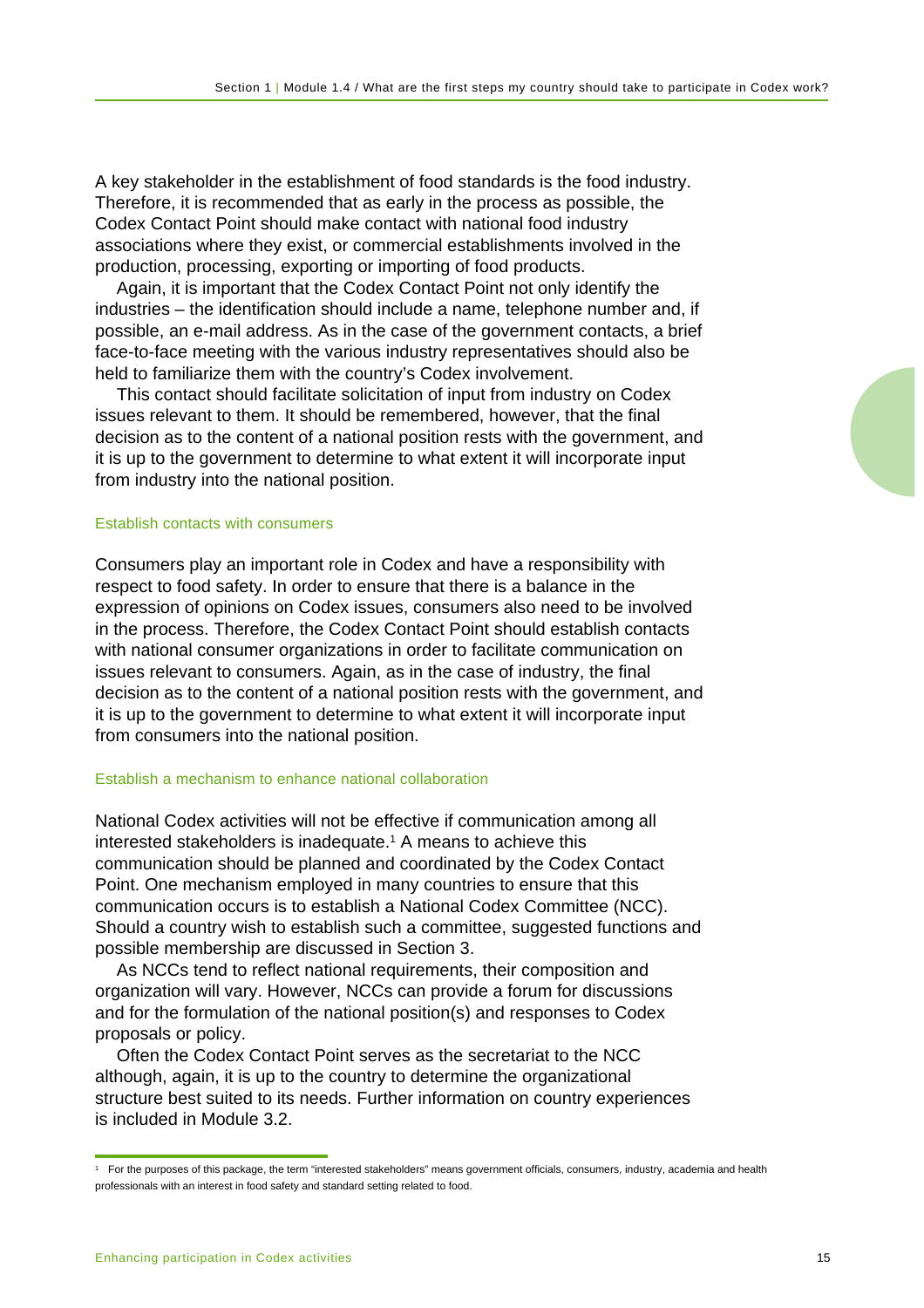A key stakeholder in the establishment of food standards is the food industry. Therefore, it is recommended that as early in the process as possible, the Codex Contact Point should make contact with national food industry associations where they exist, or commercial establishments involved in the production, processing, exporting or importing of food products.

Again, it is important that the Codex Contact Point not only identify the industries – the identification should include a name, telephone number and, if possible, an e-mail address. As in the case of the government contacts, a brief face-to-face meeting with the various industry representatives should also be held to familiarize them with the country's Codex involvement.

This contact should facilitate solicitation of input from industry on Codex issues relevant to them. It should be remembered, however, that the final decision as to the content of a national position rests with the government, and it is up to the government to determine to what extent it will incorporate input from industry into the national position.

### Establish contacts with consumers

Consumers play an important role in Codex and have a responsibility with respect to food safety. In order to ensure that there is a balance in the expression of opinions on Codex issues, consumers also need to be involved in the process. Therefore, the Codex Contact Point should establish contacts with national consumer organizations in order to facilitate communication on issues relevant to consumers. Again, as in the case of industry, the final decision as to the content of a national position rests with the government, and it is up to the government to determine to what extent it will incorporate input from consumers into the national position.

### Establish a mechanism to enhance national collaboration

National Codex activities will not be effective if communication among all interested stakeholders is inadequate.[1] A means to achieve this communication should be planned and coordinated by the Codex Contact Point. One mechanism employed in many countries to ensure that this communication occurs is to establish a National Codex Committee (NCC). Should a country wish to establish such a committee, suggested functions and possible membership are discussed in Section 3.

As NCCs tend to reflect national requirements, their composition and organization will vary. However, NCCs can provide a forum for discussions and for the formulation of the national position(s) and responses to Codex proposals or policy.

Often the Codex Contact Point serves as the secretariat to the NCC although, again, it is up to the country to determine the organizational structure best suited to its needs. Further information on country experiences is included in Module 3.2.

---

[1] For the purposes of this package, the term "interested stakeholders" means government officials, consumers, industry, academia and health professionals with an interest in food safety and standard setting related to food.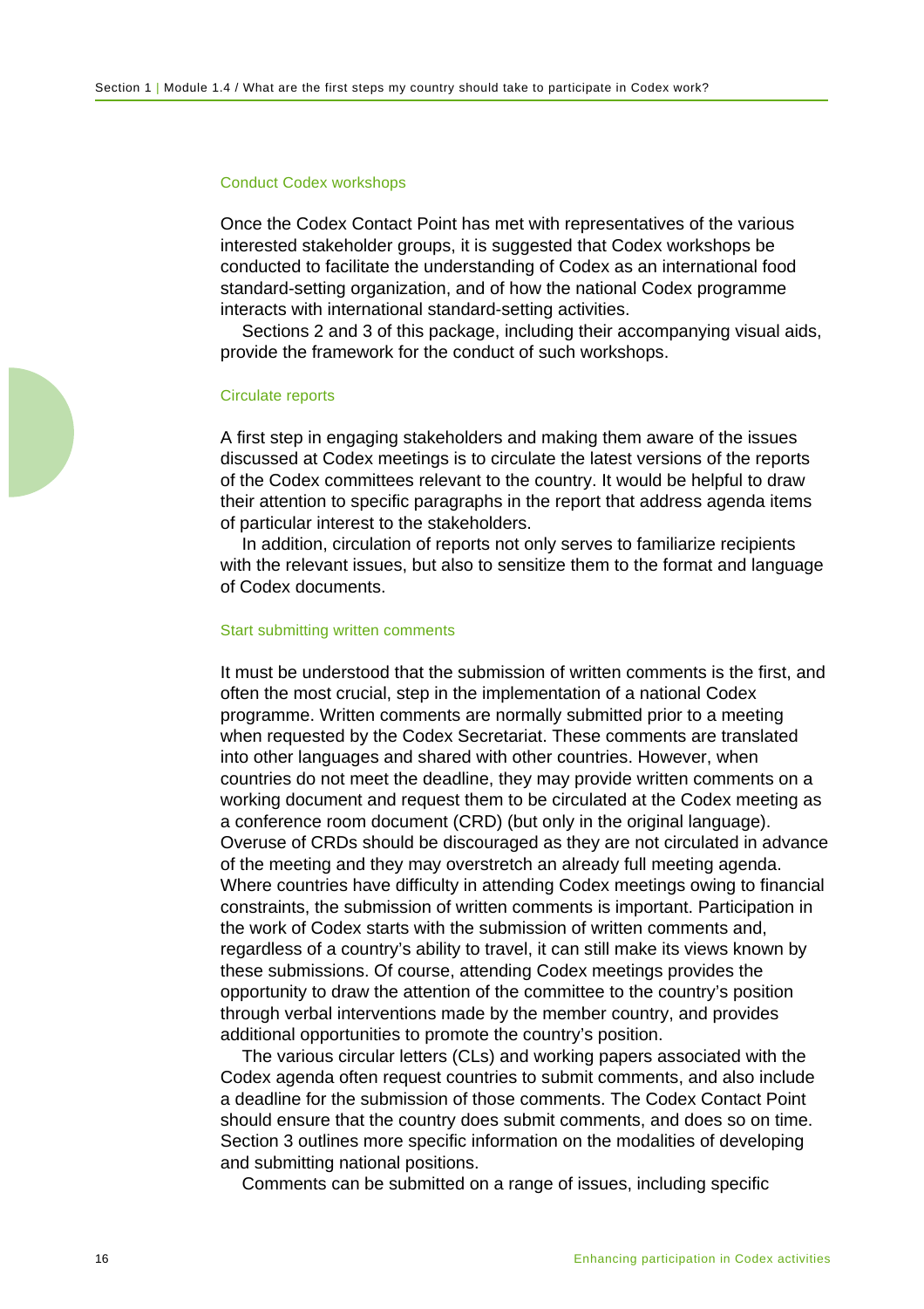### Conduct Codex workshops

Once the Codex Contact Point has met with representatives of the various interested stakeholder groups, it is suggested that Codex workshops be conducted to facilitate the understanding of Codex as an international food standard-setting organization, and of how the national Codex programme interacts with international standard-setting activities.

Sections 2 and 3 of this package, including their accompanying visual aids, provide the framework for the conduct of such workshops.

### Circulate reports

A first step in engaging stakeholders and making them aware of the issues discussed at Codex meetings is to circulate the latest versions of the reports of the Codex committees relevant to the country. It would be helpful to draw their attention to specific paragraphs in the report that address agenda items of particular interest to the stakeholders.

In addition, circulation of reports not only serves to familiarize recipients with the relevant issues, but also to sensitize them to the format and language of Codex documents.

### Start submitting written comments

It must be understood that the submission of written comments is the first, and often the most crucial, step in the implementation of a national Codex programme. Written comments are normally submitted prior to a meeting when requested by the Codex Secretariat. These comments are translated into other languages and shared with other countries. However, when countries do not meet the deadline, they may provide written comments on a working document and request them to be circulated at the Codex meeting as a conference room document (CRD) (but only in the original language). Overuse of CRDs should be discouraged as they are not circulated in advance of the meeting and they may overstretch an already full meeting agenda. Where countries have difficulty in attending Codex meetings owing to financial constraints, the submission of written comments is important. Participation in the work of Codex starts with the submission of written comments and, regardless of a country's ability to travel, it can still make its views known by these submissions. Of course, attending Codex meetings provides the opportunity to draw the attention of the committee to the country's position through verbal interventions made by the member country, and provides additional opportunities to promote the country's position.

The various circular letters (CLs) and working papers associated with the Codex agenda often request countries to submit comments, and also include a deadline for the submission of those comments. The Codex Contact Point should ensure that the country does submit comments, and does so on time. Section 3 outlines more specific information on the modalities of developing and submitting national positions.

Comments can be submitted on a range of issues, including specific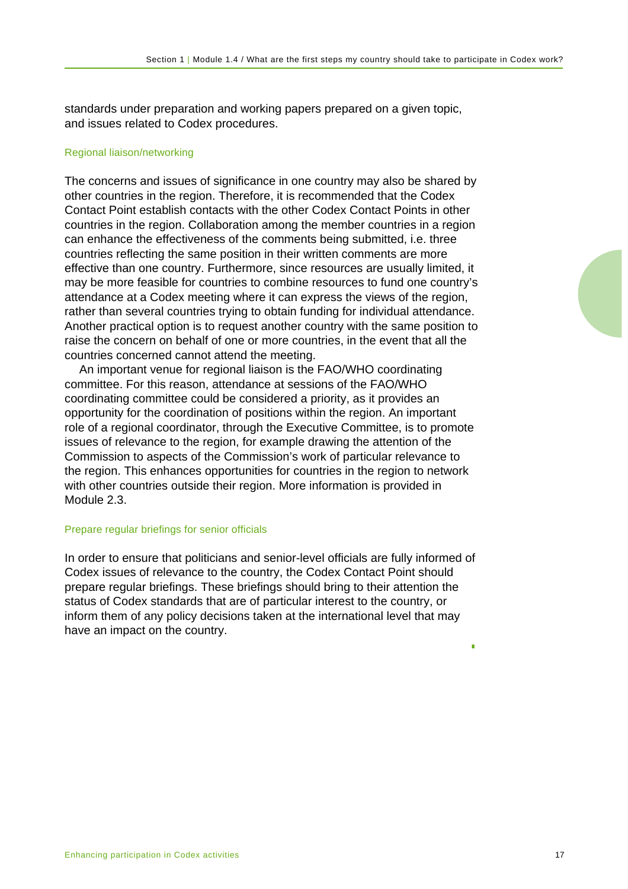standards under preparation and working papers prepared on a given topic, and issues related to Codex procedures.

### Regional liaison/networking

The concerns and issues of significance in one country may also be shared by other countries in the region. Therefore, it is recommended that the Codex Contact Point establish contacts with the other Codex Contact Points in other countries in the region. Collaboration among the member countries in a region can enhance the effectiveness of the comments being submitted, i.e. three countries reflecting the same position in their written comments are more effective than one country. Furthermore, since resources are usually limited, it may be more feasible for countries to combine resources to fund one country's attendance at a Codex meeting where it can express the views of the region, rather than several countries trying to obtain funding for individual attendance. Another practical option is to request another country with the same position to raise the concern on behalf of one or more countries, in the event that all the countries concerned cannot attend the meeting.

An important venue for regional liaison is the FAO/WHO coordinating committee. For this reason, attendance at sessions of the FAO/WHO coordinating committee could be considered a priority, as it provides an opportunity for the coordination of positions within the region. An important role of a regional coordinator, through the Executive Committee, is to promote issues of relevance to the region, for example drawing the attention of the Commission to aspects of the Commission's work of particular relevance to the region. This enhances opportunities for countries in the region to network with other countries outside their region. More information is provided in Module 2.3.

### Prepare regular briefings for senior officials

In order to ensure that politicians and senior-level officials are fully informed of Codex issues of relevance to the country, the Codex Contact Point should prepare regular briefings. These briefings should bring to their attention the status of Codex standards that are of particular interest to the country, or inform them of any policy decisions taken at the international level that may have an impact on the country.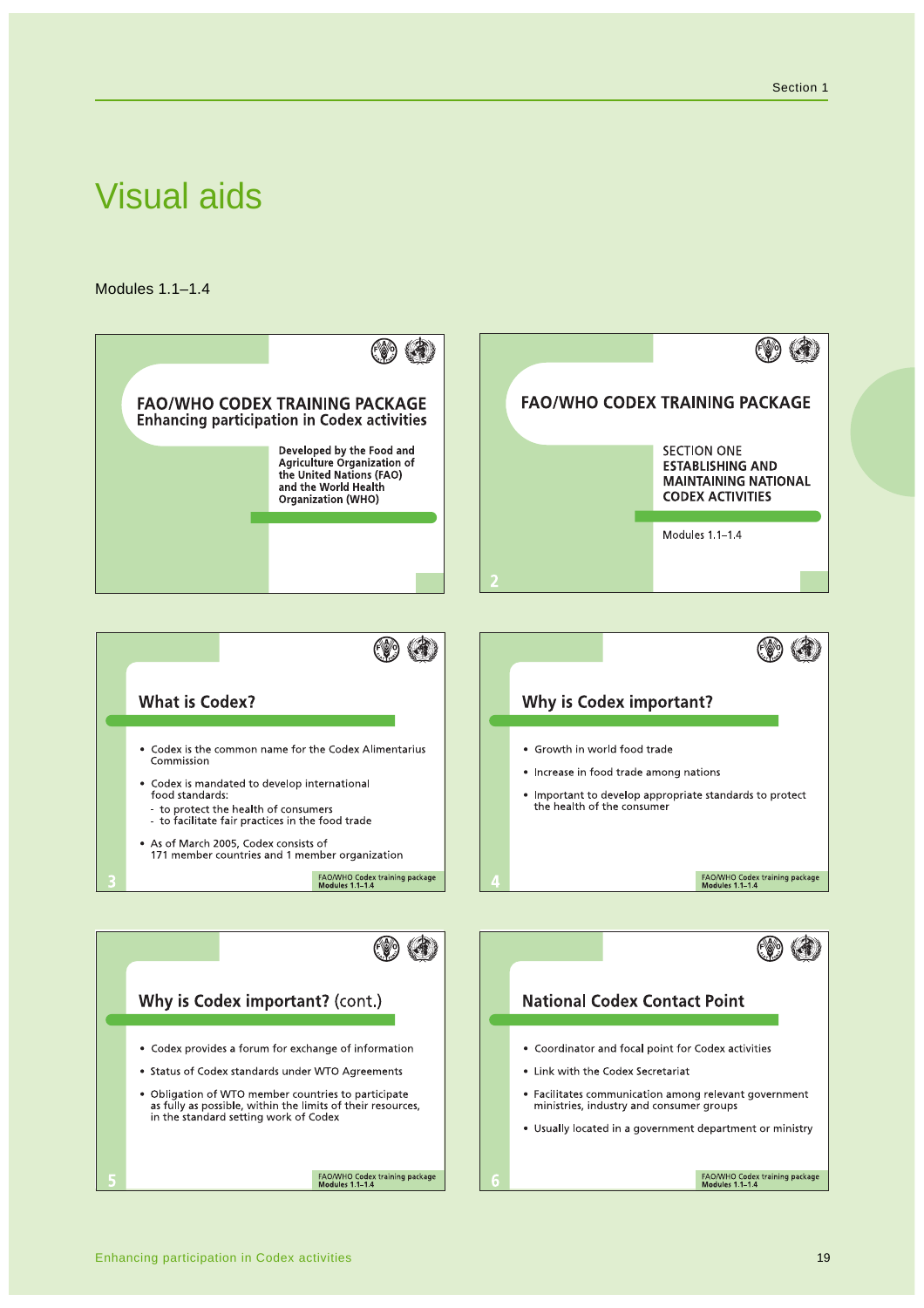# Visual aids

Modules 1.1–1.4

**FAO/WHO CODEX TRAINING PACKAGE**
**Enhancing participation in Codex activities**

**Developed by the Food and Agriculture Organization of the United Nations (FAO) and the World Health Organization (WHO)**

---

2

**FAO/WHO CODEX TRAINING PACKAGE**

SECTION ONE
**ESTABLISHING AND MAINTAINING NATIONAL CODEX ACTIVITIES**

Modules 1.1–1.4

---

3

## What is Codex?

- Codex is the common name for the Codex Alimentarius Commission
- Codex is mandated to develop international food standards:
  - to protect the health of consumers
  - to facilitate fair practices in the food trade
- As of March 2005, Codex consists of 171 member countries and 1 member organization

FAO/WHO Codex training package
**Modules 1.1–1.4**

---

4

## Why is Codex important?

- Growth in world food trade
- Increase in food trade among nations
- Important to develop appropriate standards to protect the health of the consumer

FAO/WHO Codex training package
**Modules 1.1–1.4**

---

5

## Why is Codex important? (cont.)

- Codex provides a forum for exchange of information
- Status of Codex standards under WTO Agreements
- Obligation of WTO member countries to participate as fully as possible, within the limits of their resources, in the standard setting work of Codex

FAO/WHO Codex training package
**Modules 1.1–1.4**

---

6

## National Codex Contact Point

- Coordinator and focal point for Codex activities
- Link with the Codex Secretariat
- Facilitates communication among relevant government ministries, industry and consumer groups
- Usually located in a government department or ministry

FAO/WHO Codex training package
**Modules 1.1–1.4**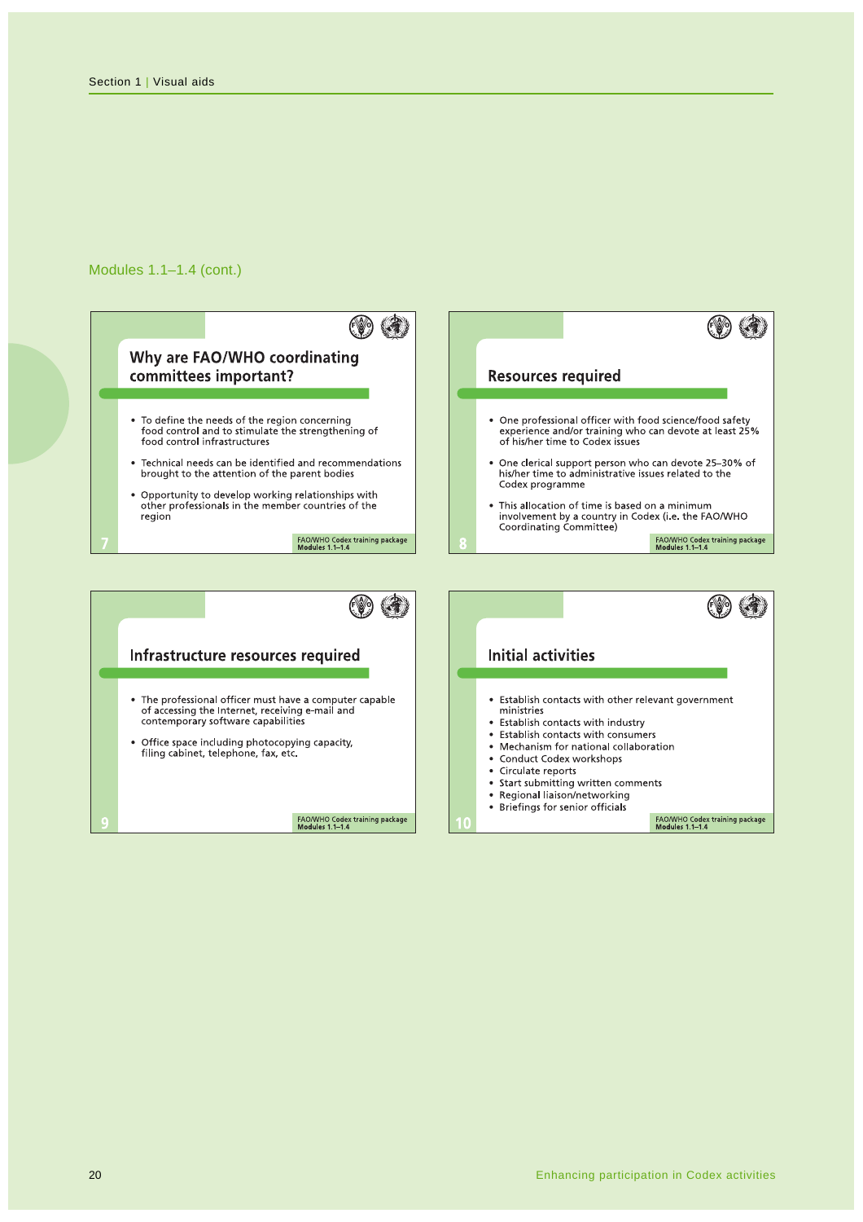## Modules 1.1–1.4 (cont.)

### Why are FAO/WHO coordinating committees important?

- To define the needs of the region concerning food control and to stimulate the strengthening of food control infrastructures
- Technical needs can be identified and recommendations brought to the attention of the parent bodies
- Opportunity to develop working relationships with other professionals in the member countries of the region

FAO/WHO Codex training package
Modules 1.1–1.4

7

### Resources required

- One professional officer with food science/food safety experience and/or training who can devote at least 25% of his/her time to Codex issues
- One clerical support person who can devote 25–30% of his/her time to administrative issues related to the Codex programme
- This allocation of time is based on a minimum involvement by a country in Codex (i.e. the FAO/WHO Coordinating Committee)

FAO/WHO Codex training package
Modules 1.1–1.4

8

### Infrastructure resources required

- The professional officer must have a computer capable of accessing the Internet, receiving e-mail and contemporary software capabilities
- Office space including photocopying capacity, filing cabinet, telephone, fax, etc.

FAO/WHO Codex training package
Modules 1.1–1.4

9

### Initial activities

- Establish contacts with other relevant government ministries
- Establish contacts with industry
- Establish contacts with consumers
- Mechanism for national collaboration
- Conduct Codex workshops
- Circulate reports
- Start submitting written comments
- Regional liaison/networking
- Briefings for senior officials

FAO/WHO Codex training package
Modules 1.1–1.4

10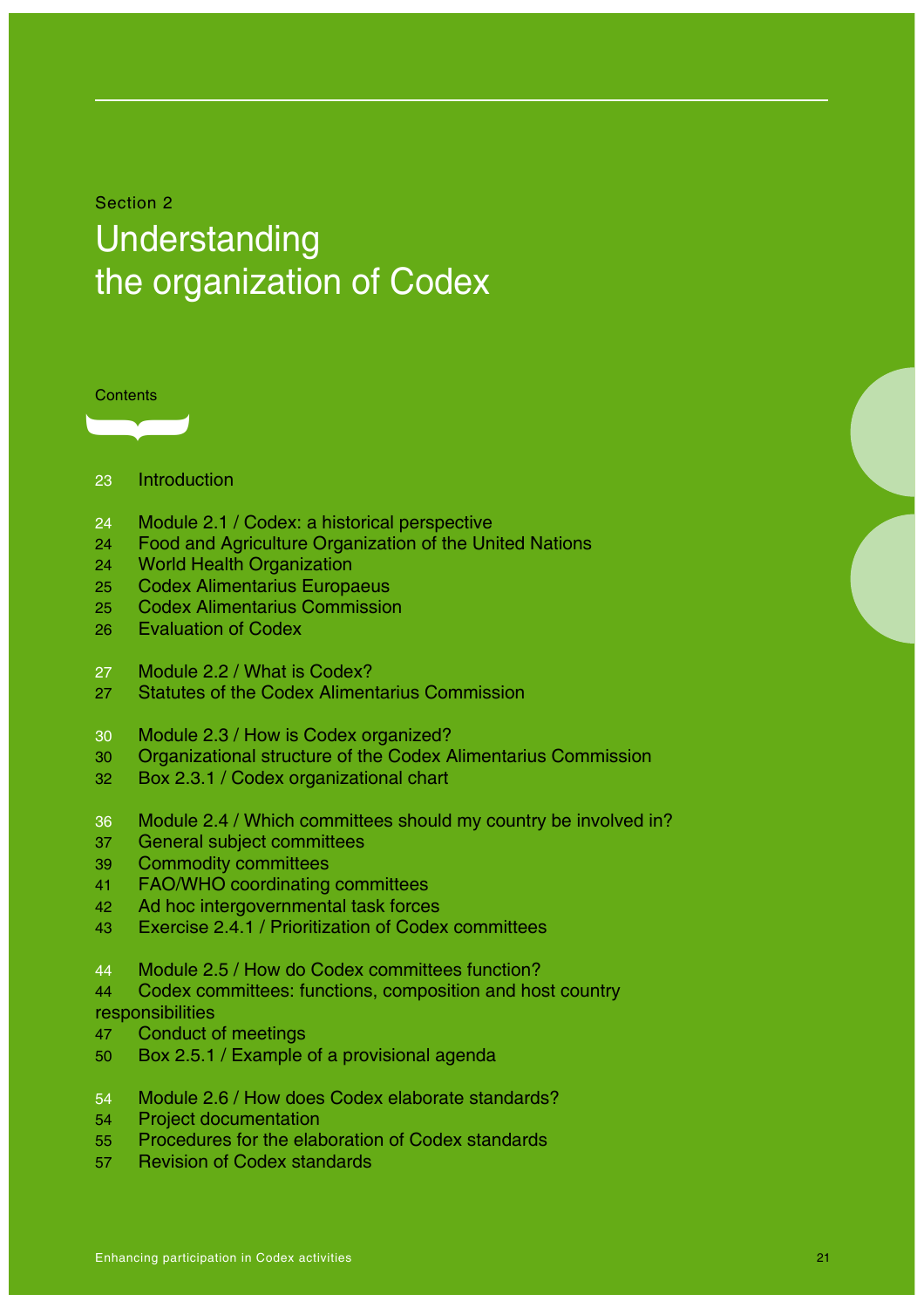Section 2

# Understanding the organization of Codex

Contents

23 Introduction

24 Module 2.1 / Codex: a historical perspective
24 Food and Agriculture Organization of the United Nations
24 World Health Organization
25 Codex Alimentarius Europaeus
25 Codex Alimentarius Commission
26 Evaluation of Codex

27 Module 2.2 / What is Codex?
27 Statutes of the Codex Alimentarius Commission

30 Module 2.3 / How is Codex organized?
30 Organizational structure of the Codex Alimentarius Commission
32 Box 2.3.1 / Codex organizational chart

36 Module 2.4 / Which committees should my country be involved in?
37 General subject committees
39 Commodity committees
41 FAO/WHO coordinating committees
42 Ad hoc intergovernmental task forces
43 Exercise 2.4.1 / Prioritization of Codex committees

44 Module 2.5 / How do Codex committees function?
44 Codex committees: functions, composition and host country responsibilities
47 Conduct of meetings
50 Box 2.5.1 / Example of a provisional agenda

54 Module 2.6 / How does Codex elaborate standards?
54 Project documentation
55 Procedures for the elaboration of Codex standards
57 Revision of Codex standards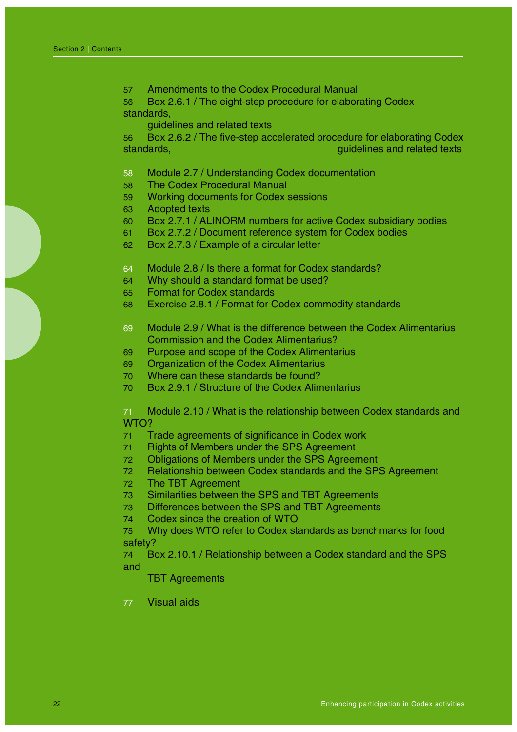57 Amendments to the Codex Procedural Manual

56 Box 2.6.1 / The eight-step procedure for elaborating Codex standards, guidelines and related texts

56 Box 2.6.2 / The five-step accelerated procedure for elaborating Codex standards, guidelines and related texts

58 Module 2.7 / Understanding Codex documentation

58 The Codex Procedural Manual

59 Working documents for Codex sessions

63 Adopted texts

60 Box 2.7.1 / ALINORM numbers for active Codex subsidiary bodies

61 Box 2.7.2 / Document reference system for Codex bodies

62 Box 2.7.3 / Example of a circular letter

64 Module 2.8 / Is there a format for Codex standards?

64 Why should a standard format be used?

65 Format for Codex standards

68 Exercise 2.8.1 / Format for Codex commodity standards

69 Module 2.9 / What is the difference between the Codex Alimentarius Commission and the Codex Alimentarius?

69 Purpose and scope of the Codex Alimentarius

69 Organization of the Codex Alimentarius

70 Where can these standards be found?

70 Box 2.9.1 / Structure of the Codex Alimentarius

71 Module 2.10 / What is the relationship between Codex standards and WTO?

71 Trade agreements of significance in Codex work

71 Rights of Members under the SPS Agreement

72 Obligations of Members under the SPS Agreement

72 Relationship between Codex standards and the SPS Agreement

72 The TBT Agreement

73 Similarities between the SPS and TBT Agreements

73 Differences between the SPS and TBT Agreements

74 Codex since the creation of WTO

75 Why does WTO refer to Codex standards as benchmarks for food safety?

74 Box 2.10.1 / Relationship between a Codex standard and the SPS and TBT Agreements

77 Visual aids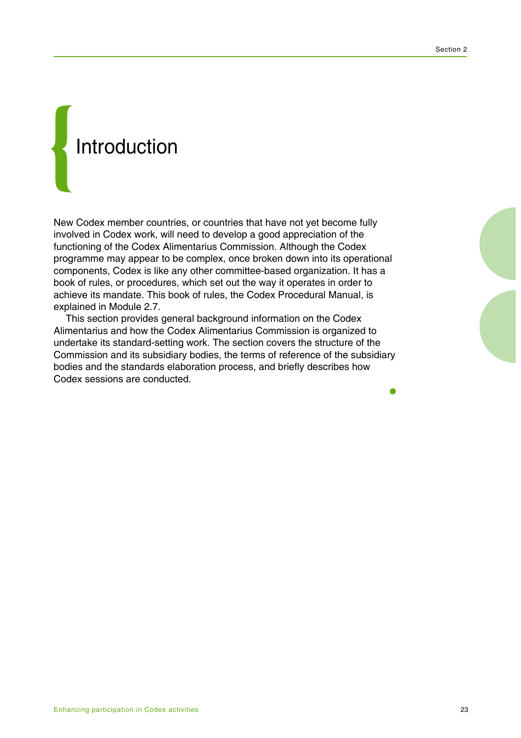# Introduction

New Codex member countries, or countries that have not yet become fully involved in Codex work, will need to develop a good appreciation of the functioning of the Codex Alimentarius Commission. Although the Codex programme may appear to be complex, once broken down into its operational components, Codex is like any other committee-based organization. It has a book of rules, or procedures, which set out the way it operates in order to achieve its mandate. This book of rules, the Codex Procedural Manual, is explained in Module 2.7.

This section provides general background information on the Codex Alimentarius and how the Codex Alimentarius Commission is organized to undertake its standard-setting work. The section covers the structure of the Commission and its subsidiary bodies, the terms of reference of the subsidiary bodies and the standards elaboration process, and briefly describes how Codex sessions are conducted.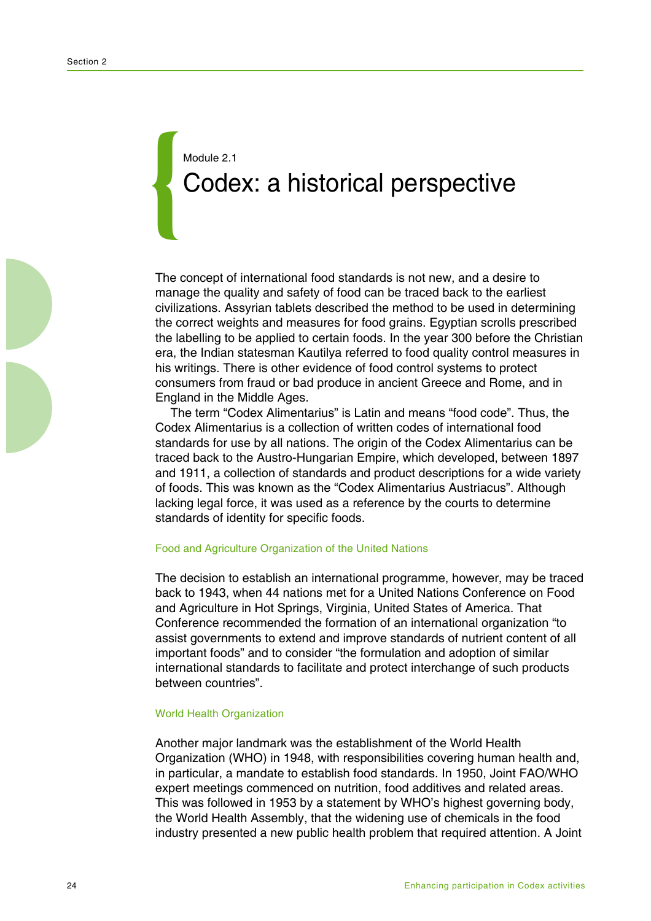Module 2.1

# Codex: a historical perspective

The concept of international food standards is not new, and a desire to manage the quality and safety of food can be traced back to the earliest civilizations. Assyrian tablets described the method to be used in determining the correct weights and measures for food grains. Egyptian scrolls prescribed the labelling to be applied to certain foods. In the year 300 before the Christian era, the Indian statesman Kautilya referred to food quality control measures in his writings. There is other evidence of food control systems to protect consumers from fraud or bad produce in ancient Greece and Rome, and in England in the Middle Ages.

The term “Codex Alimentarius” is Latin and means “food code”. Thus, the Codex Alimentarius is a collection of written codes of international food standards for use by all nations. The origin of the Codex Alimentarius can be traced back to the Austro-Hungarian Empire, which developed, between 1897 and 1911, a collection of standards and product descriptions for a wide variety of foods. This was known as the “Codex Alimentarius Austriacus”. Although lacking legal force, it was used as a reference by the courts to determine standards of identity for specific foods.

### Food and Agriculture Organization of the United Nations

The decision to establish an international programme, however, may be traced back to 1943, when 44 nations met for a United Nations Conference on Food and Agriculture in Hot Springs, Virginia, United States of America. That Conference recommended the formation of an international organization “to assist governments to extend and improve standards of nutrient content of all important foods” and to consider “the formulation and adoption of similar international standards to facilitate and protect interchange of such products between countries”.

### World Health Organization

Another major landmark was the establishment of the World Health Organization (WHO) in 1948, with responsibilities covering human health and, in particular, a mandate to establish food standards. In 1950, Joint FAO/WHO expert meetings commenced on nutrition, food additives and related areas. This was followed in 1953 by a statement by WHO’s highest governing body, the World Health Assembly, that the widening use of chemicals in the food industry presented a new public health problem that required attention. A Joint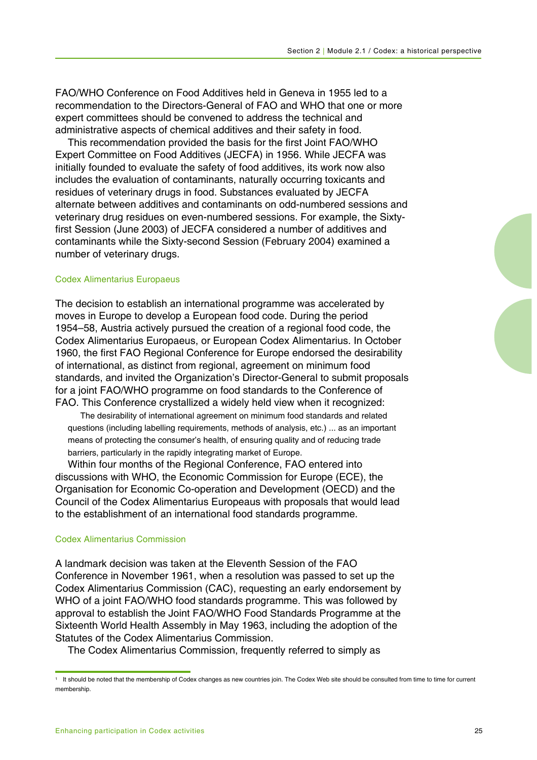FAO/WHO Conference on Food Additives held in Geneva in 1955 led to a recommendation to the Directors-General of FAO and WHO that one or more expert committees should be convened to address the technical and administrative aspects of chemical additives and their safety in food.

This recommendation provided the basis for the first Joint FAO/WHO Expert Committee on Food Additives (JECFA) in 1956. While JECFA was initially founded to evaluate the safety of food additives, its work now also includes the evaluation of contaminants, naturally occurring toxicants and residues of veterinary drugs in food. Substances evaluated by JECFA alternate between additives and contaminants on odd-numbered sessions and veterinary drug residues on even-numbered sessions. For example, the Sixty-first Session (June 2003) of JECFA considered a number of additives and contaminants while the Sixty-second Session (February 2004) examined a number of veterinary drugs.

### Codex Alimentarius Europaeus

The decision to establish an international programme was accelerated by moves in Europe to develop a European food code. During the period 1954–58, Austria actively pursued the creation of a regional food code, the Codex Alimentarius Europaeus, or European Codex Alimentarius. In October 1960, the first FAO Regional Conference for Europe endorsed the desirability of international, as distinct from regional, agreement on minimum food standards, and invited the Organization's Director-General to submit proposals for a joint FAO/WHO programme on food standards to the Conference of FAO. This Conference crystallized a widely held view when it recognized:

> The desirability of international agreement on minimum food standards and related questions (including labelling requirements, methods of analysis, etc.) ... as an important means of protecting the consumer's health, of ensuring quality and of reducing trade barriers, particularly in the rapidly integrating market of Europe.

Within four months of the Regional Conference, FAO entered into discussions with WHO, the Economic Commission for Europe (ECE), the Organisation for Economic Co-operation and Development (OECD) and the Council of the Codex Alimentarius Europeaus with proposals that would lead to the establishment of an international food standards programme.

### Codex Alimentarius Commission

A landmark decision was taken at the Eleventh Session of the FAO Conference in November 1961, when a resolution was passed to set up the Codex Alimentarius Commission (CAC), requesting an early endorsement by WHO of a joint FAO/WHO food standards programme. This was followed by approval to establish the Joint FAO/WHO Food Standards Programme at the Sixteenth World Health Assembly in May 1963, including the adoption of the Statutes of the Codex Alimentarius Commission.

The Codex Alimentarius Commission, frequently referred to simply as

---

[1] It should be noted that the membership of Codex changes as new countries join. The Codex Web site should be consulted from time to time for current membership.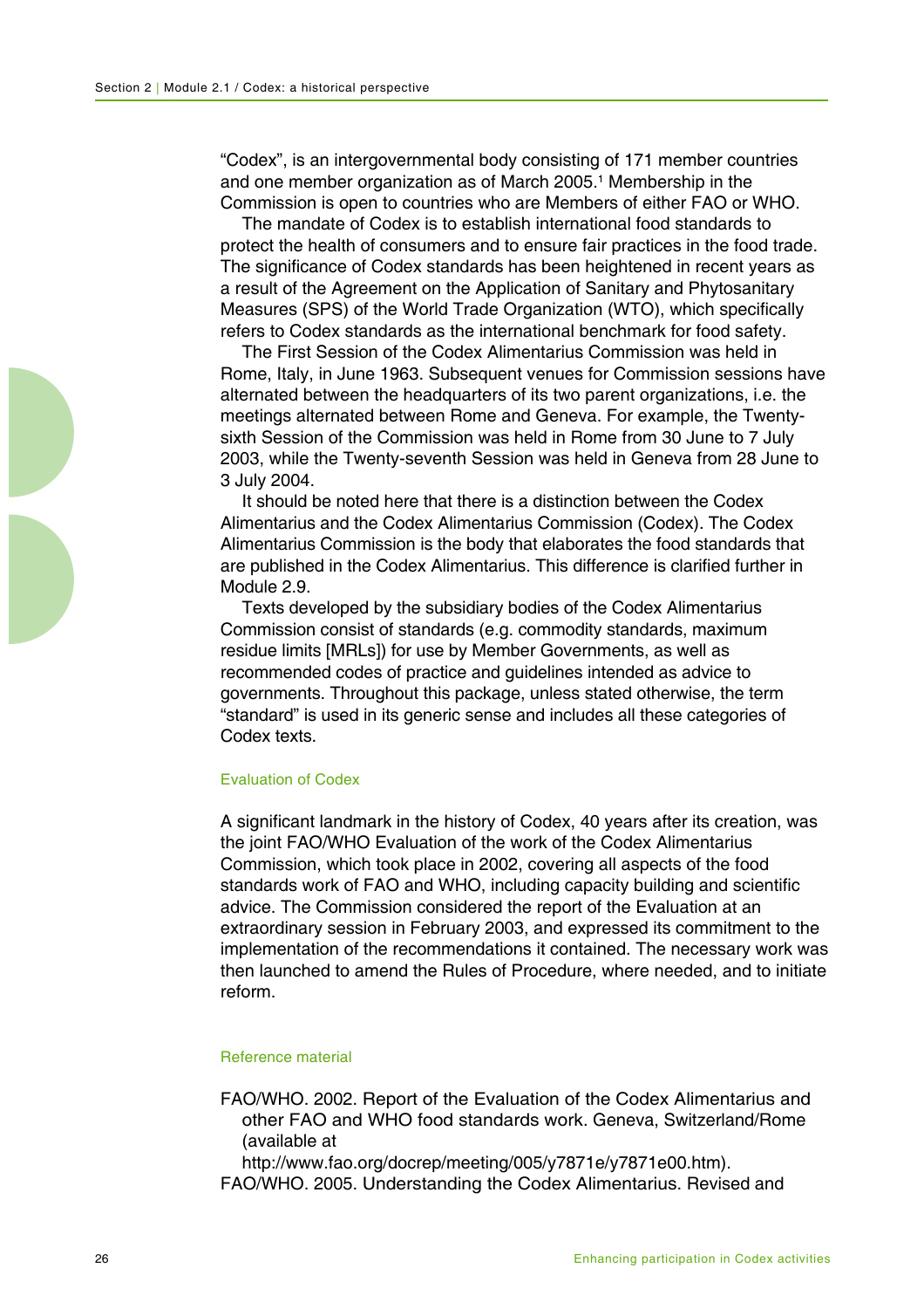"Codex", is an intergovernmental body consisting of 171 member countries and one member organization as of March 2005.[1] Membership in the Commission is open to countries who are Members of either FAO or WHO.

The mandate of Codex is to establish international food standards to protect the health of consumers and to ensure fair practices in the food trade. The significance of Codex standards has been heightened in recent years as a result of the Agreement on the Application of Sanitary and Phytosanitary Measures (SPS) of the World Trade Organization (WTO), which specifically refers to Codex standards as the international benchmark for food safety.

The First Session of the Codex Alimentarius Commission was held in Rome, Italy, in June 1963. Subsequent venues for Commission sessions have alternated between the headquarters of its two parent organizations, i.e. the meetings alternated between Rome and Geneva. For example, the Twenty-sixth Session of the Commission was held in Rome from 30 June to 7 July 2003, while the Twenty-seventh Session was held in Geneva from 28 June to 3 July 2004.

It should be noted here that there is a distinction between the Codex Alimentarius and the Codex Alimentarius Commission (Codex). The Codex Alimentarius Commission is the body that elaborates the food standards that are published in the Codex Alimentarius. This difference is clarified further in Module 2.9.

Texts developed by the subsidiary bodies of the Codex Alimentarius Commission consist of standards (e.g. commodity standards, maximum residue limits [MRLs]) for use by Member Governments, as well as recommended codes of practice and guidelines intended as advice to governments. Throughout this package, unless stated otherwise, the term "standard" is used in its generic sense and includes all these categories of Codex texts.

### Evaluation of Codex

A significant landmark in the history of Codex, 40 years after its creation, was the joint FAO/WHO Evaluation of the work of the Codex Alimentarius Commission, which took place in 2002, covering all aspects of the food standards work of FAO and WHO, including capacity building and scientific advice. The Commission considered the report of the Evaluation at an extraordinary session in February 2003, and expressed its commitment to the implementation of the recommendations it contained. The necessary work was then launched to amend the Rules of Procedure, where needed, and to initiate reform.

### Reference material

FAO/WHO. 2002. Report of the Evaluation of the Codex Alimentarius and other FAO and WHO food standards work. Geneva, Switzerland/Rome (available at http://www.fao.org/docrep/meeting/005/y7871e/y7871e00.htm).

FAO/WHO. 2005. Understanding the Codex Alimentarius. Revised and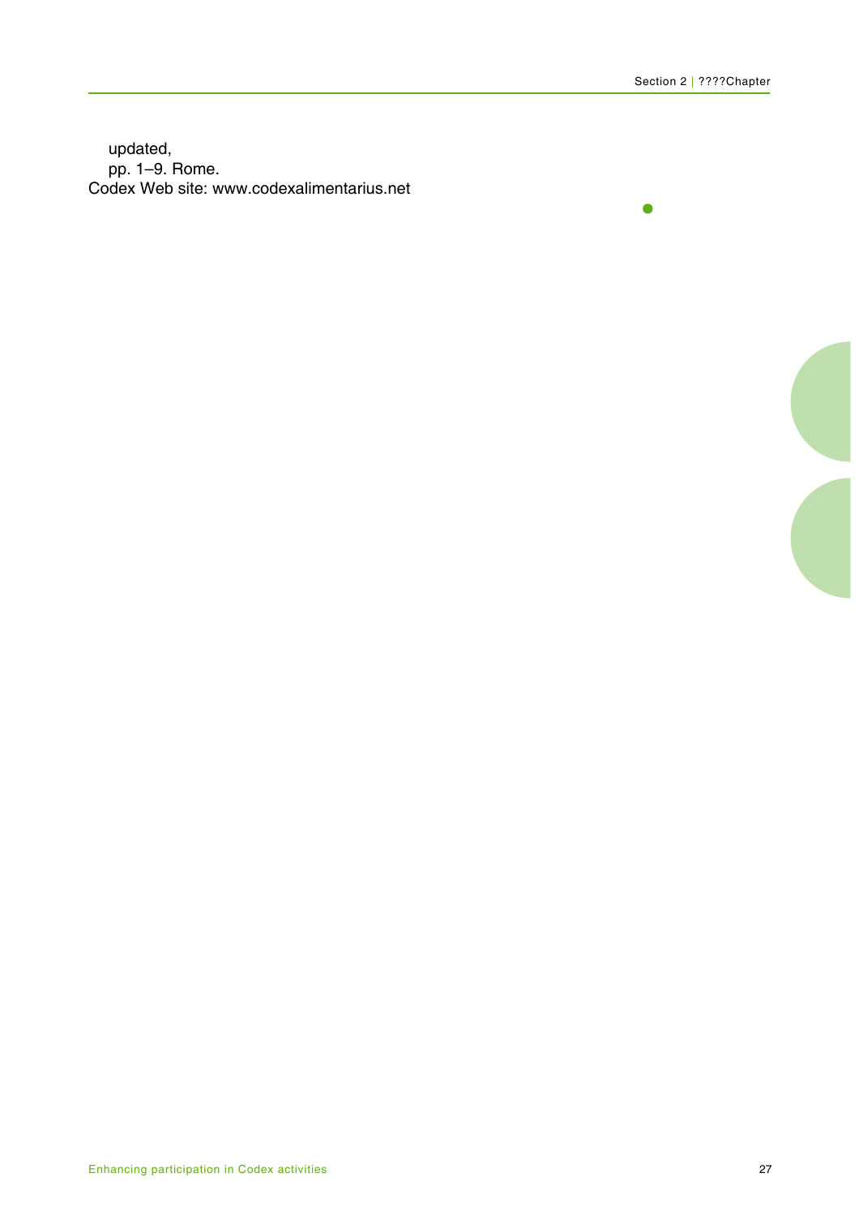updated,
pp. 1–9. Rome.

Codex Web site: www.codexalimentarius.net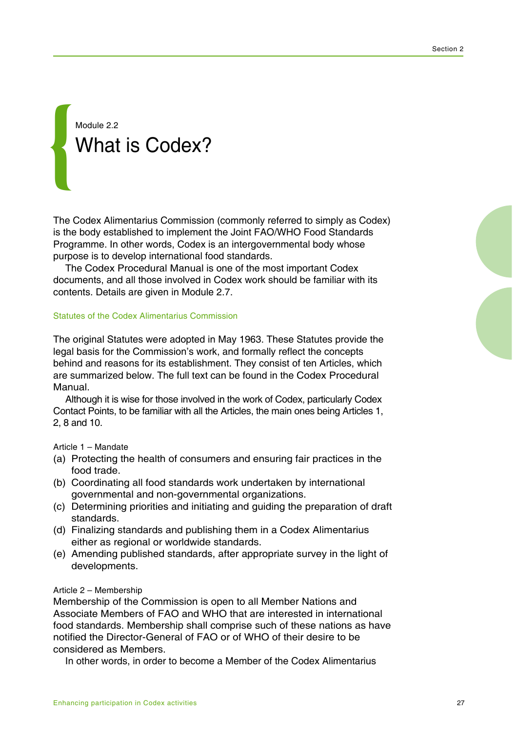Module 2.2

# What is Codex?

The Codex Alimentarius Commission (commonly referred to simply as Codex) is the body established to implement the Joint FAO/WHO Food Standards Programme. In other words, Codex is an intergovernmental body whose purpose is to develop international food standards.

The Codex Procedural Manual is one of the most important Codex documents, and all those involved in Codex work should be familiar with its contents. Details are given in Module 2.7.

## Statutes of the Codex Alimentarius Commission

The original Statutes were adopted in May 1963. These Statutes provide the legal basis for the Commission's work, and formally reflect the concepts behind and reasons for its establishment. They consist of ten Articles, which are summarized below. The full text can be found in the Codex Procedural Manual.

Although it is wise for those involved in the work of Codex, particularly Codex Contact Points, to be familiar with all the Articles, the main ones being Articles 1, 2, 8 and 10.

### Article 1 – Mandate

(a) Protecting the health of consumers and ensuring fair practices in the food trade.
(b) Coordinating all food standards work undertaken by international governmental and non-governmental organizations.
(c) Determining priorities and initiating and guiding the preparation of draft standards.
(d) Finalizing standards and publishing them in a Codex Alimentarius either as regional or worldwide standards.
(e) Amending published standards, after appropriate survey in the light of developments.

### Article 2 – Membership

Membership of the Commission is open to all Member Nations and Associate Members of FAO and WHO that are interested in international food standards. Membership shall comprise such of these nations as have notified the Director-General of FAO or of WHO of their desire to be considered as Members.

In other words, in order to become a Member of the Codex Alimentarius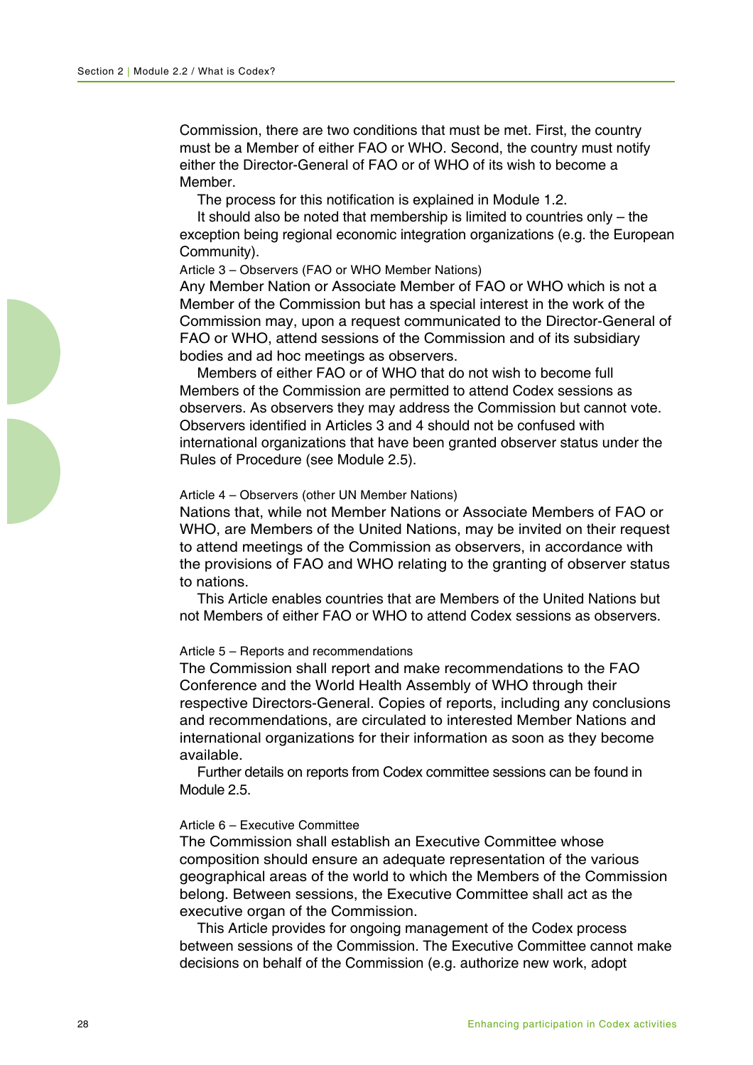Commission, there are two conditions that must be met. First, the country must be a Member of either FAO or WHO. Second, the country must notify either the Director-General of FAO or of WHO of its wish to become a Member.

The process for this notification is explained in Module 1.2.

It should also be noted that membership is limited to countries only – the exception being regional economic integration organizations (e.g. the European Community).

Article 3 – Observers (FAO or WHO Member Nations)

Any Member Nation or Associate Member of FAO or WHO which is not a Member of the Commission but has a special interest in the work of the Commission may, upon a request communicated to the Director-General of FAO or WHO, attend sessions of the Commission and of its subsidiary bodies and ad hoc meetings as observers.

Members of either FAO or of WHO that do not wish to become full Members of the Commission are permitted to attend Codex sessions as observers. As observers they may address the Commission but cannot vote. Observers identified in Articles 3 and 4 should not be confused with international organizations that have been granted observer status under the Rules of Procedure (see Module 2.5).

Article 4 – Observers (other UN Member Nations)

Nations that, while not Member Nations or Associate Members of FAO or WHO, are Members of the United Nations, may be invited on their request to attend meetings of the Commission as observers, in accordance with the provisions of FAO and WHO relating to the granting of observer status to nations.

This Article enables countries that are Members of the United Nations but not Members of either FAO or WHO to attend Codex sessions as observers.

Article 5 – Reports and recommendations

The Commission shall report and make recommendations to the FAO Conference and the World Health Assembly of WHO through their respective Directors-General. Copies of reports, including any conclusions and recommendations, are circulated to interested Member Nations and international organizations for their information as soon as they become available.

Further details on reports from Codex committee sessions can be found in Module 2.5.

Article 6 – Executive Committee

The Commission shall establish an Executive Committee whose composition should ensure an adequate representation of the various geographical areas of the world to which the Members of the Commission belong. Between sessions, the Executive Committee shall act as the executive organ of the Commission.

This Article provides for ongoing management of the Codex process between sessions of the Commission. The Executive Committee cannot make decisions on behalf of the Commission (e.g. authorize new work, adopt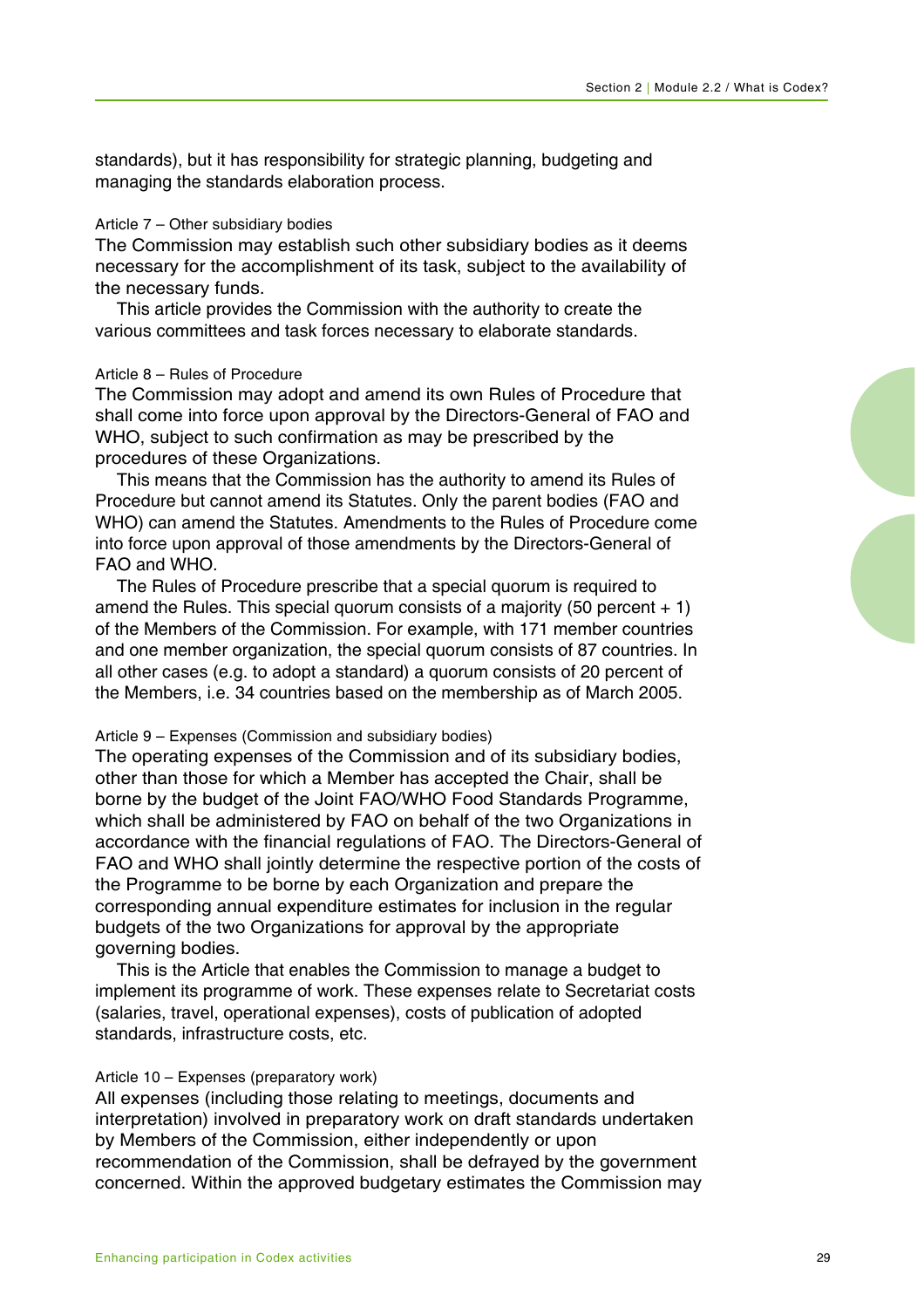standards), but it has responsibility for strategic planning, budgeting and managing the standards elaboration process.

#### Article 7 – Other subsidiary bodies

The Commission may establish such other subsidiary bodies as it deems necessary for the accomplishment of its task, subject to the availability of the necessary funds.

This article provides the Commission with the authority to create the various committees and task forces necessary to elaborate standards.

#### Article 8 – Rules of Procedure

The Commission may adopt and amend its own Rules of Procedure that shall come into force upon approval by the Directors-General of FAO and WHO, subject to such confirmation as may be prescribed by the procedures of these Organizations.

This means that the Commission has the authority to amend its Rules of Procedure but cannot amend its Statutes. Only the parent bodies (FAO and WHO) can amend the Statutes. Amendments to the Rules of Procedure come into force upon approval of those amendments by the Directors-General of FAO and WHO.

The Rules of Procedure prescribe that a special quorum is required to amend the Rules. This special quorum consists of a majority (50 percent + 1) of the Members of the Commission. For example, with 171 member countries and one member organization, the special quorum consists of 87 countries. In all other cases (e.g. to adopt a standard) a quorum consists of 20 percent of the Members, i.e. 34 countries based on the membership as of March 2005.

#### Article 9 – Expenses (Commission and subsidiary bodies)

The operating expenses of the Commission and of its subsidiary bodies, other than those for which a Member has accepted the Chair, shall be borne by the budget of the Joint FAO/WHO Food Standards Programme, which shall be administered by FAO on behalf of the two Organizations in accordance with the financial regulations of FAO. The Directors-General of FAO and WHO shall jointly determine the respective portion of the costs of the Programme to be borne by each Organization and prepare the corresponding annual expenditure estimates for inclusion in the regular budgets of the two Organizations for approval by the appropriate governing bodies.

This is the Article that enables the Commission to manage a budget to implement its programme of work. These expenses relate to Secretariat costs (salaries, travel, operational expenses), costs of publication of adopted standards, infrastructure costs, etc.

#### Article 10 – Expenses (preparatory work)

All expenses (including those relating to meetings, documents and interpretation) involved in preparatory work on draft standards undertaken by Members of the Commission, either independently or upon recommendation of the Commission, shall be defrayed by the government concerned. Within the approved budgetary estimates the Commission may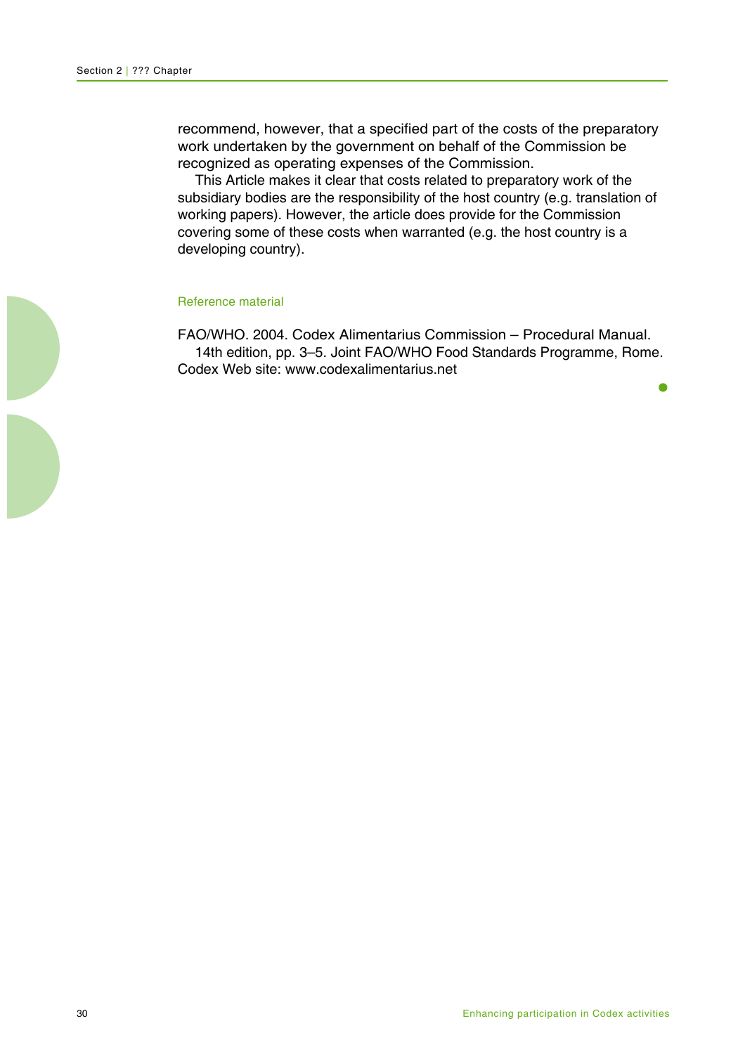recommend, however, that a specified part of the costs of the preparatory work undertaken by the government on behalf of the Commission be recognized as operating expenses of the Commission.

This Article makes it clear that costs related to preparatory work of the subsidiary bodies are the responsibility of the host country (e.g. translation of working papers). However, the article does provide for the Commission covering some of these costs when warranted (e.g. the host country is a developing country).

### Reference material

FAO/WHO. 2004. Codex Alimentarius Commission – Procedural Manual. 14th edition, pp. 3–5. Joint FAO/WHO Food Standards Programme, Rome.

Codex Web site: www.codexalimentarius.net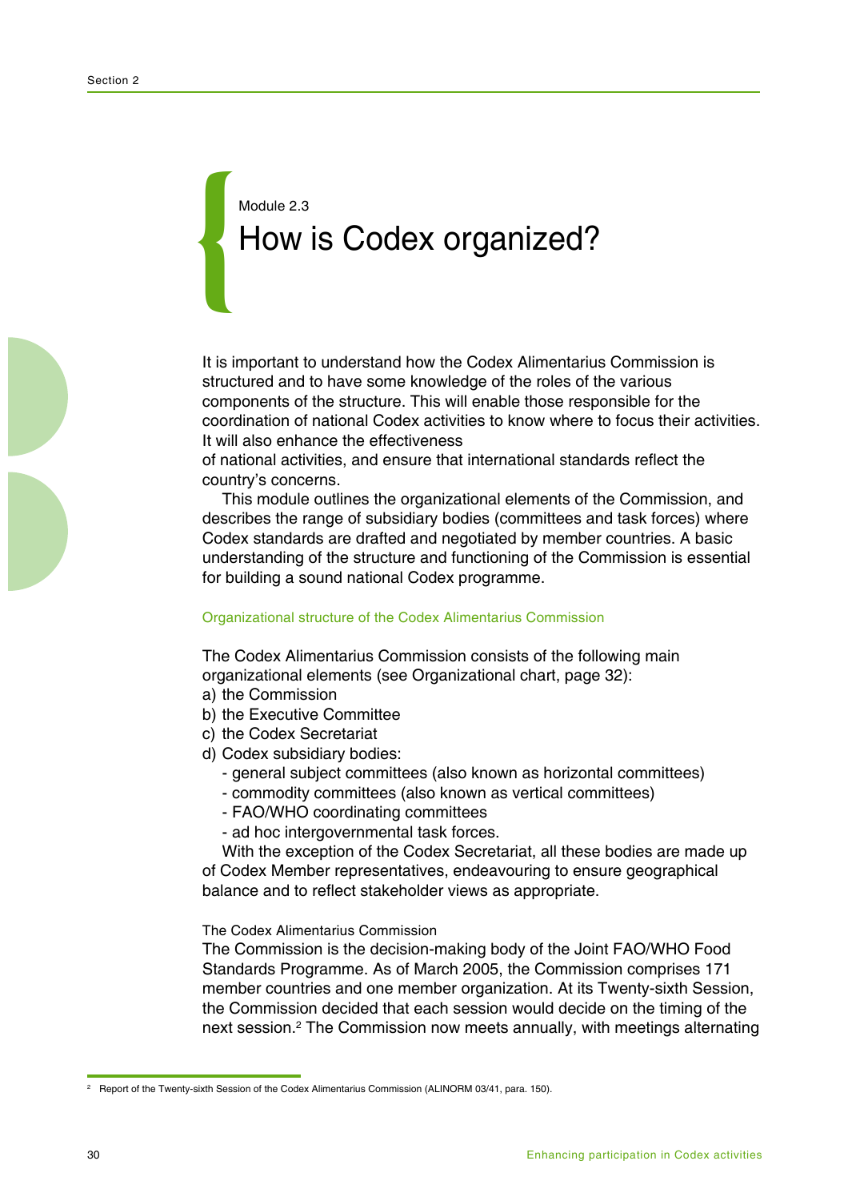Module 2.3

# How is Codex organized?

It is important to understand how the Codex Alimentarius Commission is structured and to have some knowledge of the roles of the various components of the structure. This will enable those responsible for the coordination of national Codex activities to know where to focus their activities. It will also enhance the effectiveness of national activities, and ensure that international standards reflect the country's concerns.

This module outlines the organizational elements of the Commission, and describes the range of subsidiary bodies (committees and task forces) where Codex standards are drafted and negotiated by member countries. A basic understanding of the structure and functioning of the Commission is essential for building a sound national Codex programme.

## Organizational structure of the Codex Alimentarius Commission

The Codex Alimentarius Commission consists of the following main organizational elements (see Organizational chart, page 32):

a) the Commission
b) the Executive Committee
c) the Codex Secretariat
d) Codex subsidiary bodies:
   - general subject committees (also known as horizontal committees)
   - commodity committees (also known as vertical committees)
   - FAO/WHO coordinating committees
   - ad hoc intergovernmental task forces.

With the exception of the Codex Secretariat, all these bodies are made up of Codex Member representatives, endeavouring to ensure geographical balance and to reflect stakeholder views as appropriate.

### The Codex Alimentarius Commission

The Commission is the decision-making body of the Joint FAO/WHO Food Standards Programme. As of March 2005, the Commission comprises 171 member countries and one member organization. At its Twenty-sixth Session, the Commission decided that each session would decide on the timing of the next session.[2] The Commission now meets annually, with meetings alternating

[2] Report of the Twenty-sixth Session of the Codex Alimentarius Commission (ALINORM 03/41, para. 150).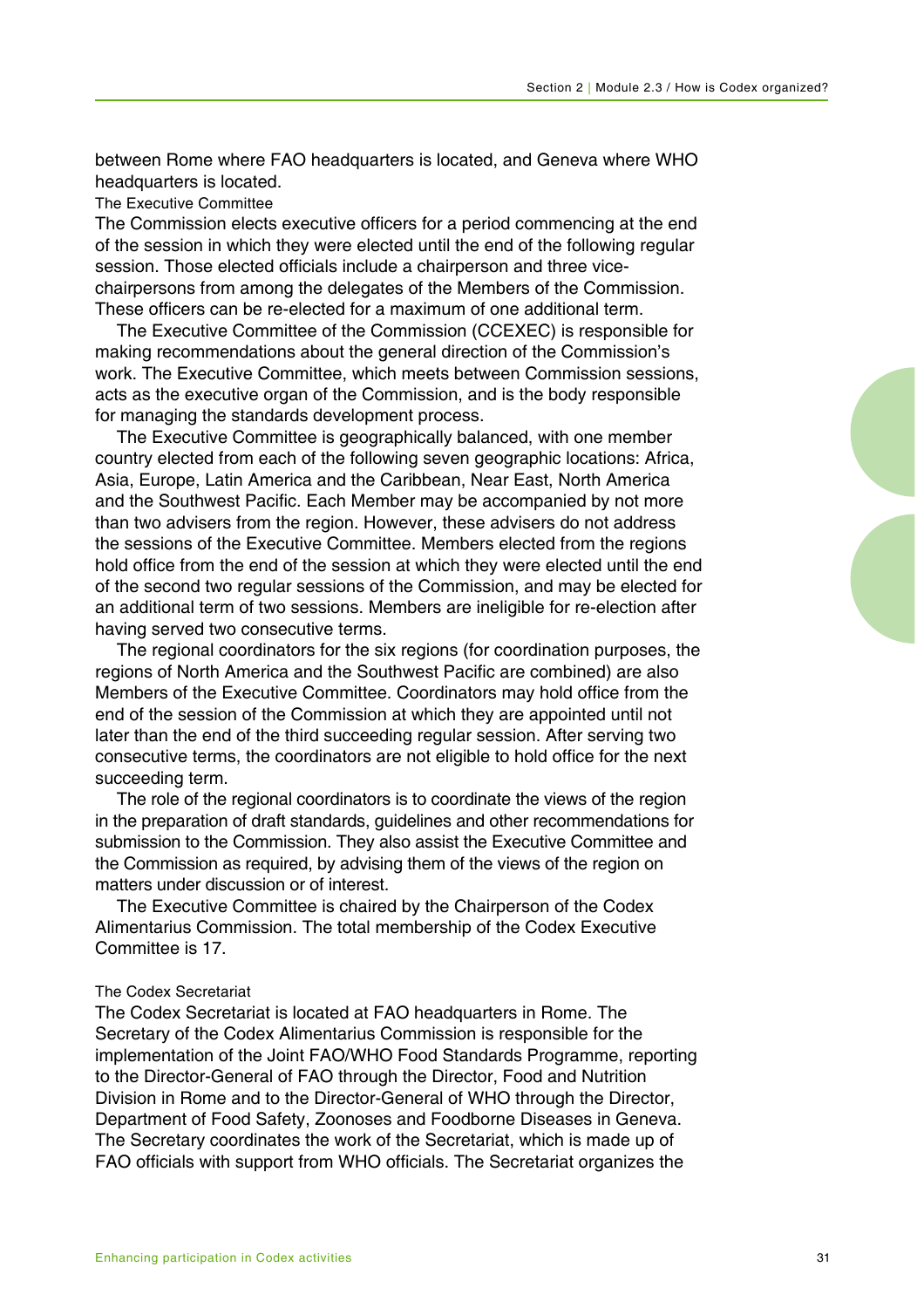between Rome where FAO headquarters is located, and Geneva where WHO headquarters is located.

### The Executive Committee

The Commission elects executive officers for a period commencing at the end of the session in which they were elected until the end of the following regular session. Those elected officials include a chairperson and three vice-chairpersons from among the delegates of the Members of the Commission. These officers can be re-elected for a maximum of one additional term.

The Executive Committee of the Commission (CCEXEC) is responsible for making recommendations about the general direction of the Commission's work. The Executive Committee, which meets between Commission sessions, acts as the executive organ of the Commission, and is the body responsible for managing the standards development process.

The Executive Committee is geographically balanced, with one member country elected from each of the following seven geographic locations: Africa, Asia, Europe, Latin America and the Caribbean, Near East, North America and the Southwest Pacific. Each Member may be accompanied by not more than two advisers from the region. However, these advisers do not address the sessions of the Executive Committee. Members elected from the regions hold office from the end of the session at which they were elected until the end of the second two regular sessions of the Commission, and may be elected for an additional term of two sessions. Members are ineligible for re-election after having served two consecutive terms.

The regional coordinators for the six regions (for coordination purposes, the regions of North America and the Southwest Pacific are combined) are also Members of the Executive Committee. Coordinators may hold office from the end of the session of the Commission at which they are appointed until not later than the end of the third succeeding regular session. After serving two consecutive terms, the coordinators are not eligible to hold office for the next succeeding term.

The role of the regional coordinators is to coordinate the views of the region in the preparation of draft standards, guidelines and other recommendations for submission to the Commission. They also assist the Executive Committee and the Commission as required, by advising them of the views of the region on matters under discussion or of interest.

The Executive Committee is chaired by the Chairperson of the Codex Alimentarius Commission. The total membership of the Codex Executive Committee is 17.

### The Codex Secretariat

The Codex Secretariat is located at FAO headquarters in Rome. The Secretary of the Codex Alimentarius Commission is responsible for the implementation of the Joint FAO/WHO Food Standards Programme, reporting to the Director-General of FAO through the Director, Food and Nutrition Division in Rome and to the Director-General of WHO through the Director, Department of Food Safety, Zoonoses and Foodborne Diseases in Geneva. The Secretary coordinates the work of the Secretariat, which is made up of FAO officials with support from WHO officials. The Secretariat organizes the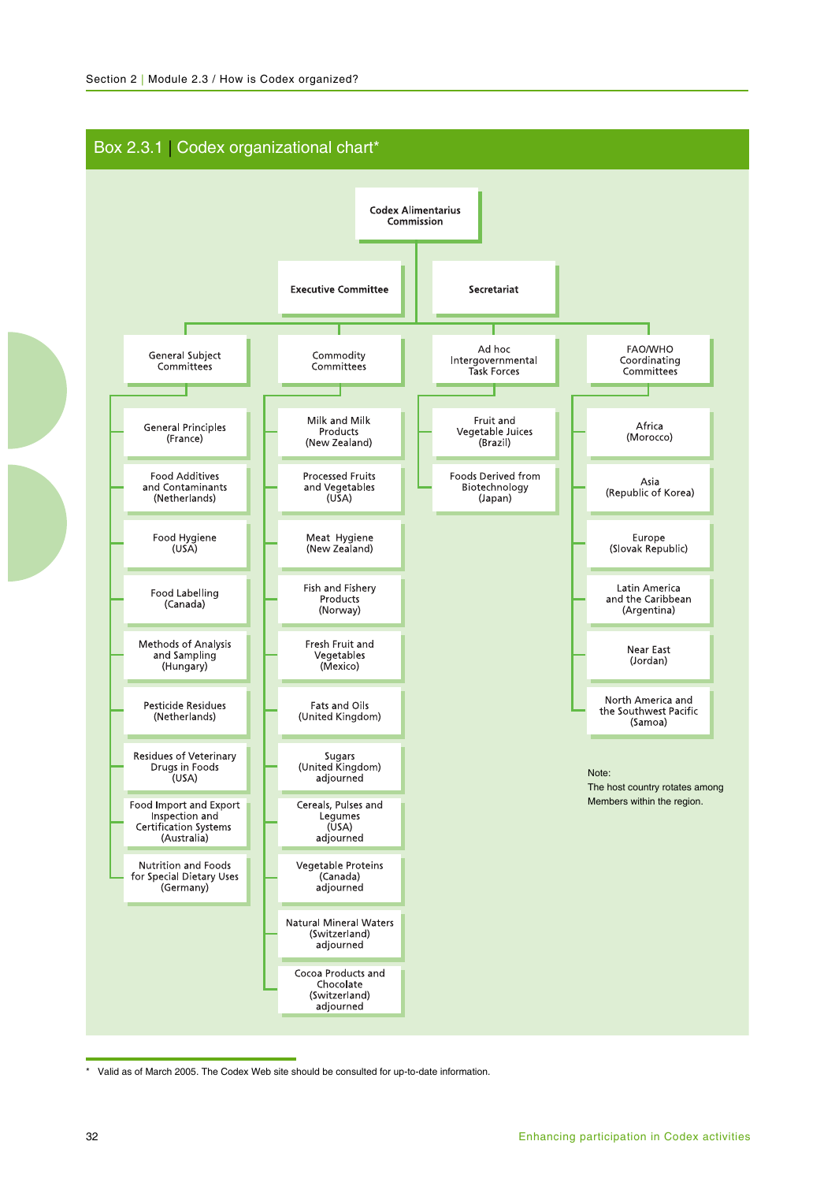## Box 2.3.1 | Codex organizational chart*

**Codex Alimentarius Commission**

- **Executive Committee**
- **Secretariat**

**General Subject Committees**

- General Principles (France)
- Food Additives and Contaminants (Netherlands)
- Food Hygiene (USA)
- Food Labelling (Canada)
- Methods of Analysis and Sampling (Hungary)
- Pesticide Residues (Netherlands)
- Residues of Veterinary Drugs in Foods (USA)
- Food Import and Export Inspection and Certification Systems (Australia)
- Nutrition and Foods for Special Dietary Uses (Germany)

**Commodity Committees**

- Milk and Milk Products (New Zealand)
- Processed Fruits and Vegetables (USA)
- Meat Hygiene (New Zealand)
- Fish and Fishery Products (Norway)
- Fresh Fruit and Vegetables (Mexico)
- Fats and Oils (United Kingdom)
- Sugars (United Kingdom) adjourned
- Cereals, Pulses and Legumes (USA) adjourned
- Vegetable Proteins (Canada) adjourned
- Natural Mineral Waters (Switzerland) adjourned
- Cocoa Products and Chocolate (Switzerland) adjourned

**Ad hoc Intergovernmental Task Forces**

- Fruit and Vegetable Juices (Brazil)
- Foods Derived from Biotechnology (Japan)

**FAO/WHO Coordinating Committees**

- Africa (Morocco)
- Asia (Republic of Korea)
- Europe (Slovak Republic)
- Latin America and the Caribbean (Argentina)
- Near East (Jordan)
- North America and the Southwest Pacific (Samoa)

Note:
The host country rotates among Members within the region.

\* Valid as of March 2005. The Codex Web site should be consulted for up-to-date information.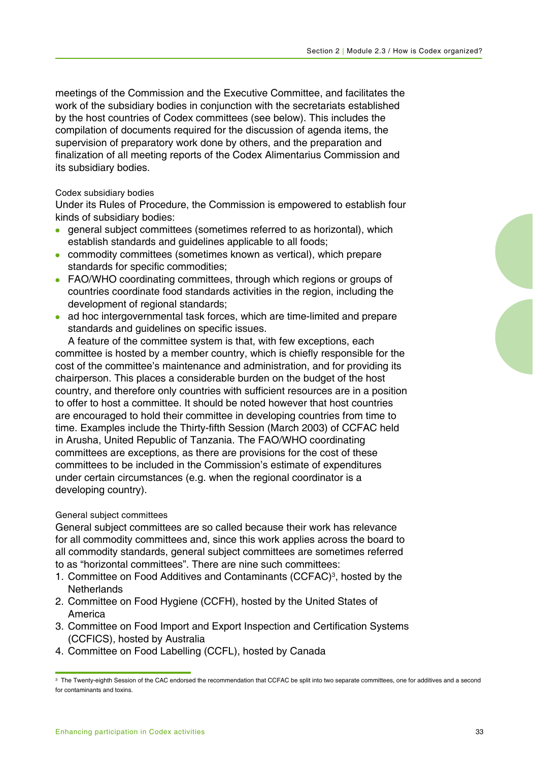meetings of the Commission and the Executive Committee, and facilitates the work of the subsidiary bodies in conjunction with the secretariats established by the host countries of Codex committees (see below). This includes the compilation of documents required for the discussion of agenda items, the supervision of preparatory work done by others, and the preparation and finalization of all meeting reports of the Codex Alimentarius Commission and its subsidiary bodies.

### Codex subsidiary bodies

Under its Rules of Procedure, the Commission is empowered to establish four kinds of subsidiary bodies:

- general subject committees (sometimes referred to as horizontal), which establish standards and guidelines applicable to all foods;
- commodity committees (sometimes known as vertical), which prepare standards for specific commodities;
- FAO/WHO coordinating committees, through which regions or groups of countries coordinate food standards activities in the region, including the development of regional standards;
- ad hoc intergovernmental task forces, which are time-limited and prepare standards and guidelines on specific issues.

A feature of the committee system is that, with few exceptions, each committee is hosted by a member country, which is chiefly responsible for the cost of the committee's maintenance and administration, and for providing its chairperson. This places a considerable burden on the budget of the host country, and therefore only countries with sufficient resources are in a position to offer to host a committee. It should be noted however that host countries are encouraged to hold their committee in developing countries from time to time. Examples include the Thirty-fifth Session (March 2003) of CCFAC held in Arusha, United Republic of Tanzania. The FAO/WHO coordinating committees are exceptions, as there are provisions for the cost of these committees to be included in the Commission's estimate of expenditures under certain circumstances (e.g. when the regional coordinator is a developing country).

### General subject committees

General subject committees are so called because their work has relevance for all commodity committees and, since this work applies across the board to all commodity standards, general subject committees are sometimes referred to as "horizontal committees". There are nine such committees:

1. Committee on Food Additives and Contaminants (CCFAC)[3], hosted by the Netherlands
2. Committee on Food Hygiene (CCFH), hosted by the United States of America
3. Committee on Food Import and Export Inspection and Certification Systems (CCFICS), hosted by Australia
4. Committee on Food Labelling (CCFL), hosted by Canada

[3] The Twenty-eighth Session of the CAC endorsed the recommendation that CCFAC be split into two separate committees, one for additives and a second for contaminants and toxins.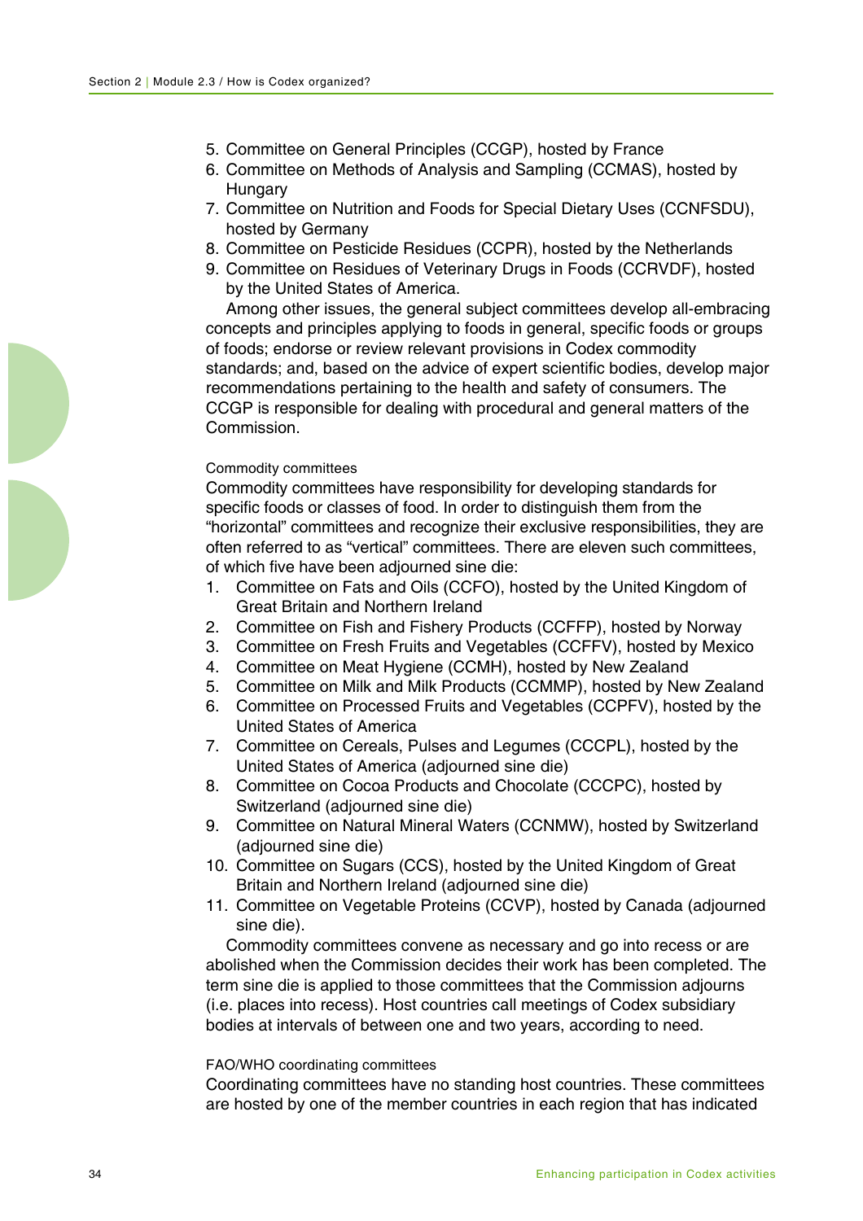5. Committee on General Principles (CCGP), hosted by France
6. Committee on Methods of Analysis and Sampling (CCMAS), hosted by Hungary
7. Committee on Nutrition and Foods for Special Dietary Uses (CCNFSDU), hosted by Germany
8. Committee on Pesticide Residues (CCPR), hosted by the Netherlands
9. Committee on Residues of Veterinary Drugs in Foods (CCRVDF), hosted by the United States of America.

Among other issues, the general subject committees develop all-embracing concepts and principles applying to foods in general, specific foods or groups of foods; endorse or review relevant provisions in Codex commodity standards; and, based on the advice of expert scientific bodies, develop major recommendations pertaining to the health and safety of consumers. The CCGP is responsible for dealing with procedural and general matters of the Commission.

#### Commodity committees

Commodity committees have responsibility for developing standards for specific foods or classes of food. In order to distinguish them from the "horizontal" committees and recognize their exclusive responsibilities, they are often referred to as "vertical" committees. There are eleven such committees, of which five have been adjourned sine die:

1. Committee on Fats and Oils (CCFO), hosted by the United Kingdom of Great Britain and Northern Ireland
2. Committee on Fish and Fishery Products (CCFFP), hosted by Norway
3. Committee on Fresh Fruits and Vegetables (CCFFV), hosted by Mexico
4. Committee on Meat Hygiene (CCMH), hosted by New Zealand
5. Committee on Milk and Milk Products (CCMMP), hosted by New Zealand
6. Committee on Processed Fruits and Vegetables (CCPFV), hosted by the United States of America
7. Committee on Cereals, Pulses and Legumes (CCCPL), hosted by the United States of America (adjourned sine die)
8. Committee on Cocoa Products and Chocolate (CCCPC), hosted by Switzerland (adjourned sine die)
9. Committee on Natural Mineral Waters (CCNMW), hosted by Switzerland (adjourned sine die)
10. Committee on Sugars (CCS), hosted by the United Kingdom of Great Britain and Northern Ireland (adjourned sine die)
11. Committee on Vegetable Proteins (CCVP), hosted by Canada (adjourned sine die).

Commodity committees convene as necessary and go into recess or are abolished when the Commission decides their work has been completed. The term sine die is applied to those committees that the Commission adjourns (i.e. places into recess). Host countries call meetings of Codex subsidiary bodies at intervals of between one and two years, according to need.

#### FAO/WHO coordinating committees

Coordinating committees have no standing host countries. These committees are hosted by one of the member countries in each region that has indicated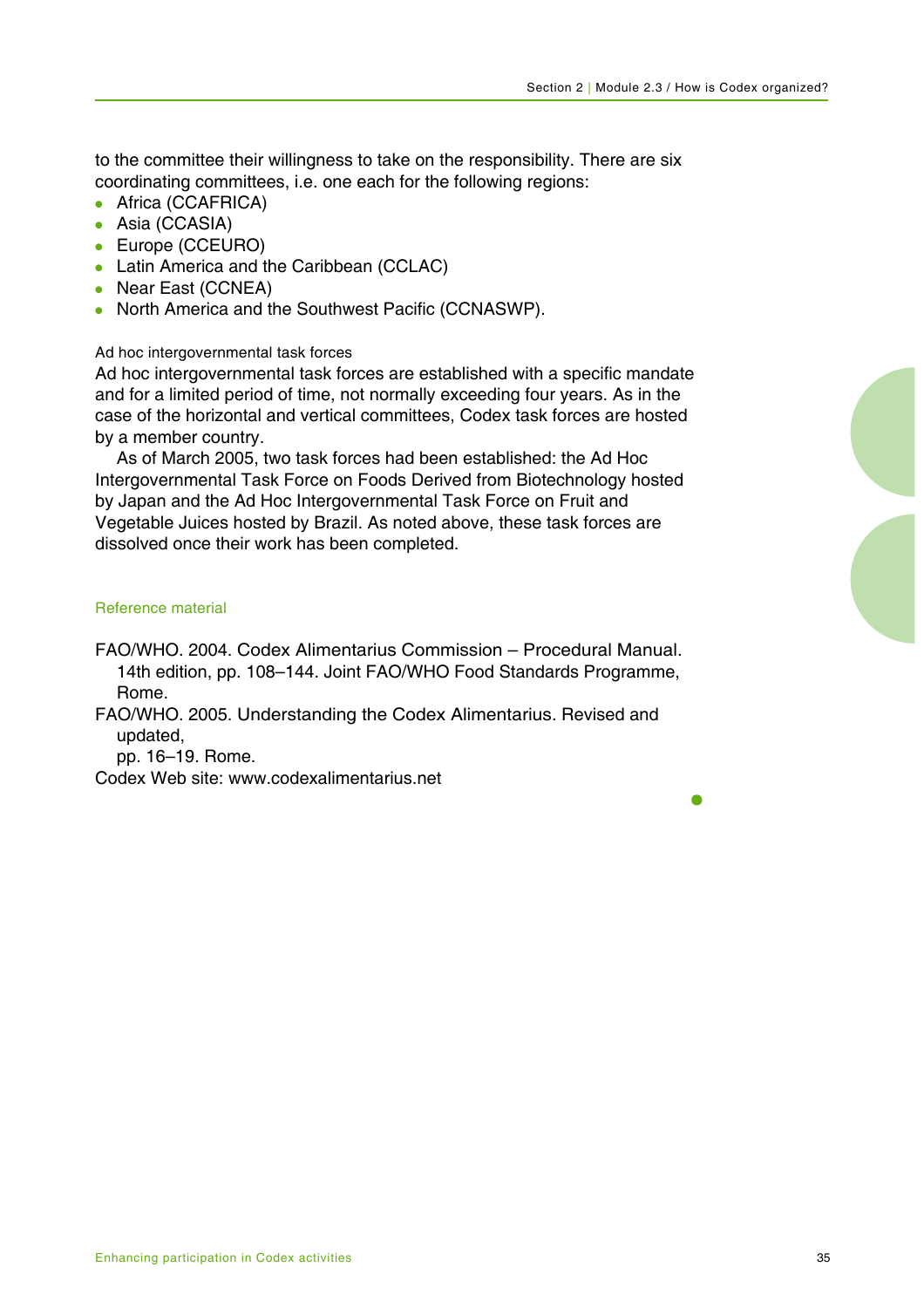to the committee their willingness to take on the responsibility. There are six coordinating committees, i.e. one each for the following regions:

- Africa (CCAFRICA)
- Asia (CCASIA)
- Europe (CCEURO)
- Latin America and the Caribbean (CCLAC)
- Near East (CCNEA)
- North America and the Southwest Pacific (CCNASWP).

### Ad hoc intergovernmental task forces

Ad hoc intergovernmental task forces are established with a specific mandate and for a limited period of time, not normally exceeding four years. As in the case of the horizontal and vertical committees, Codex task forces are hosted by a member country.

As of March 2005, two task forces had been established: the Ad Hoc Intergovernmental Task Force on Foods Derived from Biotechnology hosted by Japan and the Ad Hoc Intergovernmental Task Force on Fruit and Vegetable Juices hosted by Brazil. As noted above, these task forces are dissolved once their work has been completed.

## Reference material

FAO/WHO. 2004. Codex Alimentarius Commission – Procedural Manual. 14th edition, pp. 108–144. Joint FAO/WHO Food Standards Programme, Rome.

FAO/WHO. 2005. Understanding the Codex Alimentarius. Revised and updated, pp. 16–19. Rome.

Codex Web site: www.codexalimentarius.net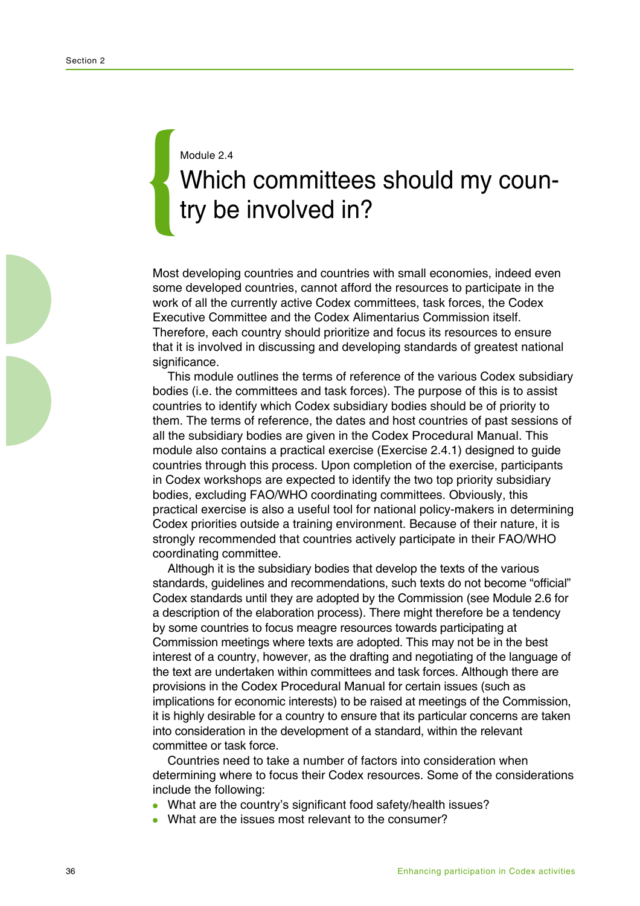Module 2.4

# Which committees should my country be involved in?

Most developing countries and countries with small economies, indeed even some developed countries, cannot afford the resources to participate in the work of all the currently active Codex committees, task forces, the Codex Executive Committee and the Codex Alimentarius Commission itself. Therefore, each country should prioritize and focus its resources to ensure that it is involved in discussing and developing standards of greatest national significance.

This module outlines the terms of reference of the various Codex subsidiary bodies (i.e. the committees and task forces). The purpose of this is to assist countries to identify which Codex subsidiary bodies should be of priority to them. The terms of reference, the dates and host countries of past sessions of all the subsidiary bodies are given in the Codex Procedural Manual. This module also contains a practical exercise (Exercise 2.4.1) designed to guide countries through this process. Upon completion of the exercise, participants in Codex workshops are expected to identify the two top priority subsidiary bodies, excluding FAO/WHO coordinating committees. Obviously, this practical exercise is also a useful tool for national policy-makers in determining Codex priorities outside a training environment. Because of their nature, it is strongly recommended that countries actively participate in their FAO/WHO coordinating committee.

Although it is the subsidiary bodies that develop the texts of the various standards, guidelines and recommendations, such texts do not become "official" Codex standards until they are adopted by the Commission (see Module 2.6 for a description of the elaboration process). There might therefore be a tendency by some countries to focus meagre resources towards participating at Commission meetings where texts are adopted. This may not be in the best interest of a country, however, as the drafting and negotiating of the language of the text are undertaken within committees and task forces. Although there are provisions in the Codex Procedural Manual for certain issues (such as implications for economic interests) to be raised at meetings of the Commission, it is highly desirable for a country to ensure that its particular concerns are taken into consideration in the development of a standard, within the relevant committee or task force.

Countries need to take a number of factors into consideration when determining where to focus their Codex resources. Some of the considerations include the following:

- What are the country's significant food safety/health issues?
- What are the issues most relevant to the consumer?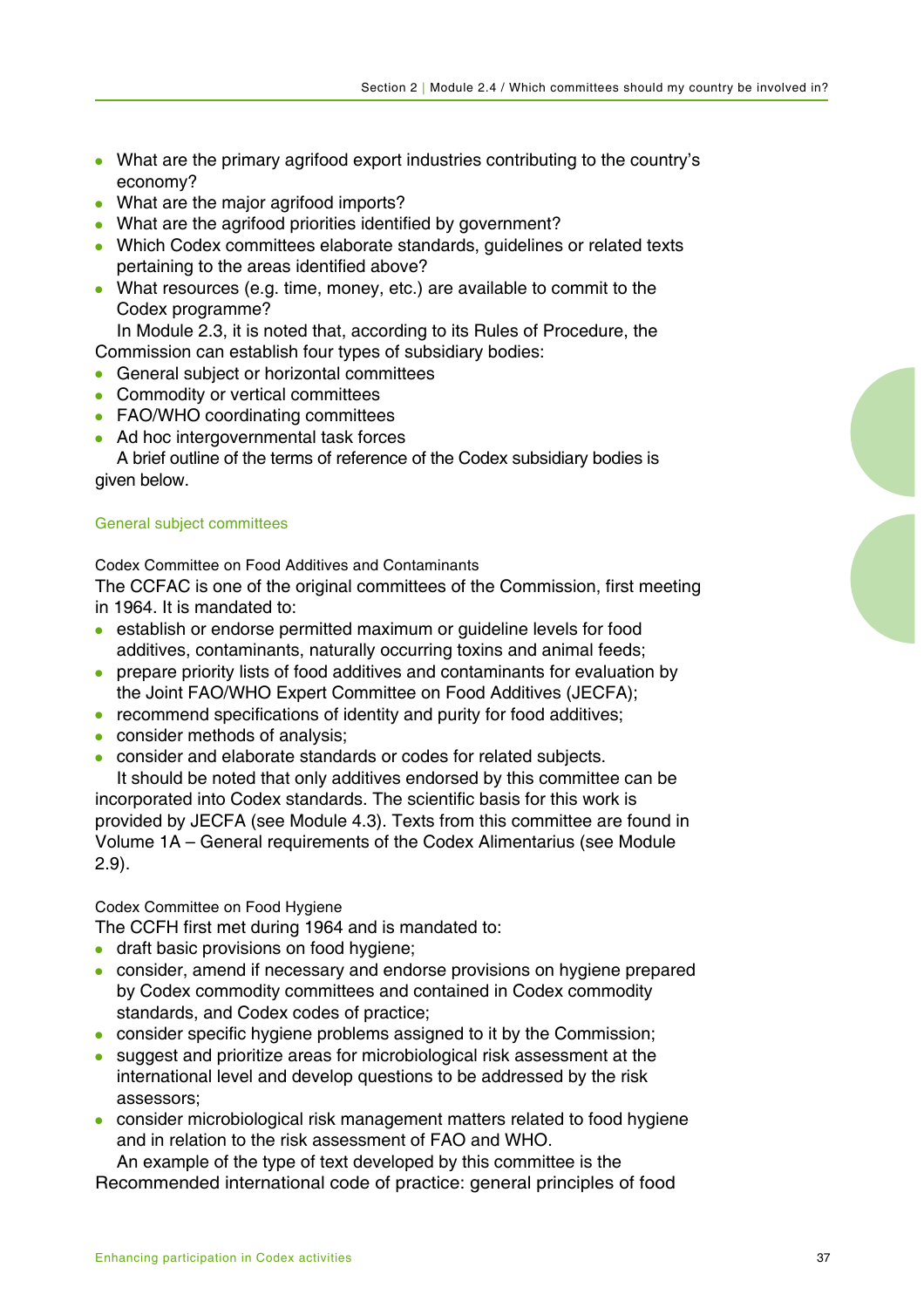- What are the primary agrifood export industries contributing to the country's economy?
- What are the major agrifood imports?
- What are the agrifood priorities identified by government?
- Which Codex committees elaborate standards, guidelines or related texts pertaining to the areas identified above?
- What resources (e.g. time, money, etc.) are available to commit to the Codex programme?

In Module 2.3, it is noted that, according to its Rules of Procedure, the Commission can establish four types of subsidiary bodies:

- General subject or horizontal committees
- Commodity or vertical committees
- FAO/WHO coordinating committees
- Ad hoc intergovernmental task forces

A brief outline of the terms of reference of the Codex subsidiary bodies is given below.

## General subject committees

### Codex Committee on Food Additives and Contaminants

The CCFAC is one of the original committees of the Commission, first meeting in 1964. It is mandated to:

- establish or endorse permitted maximum or guideline levels for food additives, contaminants, naturally occurring toxins and animal feeds;
- prepare priority lists of food additives and contaminants for evaluation by the Joint FAO/WHO Expert Committee on Food Additives (JECFA);
- recommend specifications of identity and purity for food additives;
- consider methods of analysis;
- consider and elaborate standards or codes for related subjects.

It should be noted that only additives endorsed by this committee can be incorporated into Codex standards. The scientific basis for this work is provided by JECFA (see Module 4.3). Texts from this committee are found in Volume 1A – General requirements of the Codex Alimentarius (see Module 2.9).

### Codex Committee on Food Hygiene

The CCFH first met during 1964 and is mandated to:

- draft basic provisions on food hygiene;
- consider, amend if necessary and endorse provisions on hygiene prepared by Codex commodity committees and contained in Codex commodity standards, and Codex codes of practice;
- consider specific hygiene problems assigned to it by the Commission;
- suggest and prioritize areas for microbiological risk assessment at the international level and develop questions to be addressed by the risk assessors;
- consider microbiological risk management matters related to food hygiene and in relation to the risk assessment of FAO and WHO.

An example of the type of text developed by this committee is the Recommended international code of practice: general principles of food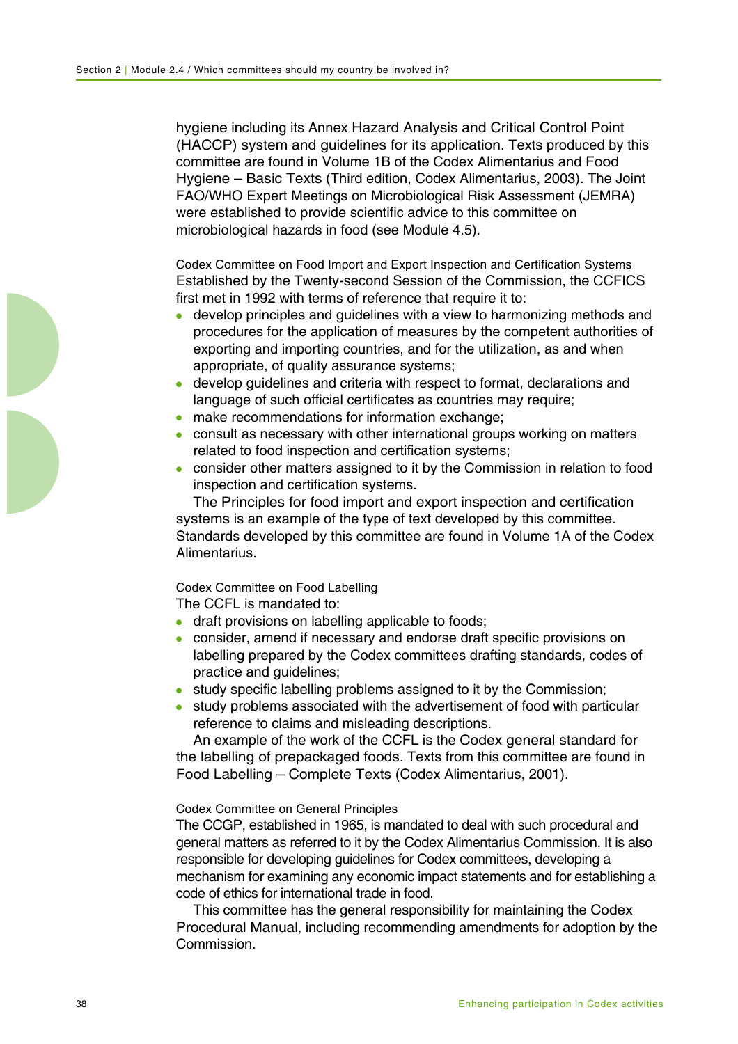hygiene including its Annex Hazard Analysis and Critical Control Point (HACCP) system and guidelines for its application. Texts produced by this committee are found in Volume 1B of the Codex Alimentarius and Food Hygiene – Basic Texts (Third edition, Codex Alimentarius, 2003). The Joint FAO/WHO Expert Meetings on Microbiological Risk Assessment (JEMRA) were established to provide scientific advice to this committee on microbiological hazards in food (see Module 4.5).

#### Codex Committee on Food Import and Export Inspection and Certification Systems

Established by the Twenty-second Session of the Commission, the CCFICS first met in 1992 with terms of reference that require it to:

- develop principles and guidelines with a view to harmonizing methods and procedures for the application of measures by the competent authorities of exporting and importing countries, and for the utilization, as and when appropriate, of quality assurance systems;
- develop guidelines and criteria with respect to format, declarations and language of such official certificates as countries may require;
- make recommendations for information exchange;
- consult as necessary with other international groups working on matters related to food inspection and certification systems;
- consider other matters assigned to it by the Commission in relation to food inspection and certification systems.

The Principles for food import and export inspection and certification systems is an example of the type of text developed by this committee. Standards developed by this committee are found in Volume 1A of the Codex Alimentarius.

#### Codex Committee on Food Labelling

The CCFL is mandated to:

- draft provisions on labelling applicable to foods;
- consider, amend if necessary and endorse draft specific provisions on labelling prepared by the Codex committees drafting standards, codes of practice and guidelines;
- study specific labelling problems assigned to it by the Commission;
- study problems associated with the advertisement of food with particular reference to claims and misleading descriptions.

An example of the work of the CCFL is the Codex general standard for the labelling of prepackaged foods. Texts from this committee are found in Food Labelling – Complete Texts (Codex Alimentarius, 2001).

#### Codex Committee on General Principles

The CCGP, established in 1965, is mandated to deal with such procedural and general matters as referred to it by the Codex Alimentarius Commission. It is also responsible for developing guidelines for Codex committees, developing a mechanism for examining any economic impact statements and for establishing a code of ethics for international trade in food.

This committee has the general responsibility for maintaining the Codex Procedural Manual, including recommending amendments for adoption by the Commission.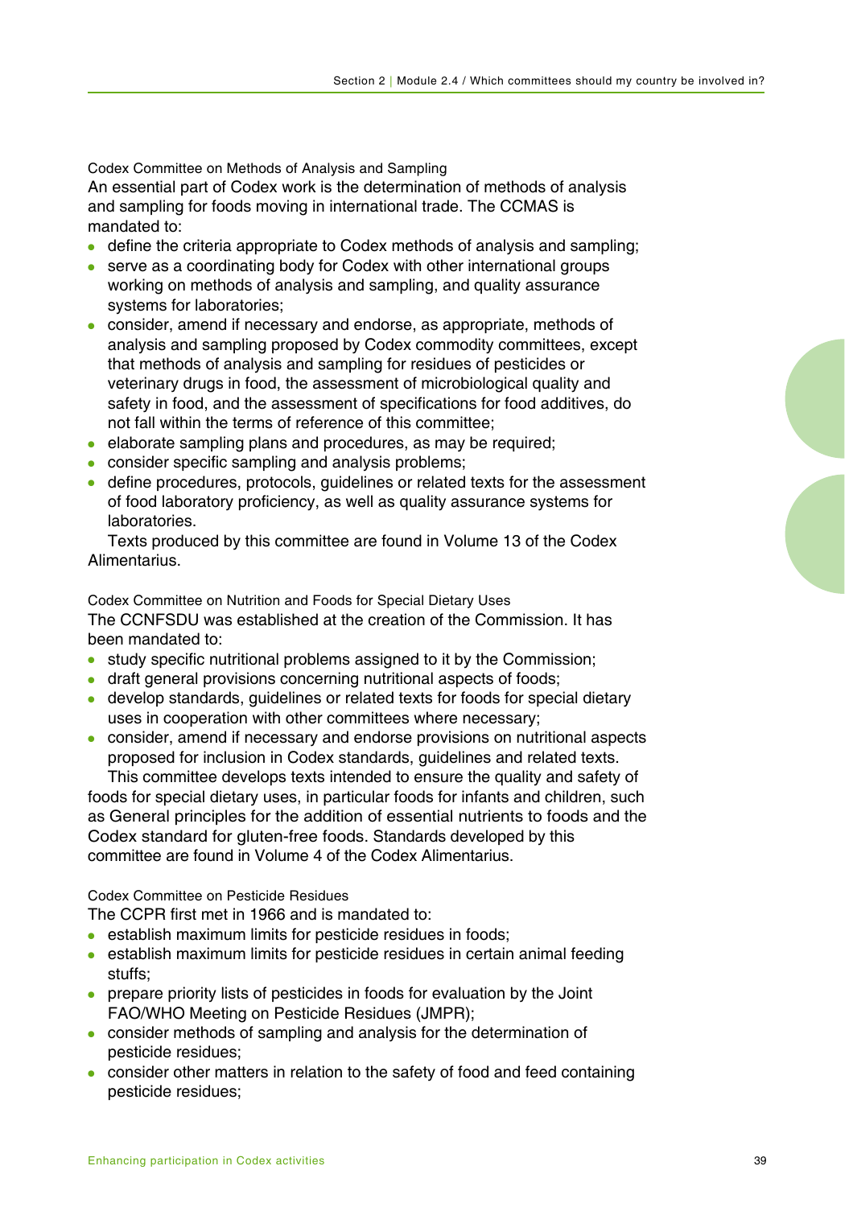### Codex Committee on Methods of Analysis and Sampling

An essential part of Codex work is the determination of methods of analysis and sampling for foods moving in international trade. The CCMAS is mandated to:

- define the criteria appropriate to Codex methods of analysis and sampling;
- serve as a coordinating body for Codex with other international groups working on methods of analysis and sampling, and quality assurance systems for laboratories;
- consider, amend if necessary and endorse, as appropriate, methods of analysis and sampling proposed by Codex commodity committees, except that methods of analysis and sampling for residues of pesticides or veterinary drugs in food, the assessment of microbiological quality and safety in food, and the assessment of specifications for food additives, do not fall within the terms of reference of this committee;
- elaborate sampling plans and procedures, as may be required;
- consider specific sampling and analysis problems;
- define procedures, protocols, guidelines or related texts for the assessment of food laboratory proficiency, as well as quality assurance systems for laboratories.

Texts produced by this committee are found in Volume 13 of the Codex Alimentarius.

### Codex Committee on Nutrition and Foods for Special Dietary Uses

The CCNFSDU was established at the creation of the Commission. It has been mandated to:

- study specific nutritional problems assigned to it by the Commission;
- draft general provisions concerning nutritional aspects of foods;
- develop standards, guidelines or related texts for foods for special dietary uses in cooperation with other committees where necessary;
- consider, amend if necessary and endorse provisions on nutritional aspects proposed for inclusion in Codex standards, guidelines and related texts.

This committee develops texts intended to ensure the quality and safety of foods for special dietary uses, in particular foods for infants and children, such as General principles for the addition of essential nutrients to foods and the Codex standard for gluten-free foods. Standards developed by this committee are found in Volume 4 of the Codex Alimentarius.

### Codex Committee on Pesticide Residues

The CCPR first met in 1966 and is mandated to:

- establish maximum limits for pesticide residues in foods;
- establish maximum limits for pesticide residues in certain animal feeding stuffs;
- prepare priority lists of pesticides in foods for evaluation by the Joint FAO/WHO Meeting on Pesticide Residues (JMPR);
- consider methods of sampling and analysis for the determination of pesticide residues;
- consider other matters in relation to the safety of food and feed containing pesticide residues;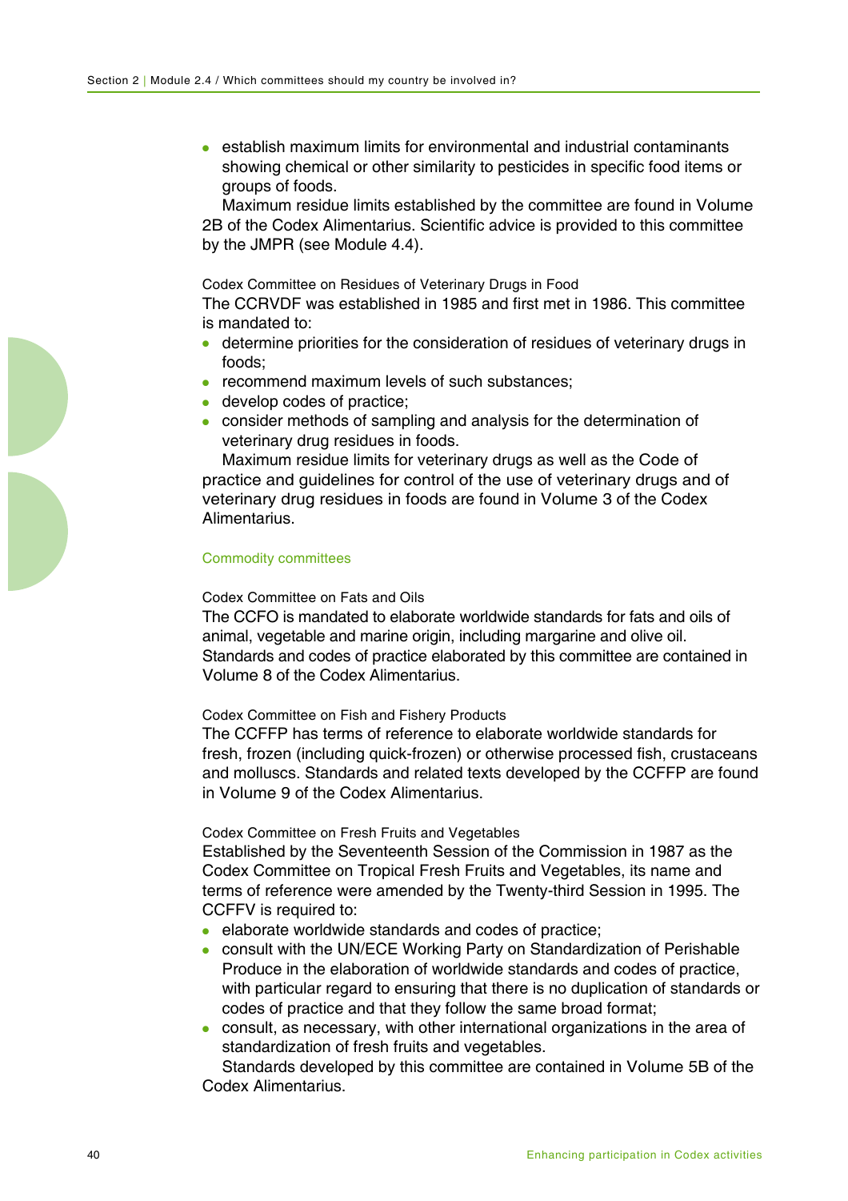- establish maximum limits for environmental and industrial contaminants showing chemical or other similarity to pesticides in specific food items or groups of foods.

Maximum residue limits established by the committee are found in Volume 2B of the Codex Alimentarius. Scientific advice is provided to this committee by the JMPR (see Module 4.4).

#### Codex Committee on Residues of Veterinary Drugs in Food

The CCRVDF was established in 1985 and first met in 1986. This committee is mandated to:

- determine priorities for the consideration of residues of veterinary drugs in foods;
- recommend maximum levels of such substances;
- develop codes of practice;
- consider methods of sampling and analysis for the determination of veterinary drug residues in foods.

Maximum residue limits for veterinary drugs as well as the Code of practice and guidelines for control of the use of veterinary drugs and of veterinary drug residues in foods are found in Volume 3 of the Codex Alimentarius.

### Commodity committees

#### Codex Committee on Fats and Oils

The CCFO is mandated to elaborate worldwide standards for fats and oils of animal, vegetable and marine origin, including margarine and olive oil. Standards and codes of practice elaborated by this committee are contained in Volume 8 of the Codex Alimentarius.

#### Codex Committee on Fish and Fishery Products

The CCFFP has terms of reference to elaborate worldwide standards for fresh, frozen (including quick-frozen) or otherwise processed fish, crustaceans and molluscs. Standards and related texts developed by the CCFFP are found in Volume 9 of the Codex Alimentarius.

#### Codex Committee on Fresh Fruits and Vegetables

Established by the Seventeenth Session of the Commission in 1987 as the Codex Committee on Tropical Fresh Fruits and Vegetables, its name and terms of reference were amended by the Twenty-third Session in 1995. The CCFFV is required to:

- elaborate worldwide standards and codes of practice;
- consult with the UN/ECE Working Party on Standardization of Perishable Produce in the elaboration of worldwide standards and codes of practice, with particular regard to ensuring that there is no duplication of standards or codes of practice and that they follow the same broad format;
- consult, as necessary, with other international organizations in the area of standardization of fresh fruits and vegetables.

Standards developed by this committee are contained in Volume 5B of the Codex Alimentarius.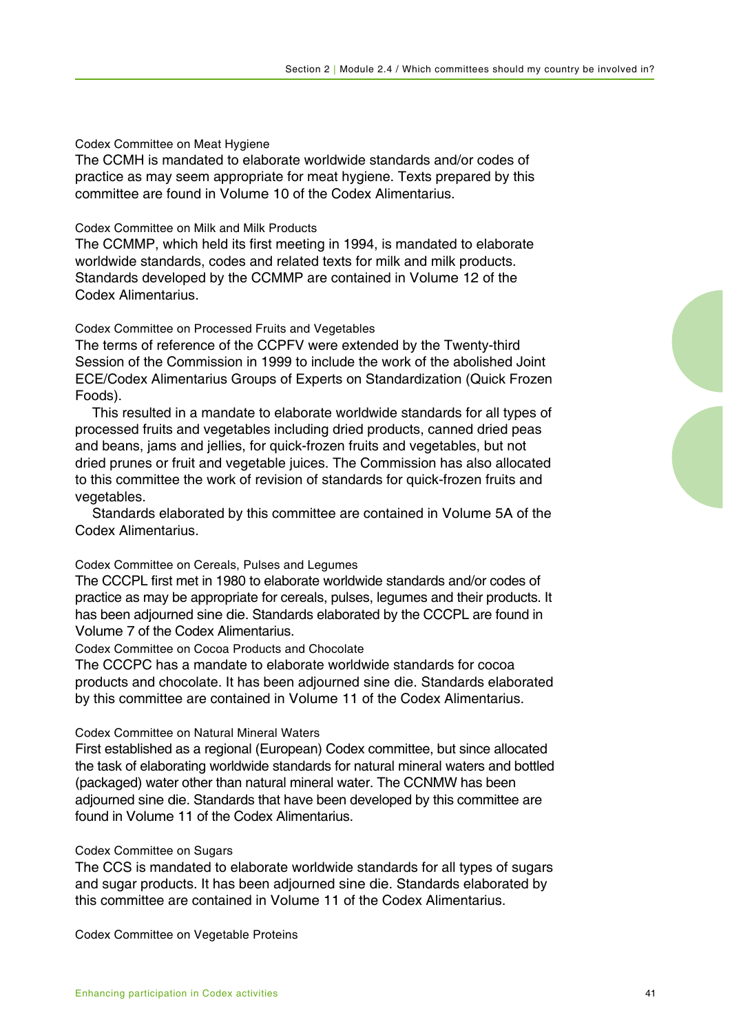### Codex Committee on Meat Hygiene

The CCMH is mandated to elaborate worldwide standards and/or codes of practice as may seem appropriate for meat hygiene. Texts prepared by this committee are found in Volume 10 of the Codex Alimentarius.

### Codex Committee on Milk and Milk Products

The CCMMP, which held its first meeting in 1994, is mandated to elaborate worldwide standards, codes and related texts for milk and milk products. Standards developed by the CCMMP are contained in Volume 12 of the Codex Alimentarius.

### Codex Committee on Processed Fruits and Vegetables

The terms of reference of the CCPFV were extended by the Twenty-third Session of the Commission in 1999 to include the work of the abolished Joint ECE/Codex Alimentarius Groups of Experts on Standardization (Quick Frozen Foods).

This resulted in a mandate to elaborate worldwide standards for all types of processed fruits and vegetables including dried products, canned dried peas and beans, jams and jellies, for quick-frozen fruits and vegetables, but not dried prunes or fruit and vegetable juices. The Commission has also allocated to this committee the work of revision of standards for quick-frozen fruits and vegetables.

Standards elaborated by this committee are contained in Volume 5A of the Codex Alimentarius.

### Codex Committee on Cereals, Pulses and Legumes

The CCCPL first met in 1980 to elaborate worldwide standards and/or codes of practice as may be appropriate for cereals, pulses, legumes and their products. It has been adjourned sine die. Standards elaborated by the CCCPL are found in Volume 7 of the Codex Alimentarius.

### Codex Committee on Cocoa Products and Chocolate

The CCCPC has a mandate to elaborate worldwide standards for cocoa products and chocolate. It has been adjourned sine die. Standards elaborated by this committee are contained in Volume 11 of the Codex Alimentarius.

### Codex Committee on Natural Mineral Waters

First established as a regional (European) Codex committee, but since allocated the task of elaborating worldwide standards for natural mineral waters and bottled (packaged) water other than natural mineral water. The CCNMW has been adjourned sine die. Standards that have been developed by this committee are found in Volume 11 of the Codex Alimentarius.

### Codex Committee on Sugars

The CCS is mandated to elaborate worldwide standards for all types of sugars and sugar products. It has been adjourned sine die. Standards elaborated by this committee are contained in Volume 11 of the Codex Alimentarius.

### Codex Committee on Vegetable Proteins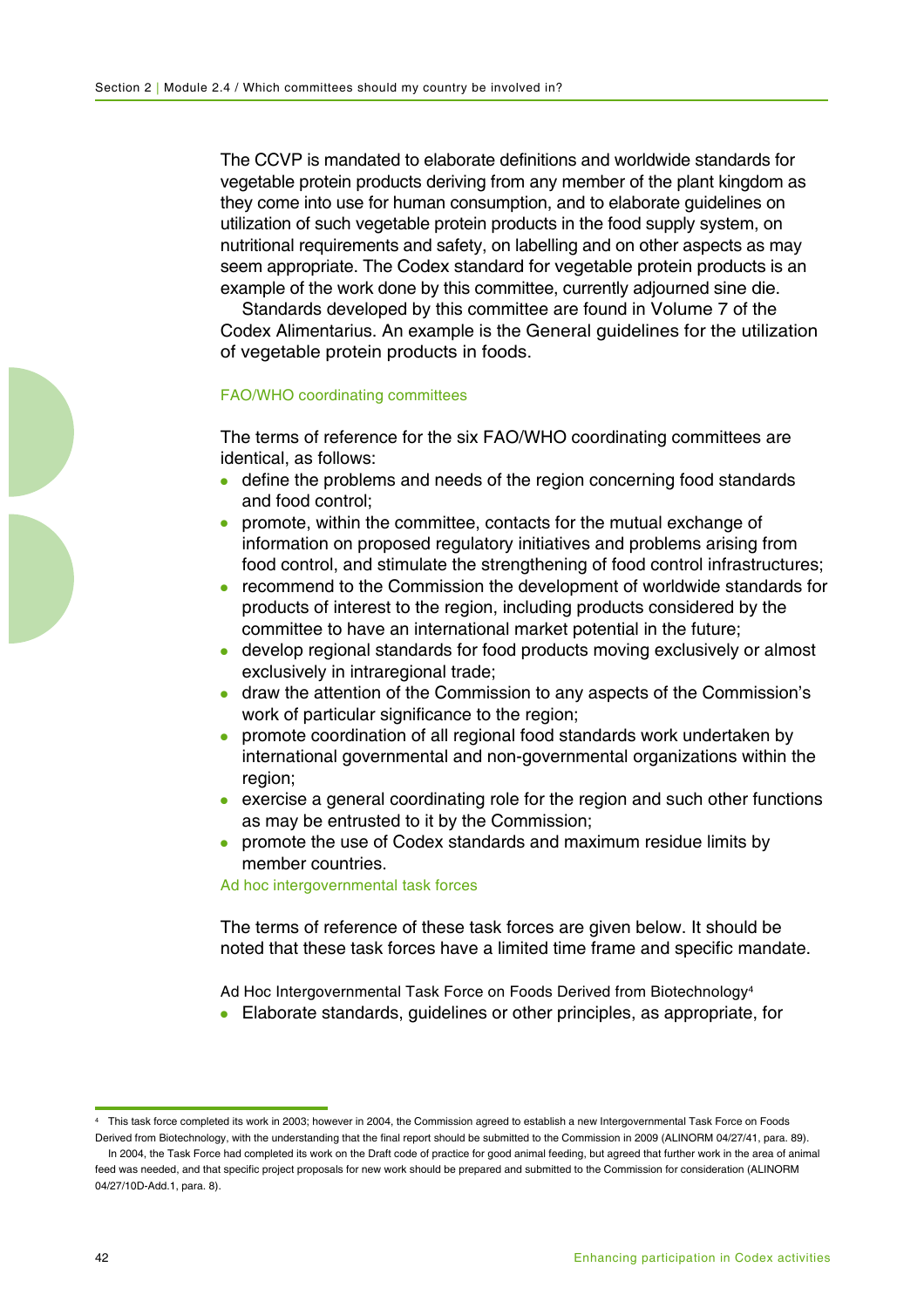The CCVP is mandated to elaborate definitions and worldwide standards for vegetable protein products deriving from any member of the plant kingdom as they come into use for human consumption, and to elaborate guidelines on utilization of such vegetable protein products in the food supply system, on nutritional requirements and safety, on labelling and on other aspects as may seem appropriate. The Codex standard for vegetable protein products is an example of the work done by this committee, currently adjourned sine die.

Standards developed by this committee are found in Volume 7 of the Codex Alimentarius. An example is the General guidelines for the utilization of vegetable protein products in foods.

### FAO/WHO coordinating committees

The terms of reference for the six FAO/WHO coordinating committees are identical, as follows:

- define the problems and needs of the region concerning food standards and food control;
- promote, within the committee, contacts for the mutual exchange of information on proposed regulatory initiatives and problems arising from food control, and stimulate the strengthening of food control infrastructures;
- recommend to the Commission the development of worldwide standards for products of interest to the region, including products considered by the committee to have an international market potential in the future;
- develop regional standards for food products moving exclusively or almost exclusively in intraregional trade;
- draw the attention of the Commission to any aspects of the Commission's work of particular significance to the region;
- promote coordination of all regional food standards work undertaken by international governmental and non-governmental organizations within the region;
- exercise a general coordinating role for the region and such other functions as may be entrusted to it by the Commission;
- promote the use of Codex standards and maximum residue limits by member countries.

### Ad hoc intergovernmental task forces

The terms of reference of these task forces are given below. It should be noted that these task forces have a limited time frame and specific mandate.

Ad Hoc Intergovernmental Task Force on Foods Derived from Biotechnology[4]

- Elaborate standards, guidelines or other principles, as appropriate, for

[4] This task force completed its work in 2003; however in 2004, the Commission agreed to establish a new Intergovernmental Task Force on Foods Derived from Biotechnology, with the understanding that the final report should be submitted to the Commission in 2009 (ALINORM 04/27/41, para. 89).

In 2004, the Task Force had completed its work on the Draft code of practice for good animal feeding, but agreed that further work in the area of animal feed was needed, and that specific project proposals for new work should be prepared and submitted to the Commission for consideration (ALINORM 04/27/10D-Add.1, para. 8).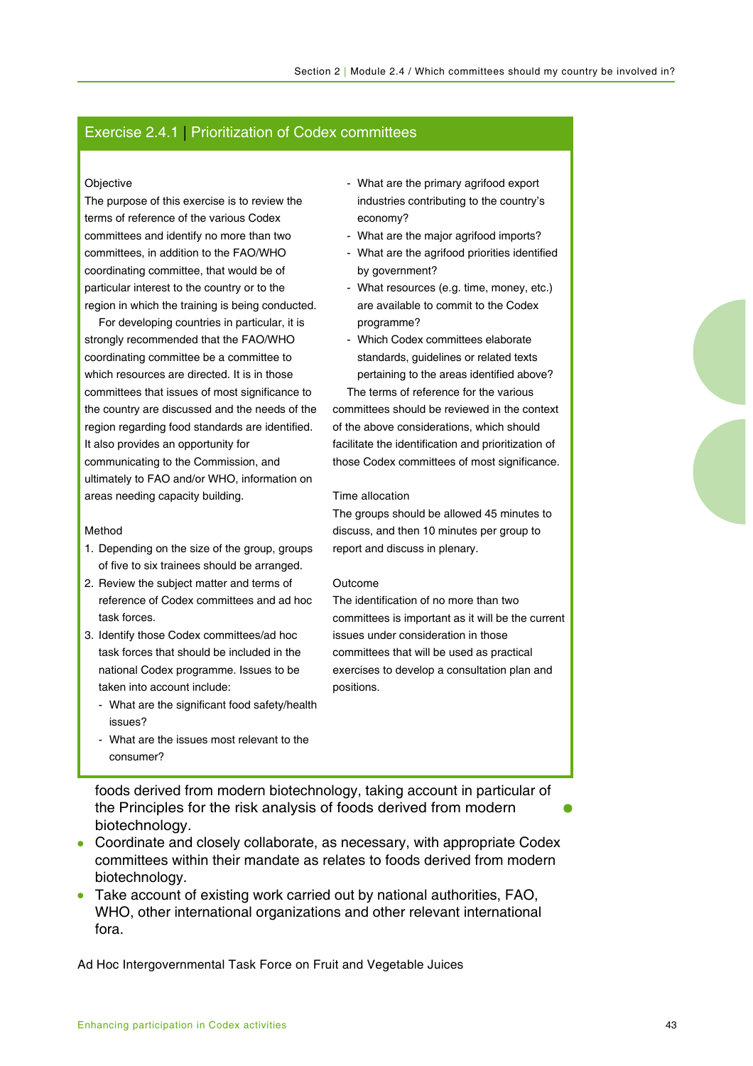## Exercise 2.4.1 | Prioritization of Codex committees

**Objective**

The purpose of this exercise is to review the terms of reference of the various Codex committees and identify no more than two committees, in addition to the FAO/WHO coordinating committee, that would be of particular interest to the country or to the region in which the training is being conducted.

For developing countries in particular, it is strongly recommended that the FAO/WHO coordinating committee be a committee to which resources are directed. It is in those committees that issues of most significance to the country are discussed and the needs of the region regarding food standards are identified. It also provides an opportunity for communicating to the Commission, and ultimately to FAO and/or WHO, information on areas needing capacity building.

**Method**

1. Depending on the size of the group, groups of five to six trainees should be arranged.
2. Review the subject matter and terms of reference of Codex committees and ad hoc task forces.
3. Identify those Codex committees/ad hoc task forces that should be included in the national Codex programme. Issues to be taken into account include:
   - What are the significant food safety/health issues?
   - What are the issues most relevant to the consumer?
   - What are the primary agrifood export industries contributing to the country's economy?
   - What are the major agrifood imports?
   - What are the agrifood priorities identified by government?
   - What resources (e.g. time, money, etc.) are available to commit to the Codex programme?
   - Which Codex committees elaborate standards, guidelines or related texts pertaining to the areas identified above?

The terms of reference for the various committees should be reviewed in the context of the above considerations, which should facilitate the identification and prioritization of those Codex committees of most significance.

**Time allocation**

The groups should be allowed 45 minutes to discuss, and then 10 minutes per group to report and discuss in plenary.

**Outcome**

The identification of no more than two committees is important as it will be the current issues under consideration in those committees that will be used as practical exercises to develop a consultation plan and positions.

---

foods derived from modern biotechnology, taking account in particular of the Principles for the risk analysis of foods derived from modern biotechnology.

- Coordinate and closely collaborate, as necessary, with appropriate Codex committees within their mandate as relates to foods derived from modern biotechnology.
- Take account of existing work carried out by national authorities, FAO, WHO, other international organizations and other relevant international fora.

Ad Hoc Intergovernmental Task Force on Fruit and Vegetable Juices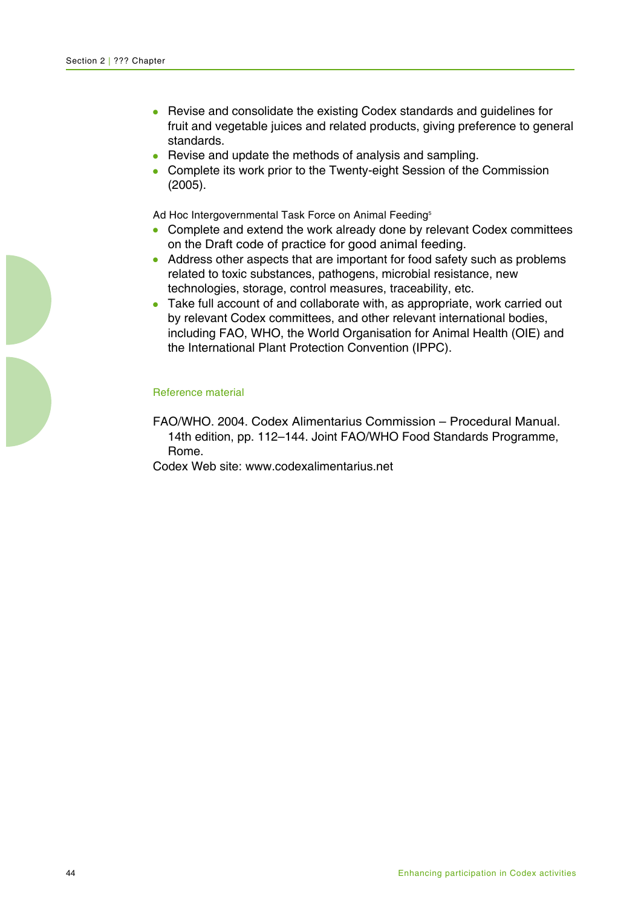- Revise and consolidate the existing Codex standards and guidelines for fruit and vegetable juices and related products, giving preference to general standards.
- Revise and update the methods of analysis and sampling.
- Complete its work prior to the Twenty-eight Session of the Commission (2005).

Ad Hoc Intergovernmental Task Force on Animal Feeding[5]

- Complete and extend the work already done by relevant Codex committees on the Draft code of practice for good animal feeding.
- Address other aspects that are important for food safety such as problems related to toxic substances, pathogens, microbial resistance, new technologies, storage, control measures, traceability, etc.
- Take full account of and collaborate with, as appropriate, work carried out by relevant Codex committees, and other relevant international bodies, including FAO, WHO, the World Organisation for Animal Health (OIE) and the International Plant Protection Convention (IPPC).

### Reference material

FAO/WHO. 2004. Codex Alimentarius Commission – Procedural Manual. 14th edition, pp. 112–144. Joint FAO/WHO Food Standards Programme, Rome.

Codex Web site: www.codexalimentarius.net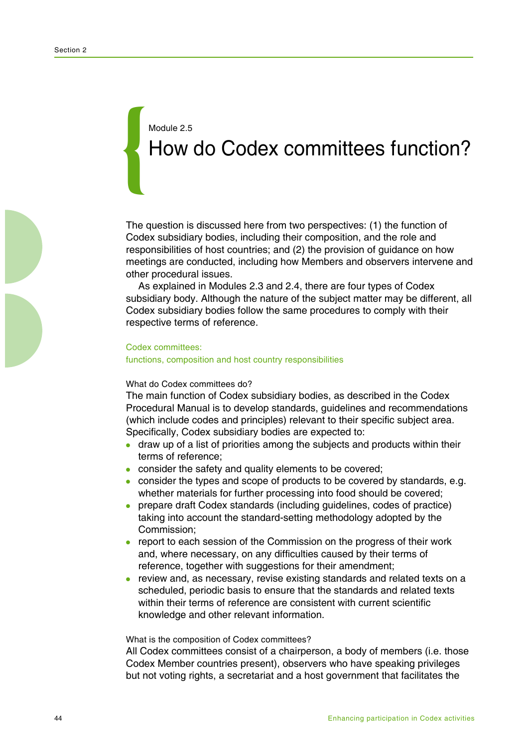Module 2.5

# How do Codex committees function?

The question is discussed here from two perspectives: (1) the function of Codex subsidiary bodies, including their composition, and the role and responsibilities of host countries; and (2) the provision of guidance on how meetings are conducted, including how Members and observers intervene and other procedural issues.

As explained in Modules 2.3 and 2.4, there are four types of Codex subsidiary body. Although the nature of the subject matter may be different, all Codex subsidiary bodies follow the same procedures to comply with their respective terms of reference.

## Codex committees: functions, composition and host country responsibilities

### What do Codex committees do?

The main function of Codex subsidiary bodies, as described in the Codex Procedural Manual is to develop standards, guidelines and recommendations (which include codes and principles) relevant to their specific subject area. Specifically, Codex subsidiary bodies are expected to:

- draw up of a list of priorities among the subjects and products within their terms of reference;
- consider the safety and quality elements to be covered;
- consider the types and scope of products to be covered by standards, e.g. whether materials for further processing into food should be covered;
- prepare draft Codex standards (including guidelines, codes of practice) taking into account the standard-setting methodology adopted by the Commission;
- report to each session of the Commission on the progress of their work and, where necessary, on any difficulties caused by their terms of reference, together with suggestions for their amendment;
- review and, as necessary, revise existing standards and related texts on a scheduled, periodic basis to ensure that the standards and related texts within their terms of reference are consistent with current scientific knowledge and other relevant information.

### What is the composition of Codex committees?

All Codex committees consist of a chairperson, a body of members (i.e. those Codex Member countries present), observers who have speaking privileges but not voting rights, a secretariat and a host government that facilitates the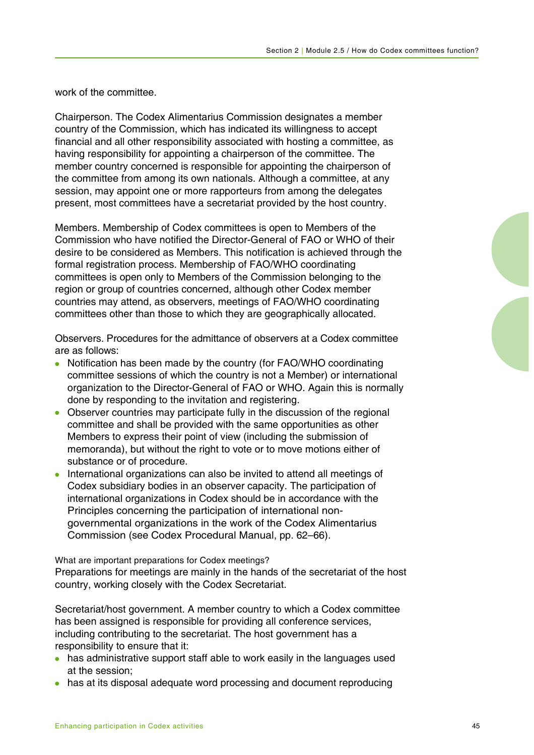work of the committee.

Chairperson. The Codex Alimentarius Commission designates a member country of the Commission, which has indicated its willingness to accept financial and all other responsibility associated with hosting a committee, as having responsibility for appointing a chairperson of the committee. The member country concerned is responsible for appointing the chairperson of the committee from among its own nationals. Although a committee, at any session, may appoint one or more rapporteurs from among the delegates present, most committees have a secretariat provided by the host country.

Members. Membership of Codex committees is open to Members of the Commission who have notified the Director-General of FAO or WHO of their desire to be considered as Members. This notification is achieved through the formal registration process. Membership of FAO/WHO coordinating committees is open only to Members of the Commission belonging to the region or group of countries concerned, although other Codex member countries may attend, as observers, meetings of FAO/WHO coordinating committees other than those to which they are geographically allocated.

Observers. Procedures for the admittance of observers at a Codex committee are as follows:

- Notification has been made by the country (for FAO/WHO coordinating committee sessions of which the country is not a Member) or international organization to the Director-General of FAO or WHO. Again this is normally done by responding to the invitation and registering.
- Observer countries may participate fully in the discussion of the regional committee and shall be provided with the same opportunities as other Members to express their point of view (including the submission of memoranda), but without the right to vote or to move motions either of substance or of procedure.
- International organizations can also be invited to attend all meetings of Codex subsidiary bodies in an observer capacity. The participation of international organizations in Codex should be in accordance with the Principles concerning the participation of international non-governmental organizations in the work of the Codex Alimentarius Commission (see Codex Procedural Manual, pp. 62–66).

### What are important preparations for Codex meetings?

Preparations for meetings are mainly in the hands of the secretariat of the host country, working closely with the Codex Secretariat.

Secretariat/host government. A member country to which a Codex committee has been assigned is responsible for providing all conference services, including contributing to the secretariat. The host government has a responsibility to ensure that it:

- has administrative support staff able to work easily in the languages used at the session;
- has at its disposal adequate word processing and document reproducing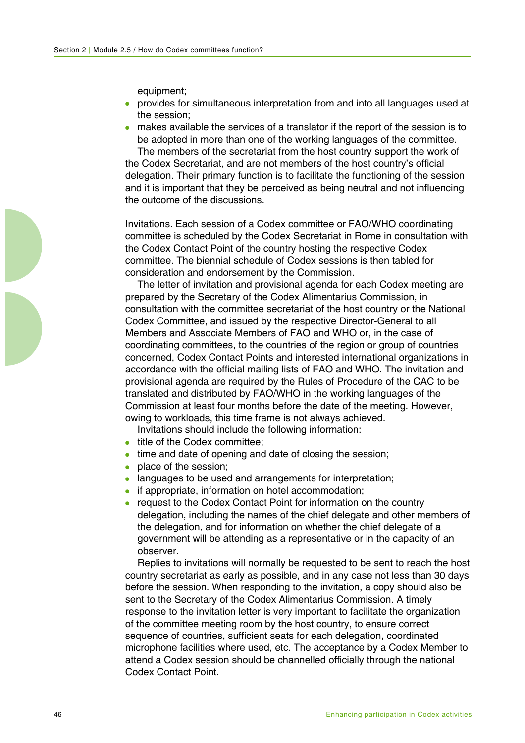equipment;

- provides for simultaneous interpretation from and into all languages used at the session;
- makes available the services of a translator if the report of the session is to be adopted in more than one of the working languages of the committee.

The members of the secretariat from the host country support the work of the Codex Secretariat, and are not members of the host country's official delegation. Their primary function is to facilitate the functioning of the session and it is important that they be perceived as being neutral and not influencing the outcome of the discussions.

Invitations. Each session of a Codex committee or FAO/WHO coordinating committee is scheduled by the Codex Secretariat in Rome in consultation with the Codex Contact Point of the country hosting the respective Codex committee. The biennial schedule of Codex sessions is then tabled for consideration and endorsement by the Commission.

The letter of invitation and provisional agenda for each Codex meeting are prepared by the Secretary of the Codex Alimentarius Commission, in consultation with the committee secretariat of the host country or the National Codex Committee, and issued by the respective Director-General to all Members and Associate Members of FAO and WHO or, in the case of coordinating committees, to the countries of the region or group of countries concerned, Codex Contact Points and interested international organizations in accordance with the official mailing lists of FAO and WHO. The invitation and provisional agenda are required by the Rules of Procedure of the CAC to be translated and distributed by FAO/WHO in the working languages of the Commission at least four months before the date of the meeting. However, owing to workloads, this time frame is not always achieved.

Invitations should include the following information:

- title of the Codex committee;
- time and date of opening and date of closing the session;
- place of the session;
- languages to be used and arrangements for interpretation;
- if appropriate, information on hotel accommodation;
- request to the Codex Contact Point for information on the country delegation, including the names of the chief delegate and other members of the delegation, and for information on whether the chief delegate of a government will be attending as a representative or in the capacity of an observer.

Replies to invitations will normally be requested to be sent to reach the host country secretariat as early as possible, and in any case not less than 30 days before the session. When responding to the invitation, a copy should also be sent to the Secretary of the Codex Alimentarius Commission. A timely response to the invitation letter is very important to facilitate the organization of the committee meeting room by the host country, to ensure correct sequence of countries, sufficient seats for each delegation, coordinated microphone facilities where used, etc. The acceptance by a Codex Member to attend a Codex session should be channelled officially through the national Codex Contact Point.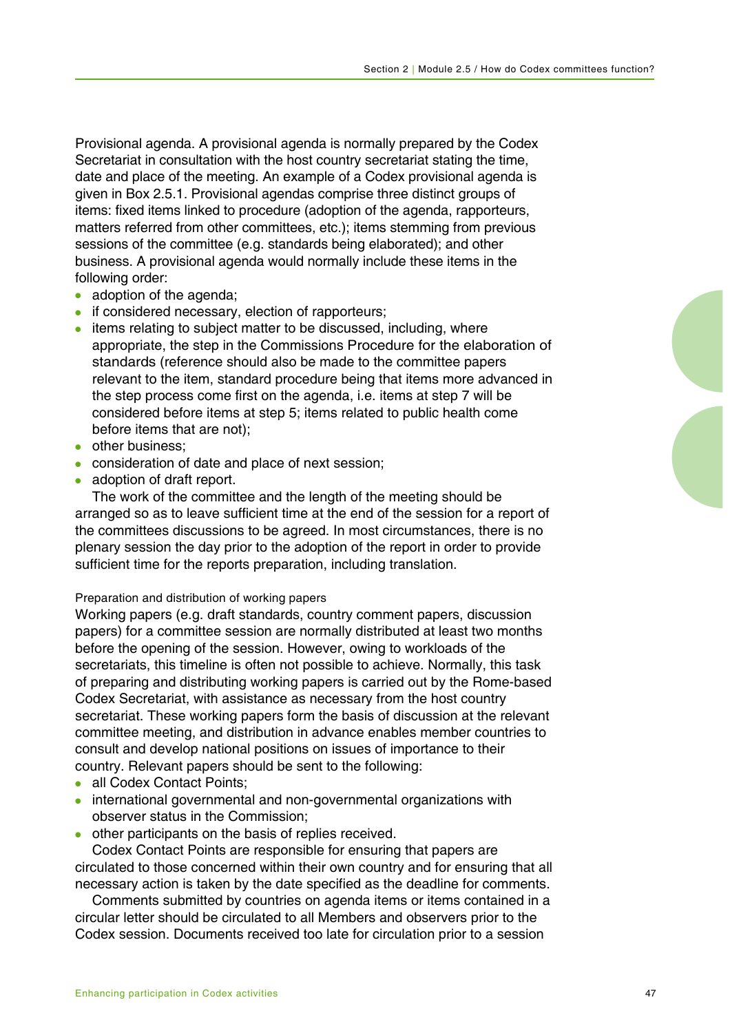Provisional agenda. A provisional agenda is normally prepared by the Codex Secretariat in consultation with the host country secretariat stating the time, date and place of the meeting. An example of a Codex provisional agenda is given in Box 2.5.1. Provisional agendas comprise three distinct groups of items: fixed items linked to procedure (adoption of the agenda, rapporteurs, matters referred from other committees, etc.); items stemming from previous sessions of the committee (e.g. standards being elaborated); and other business. A provisional agenda would normally include these items in the following order:

- adoption of the agenda;
- if considered necessary, election of rapporteurs;
- items relating to subject matter to be discussed, including, where appropriate, the step in the Commissions Procedure for the elaboration of standards (reference should also be made to the committee papers relevant to the item, standard procedure being that items more advanced in the step process come first on the agenda, i.e. items at step 7 will be considered before items at step 5; items related to public health come before items that are not);
- other business;
- consideration of date and place of next session;
- adoption of draft report.

The work of the committee and the length of the meeting should be arranged so as to leave sufficient time at the end of the session for a report of the committees discussions to be agreed. In most circumstances, there is no plenary session the day prior to the adoption of the report in order to provide sufficient time for the reports preparation, including translation.

#### Preparation and distribution of working papers

Working papers (e.g. draft standards, country comment papers, discussion papers) for a committee session are normally distributed at least two months before the opening of the session. However, owing to workloads of the secretariats, this timeline is often not possible to achieve. Normally, this task of preparing and distributing working papers is carried out by the Rome-based Codex Secretariat, with assistance as necessary from the host country secretariat. These working papers form the basis of discussion at the relevant committee meeting, and distribution in advance enables member countries to consult and develop national positions on issues of importance to their country. Relevant papers should be sent to the following:

- all Codex Contact Points;
- international governmental and non-governmental organizations with observer status in the Commission;
- other participants on the basis of replies received.

Codex Contact Points are responsible for ensuring that papers are circulated to those concerned within their own country and for ensuring that all necessary action is taken by the date specified as the deadline for comments.

Comments submitted by countries on agenda items or items contained in a circular letter should be circulated to all Members and observers prior to the Codex session. Documents received too late for circulation prior to a session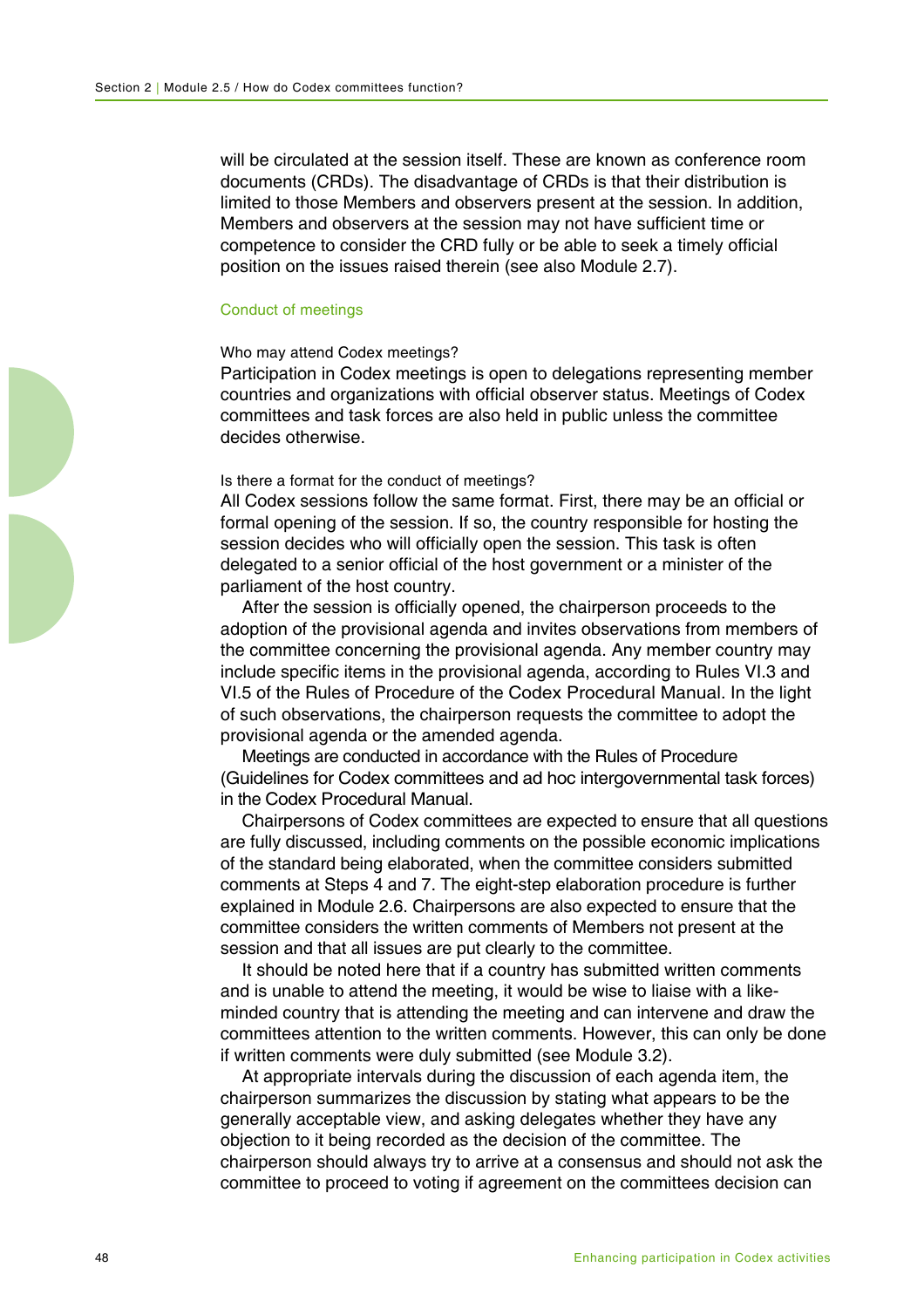will be circulated at the session itself. These are known as conference room documents (CRDs). The disadvantage of CRDs is that their distribution is limited to those Members and observers present at the session. In addition, Members and observers at the session may not have sufficient time or competence to consider the CRD fully or be able to seek a timely official position on the issues raised therein (see also Module 2.7).

## Conduct of meetings

### Who may attend Codex meetings?

Participation in Codex meetings is open to delegations representing member countries and organizations with official observer status. Meetings of Codex committees and task forces are also held in public unless the committee decides otherwise.

### Is there a format for the conduct of meetings?

All Codex sessions follow the same format. First, there may be an official or formal opening of the session. If so, the country responsible for hosting the session decides who will officially open the session. This task is often delegated to a senior official of the host government or a minister of the parliament of the host country.

After the session is officially opened, the chairperson proceeds to the adoption of the provisional agenda and invites observations from members of the committee concerning the provisional agenda. Any member country may include specific items in the provisional agenda, according to Rules VI.3 and VI.5 of the Rules of Procedure of the Codex Procedural Manual. In the light of such observations, the chairperson requests the committee to adopt the provisional agenda or the amended agenda.

Meetings are conducted in accordance with the Rules of Procedure (Guidelines for Codex committees and ad hoc intergovernmental task forces) in the Codex Procedural Manual.

Chairpersons of Codex committees are expected to ensure that all questions are fully discussed, including comments on the possible economic implications of the standard being elaborated, when the committee considers submitted comments at Steps 4 and 7. The eight-step elaboration procedure is further explained in Module 2.6. Chairpersons are also expected to ensure that the committee considers the written comments of Members not present at the session and that all issues are put clearly to the committee.

It should be noted here that if a country has submitted written comments and is unable to attend the meeting, it would be wise to liaise with a like-minded country that is attending the meeting and can intervene and draw the committees attention to the written comments. However, this can only be done if written comments were duly submitted (see Module 3.2).

At appropriate intervals during the discussion of each agenda item, the chairperson summarizes the discussion by stating what appears to be the generally acceptable view, and asking delegates whether they have any objection to it being recorded as the decision of the committee. The chairperson should always try to arrive at a consensus and should not ask the committee to proceed to voting if agreement on the committees decision can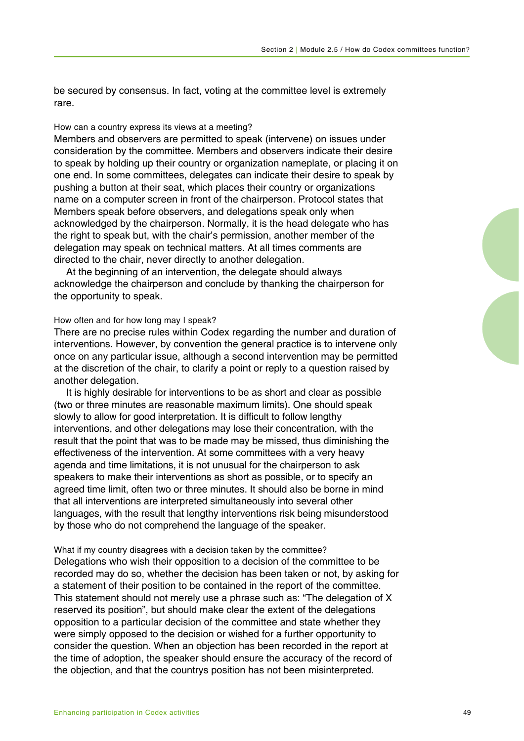be secured by consensus. In fact, voting at the committee level is extremely rare.

### How can a country express its views at a meeting?

Members and observers are permitted to speak (intervene) on issues under consideration by the committee. Members and observers indicate their desire to speak by holding up their country or organization nameplate, or placing it on one end. In some committees, delegates can indicate their desire to speak by pushing a button at their seat, which places their country or organizations name on a computer screen in front of the chairperson. Protocol states that Members speak before observers, and delegations speak only when acknowledged by the chairperson. Normally, it is the head delegate who has the right to speak but, with the chair's permission, another member of the delegation may speak on technical matters. At all times comments are directed to the chair, never directly to another delegation.

At the beginning of an intervention, the delegate should always acknowledge the chairperson and conclude by thanking the chairperson for the opportunity to speak.

### How often and for how long may I speak?

There are no precise rules within Codex regarding the number and duration of interventions. However, by convention the general practice is to intervene only once on any particular issue, although a second intervention may be permitted at the discretion of the chair, to clarify a point or reply to a question raised by another delegation.

It is highly desirable for interventions to be as short and clear as possible (two or three minutes are reasonable maximum limits). One should speak slowly to allow for good interpretation. It is difficult to follow lengthy interventions, and other delegations may lose their concentration, with the result that the point that was to be made may be missed, thus diminishing the effectiveness of the intervention. At some committees with a very heavy agenda and time limitations, it is not unusual for the chairperson to ask speakers to make their interventions as short as possible, or to specify an agreed time limit, often two or three minutes. It should also be borne in mind that all interventions are interpreted simultaneously into several other languages, with the result that lengthy interventions risk being misunderstood by those who do not comprehend the language of the speaker.

### What if my country disagrees with a decision taken by the committee?

Delegations who wish their opposition to a decision of the committee to be recorded may do so, whether the decision has been taken or not, by asking for a statement of their position to be contained in the report of the committee. This statement should not merely use a phrase such as: "The delegation of X reserved its position", but should make clear the extent of the delegations opposition to a particular decision of the committee and state whether they were simply opposed to the decision or wished for a further opportunity to consider the question. When an objection has been recorded in the report at the time of adoption, the speaker should ensure the accuracy of the record of the objection, and that the countrys position has not been misinterpreted.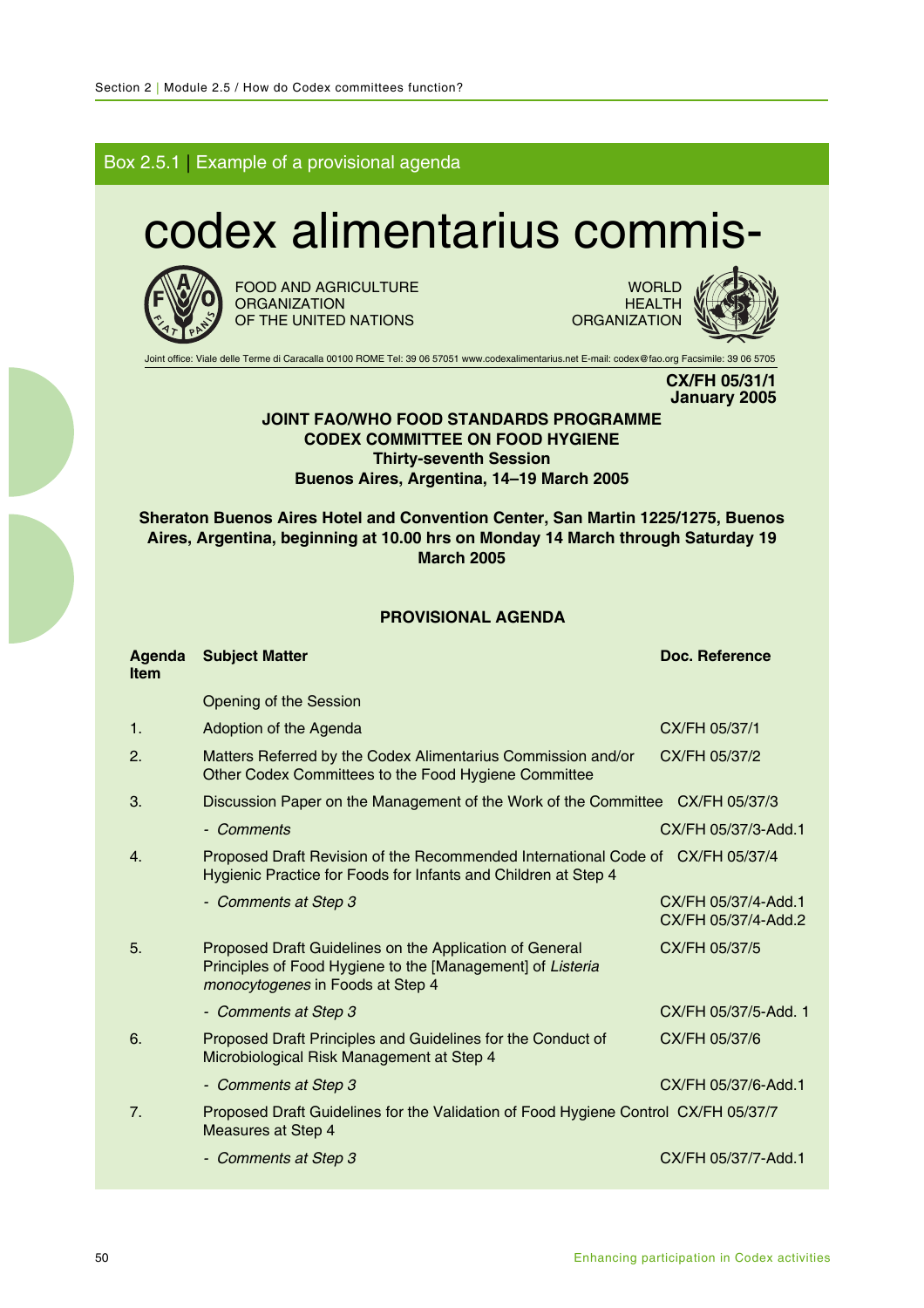Box 2.5.1 | Example of a provisional agenda

# codex alimentarius commis-

FOOD AND AGRICULTURE ORGANIZATION OF THE UNITED NATIONS

WORLD HEALTH ORGANIZATION

Joint office: Viale delle Terme di Caracalla 00100 ROME Tel: 39 06 57051 www.codexalimentarius.net E-mail: codex@fao.org Facsimile: 39 06 5705

**CX/FH 05/31/1**
**January 2005**

**JOINT FAO/WHO FOOD STANDARDS PROGRAMME**
**CODEX COMMITTEE ON FOOD HYGIENE**
**Thirty-seventh Session**
**Buenos Aires, Argentina, 14–19 March 2005**

**Sheraton Buenos Aires Hotel and Convention Center, San Martin 1225/1275, Buenos Aires, Argentina, beginning at 10.00 hrs on Monday 14 March through Saturday 19 March 2005**

**PROVISIONAL AGENDA**

| Agenda Item | Subject Matter | Doc. Reference |
|---|---|---|
| | Opening of the Session | |
| 1. | Adoption of the Agenda | CX/FH 05/37/1 |
| 2. | Matters Referred by the Codex Alimentarius Commission and/or Other Codex Committees to the Food Hygiene Committee | CX/FH 05/37/2 |
| 3. | Discussion Paper on the Management of the Work of the Committee | CX/FH 05/37/3 |
| | - *Comments* | CX/FH 05/37/3-Add.1 |
| 4. | Proposed Draft Revision of the Recommended International Code of Hygienic Practice for Foods for Infants and Children at Step 4 | CX/FH 05/37/4 |
| | - *Comments at Step 3* | CX/FH 05/37/4-Add.1<br>CX/FH 05/37/4-Add.2 |
| 5. | Proposed Draft Guidelines on the Application of General Principles of Food Hygiene to the [Management] of *Listeria monocytogenes* in Foods at Step 4 | CX/FH 05/37/5 |
| | - *Comments at Step 3* | CX/FH 05/37/5-Add. 1 |
| 6. | Proposed Draft Principles and Guidelines for the Conduct of Microbiological Risk Management at Step 4 | CX/FH 05/37/6 |
| | - *Comments at Step 3* | CX/FH 05/37/6-Add.1 |
| 7. | Proposed Draft Guidelines for the Validation of Food Hygiene Control Measures at Step 4 | CX/FH 05/37/7 |
| | - *Comments at Step 3* | CX/FH 05/37/7-Add.1 |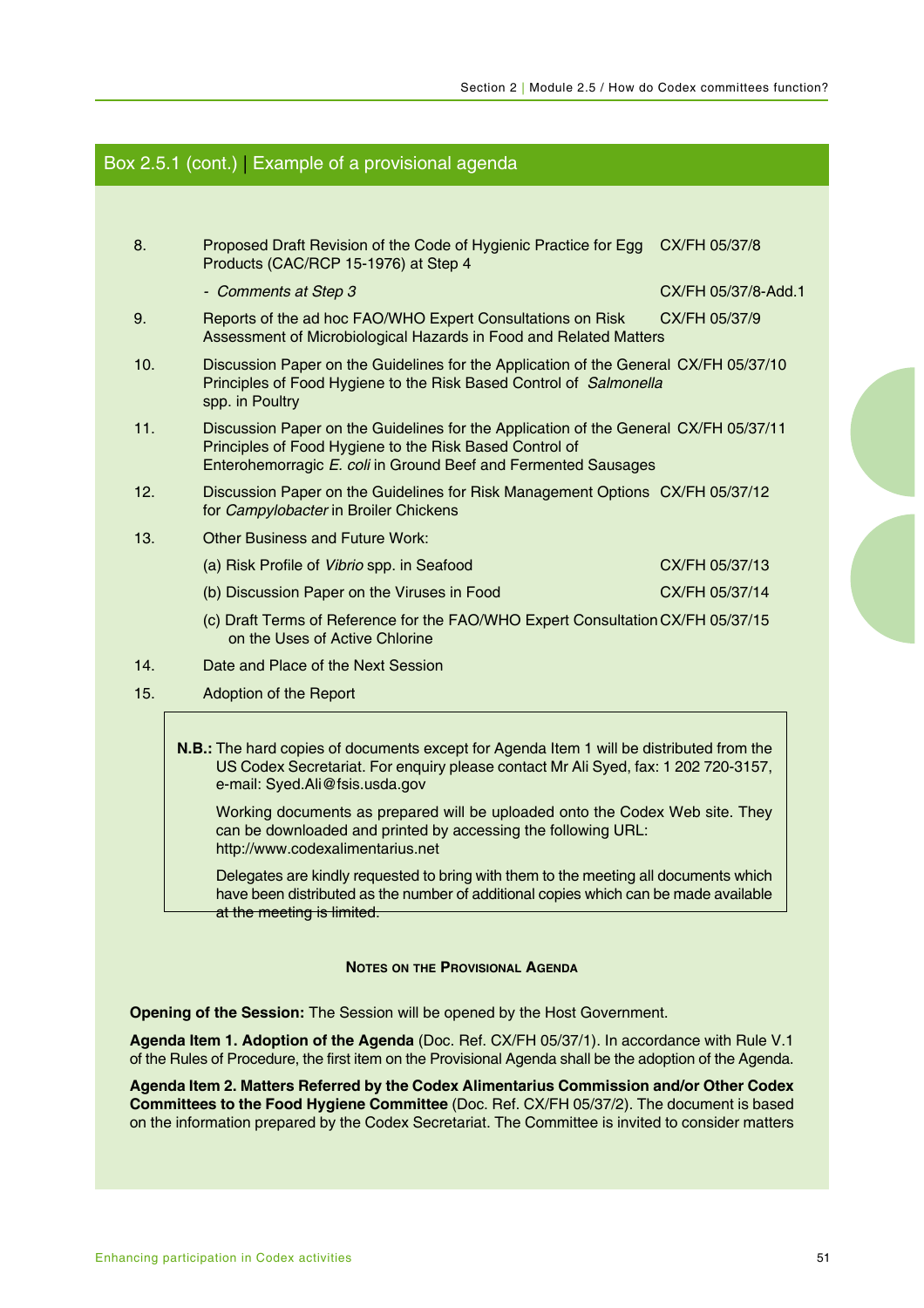## Box 2.5.1 (cont.) | Example of a provisional agenda

| | | |
|---|---|---|
| 8. | Proposed Draft Revision of the Code of Hygienic Practice for Egg Products (CAC/RCP 15-1976) at Step 4 | CX/FH 05/37/8 |
| | - *Comments at Step 3* | CX/FH 05/37/8-Add.1 |
| 9. | Reports of the ad hoc FAO/WHO Expert Consultations on Risk Assessment of Microbiological Hazards in Food and Related Matters | CX/FH 05/37/9 |
| 10. | Discussion Paper on the Guidelines for the Application of the General Principles of Food Hygiene to the Risk Based Control of *Salmonella* spp. in Poultry | CX/FH 05/37/10 |
| 11. | Discussion Paper on the Guidelines for the Application of the General Principles of Food Hygiene to the Risk Based Control of Enterohemorragic *E. coli* in Ground Beef and Fermented Sausages | CX/FH 05/37/11 |
| 12. | Discussion Paper on the Guidelines for Risk Management Options for *Campylobacter* in Broiler Chickens | CX/FH 05/37/12 |
| 13. | Other Business and Future Work: | |
| | (a) Risk Profile of *Vibrio* spp. in Seafood | CX/FH 05/37/13 |
| | (b) Discussion Paper on the Viruses in Food | CX/FH 05/37/14 |
| | (c) Draft Terms of Reference for the FAO/WHO Expert Consultation on the Uses of Active Chlorine | CX/FH 05/37/15 |
| 14. | Date and Place of the Next Session | |
| 15. | Adoption of the Report | |

**N.B.:** The hard copies of documents except for Agenda Item 1 will be distributed from the US Codex Secretariat. For enquiry please contact Mr Ali Syed, fax: 1 202 720-3157, e-mail: Syed.Ali@fsis.usda.gov

Working documents as prepared will be uploaded onto the Codex Web site. They can be downloaded and printed by accessing the following URL: http://www.codexalimentarius.net

Delegates are kindly requested to bring with them to the meeting all documents which have been distributed as the number of additional copies which can be made available at the meeting is limited.

### Notes on the Provisional Agenda

**Opening of the Session:** The Session will be opened by the Host Government.

**Agenda Item 1. Adoption of the Agenda** (Doc. Ref. CX/FH 05/37/1). In accordance with Rule V.1 of the Rules of Procedure, the first item on the Provisional Agenda shall be the adoption of the Agenda.

**Agenda Item 2. Matters Referred by the Codex Alimentarius Commission and/or Other Codex Committees to the Food Hygiene Committee** (Doc. Ref. CX/FH 05/37/2). The document is based on the information prepared by the Codex Secretariat. The Committee is invited to consider matters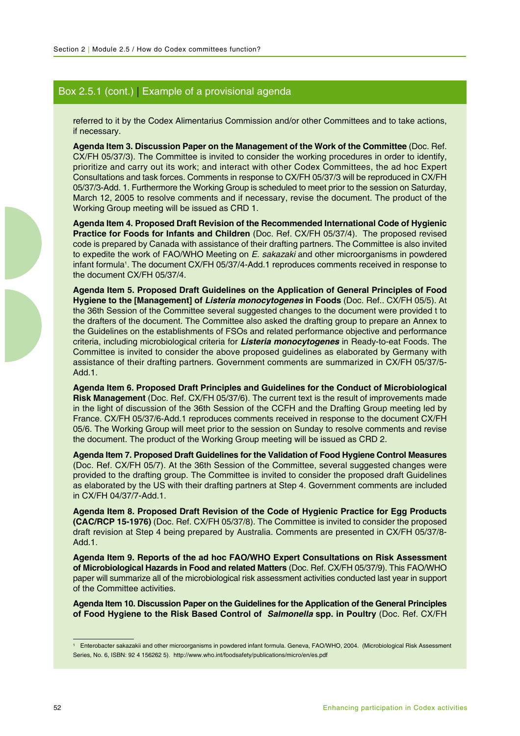## Box 2.5.1 (cont.) | Example of a provisional agenda

referred to it by the Codex Alimentarius Commission and/or other Committees and to take actions, if necessary.

**Agenda Item 3. Discussion Paper on the Management of the Work of the Committee** (Doc. Ref. CX/FH 05/37/3). The Committee is invited to consider the working procedures in order to identify, prioritize and carry out its work; and interact with other Codex Committees, the ad hoc Expert Consultations and task forces. Comments in response to CX/FH 05/37/3 will be reproduced in CX/FH 05/37/3-Add. 1. Furthermore the Working Group is scheduled to meet prior to the session on Saturday, March 12, 2005 to resolve comments and if necessary, revise the document. The product of the Working Group meeting will be issued as CRD 1.

**Agenda Item 4. Proposed Draft Revision of the Recommended International Code of Hygienic Practice for Foods for Infants and Children** (Doc. Ref. CX/FH 05/37/4). The proposed revised code is prepared by Canada with assistance of their drafting partners. The Committee is also invited to expedite the work of FAO/WHO Meeting on *E. sakazaki* and other microorganisms in powdered infant formula[1]. The document CX/FH 05/37/4-Add.1 reproduces comments received in response to the document CX/FH 05/37/4.

**Agenda Item 5. Proposed Draft Guidelines on the Application of General Principles of Food Hygiene to the [Management] of *Listeria monocytogenes* in Foods** (Doc. Ref.. CX/FH 05/5). At the 36th Session of the Committee several suggested changes to the document were provided t to the drafters of the document. The Committee also asked the drafting group to prepare an Annex to the Guidelines on the establishments of FSOs and related performance objective and performance criteria, including microbiological criteria for ***Listeria monocytogenes*** in Ready-to-eat Foods. The Committee is invited to consider the above proposed guidelines as elaborated by Germany with assistance of their drafting partners. Government comments are summarized in CX/FH 05/37/5-Add.1.

**Agenda Item 6. Proposed Draft Principles and Guidelines for the Conduct of Microbiological Risk Management** (Doc. Ref. CX/FH 05/37/6). The current text is the result of improvements made in the light of discussion of the 36th Session of the CCFH and the Drafting Group meeting led by France. CX/FH 05/37/6-Add.1 reproduces comments received in response to the document CX/FH 05/6. The Working Group will meet prior to the session on Sunday to resolve comments and revise the document. The product of the Working Group meeting will be issued as CRD 2.

**Agenda Item 7. Proposed Draft Guidelines for the Validation of Food Hygiene Control Measures** (Doc. Ref. CX/FH 05/7). At the 36th Session of the Committee, several suggested changes were provided to the drafting group. The Committee is invited to consider the proposed draft Guidelines as elaborated by the US with their drafting partners at Step 4. Government comments are included in CX/FH 04/37/7-Add.1.

**Agenda Item 8. Proposed Draft Revision of the Code of Hygienic Practice for Egg Products (CAC/RCP 15-1976)** (Doc. Ref. CX/FH 05/37/8). The Committee is invited to consider the proposed draft revision at Step 4 being prepared by Australia. Comments are presented in CX/FH 05/37/8-Add.1.

**Agenda Item 9. Reports of the ad hoc FAO/WHO Expert Consultations on Risk Assessment of Microbiological Hazards in Food and related Matters** (Doc. Ref. CX/FH 05/37/9). This FAO/WHO paper will summarize all of the microbiological risk assessment activities conducted last year in support of the Committee activities.

**Agenda Item 10. Discussion Paper on the Guidelines for the Application of the General Principles of Food Hygiene to the Risk Based Control of *Salmonella* spp. in Poultry** (Doc. Ref. CX/FH

---

[1] Enterobacter sakazakii and other microorganisms in powdered infant formula. Geneva, FAO/WHO, 2004. (Microbiological Risk Assessment Series, No. 6, ISBN: 92 4 156262 5). http://www.who.int/foodsafety/publications/micro/en/es.pdf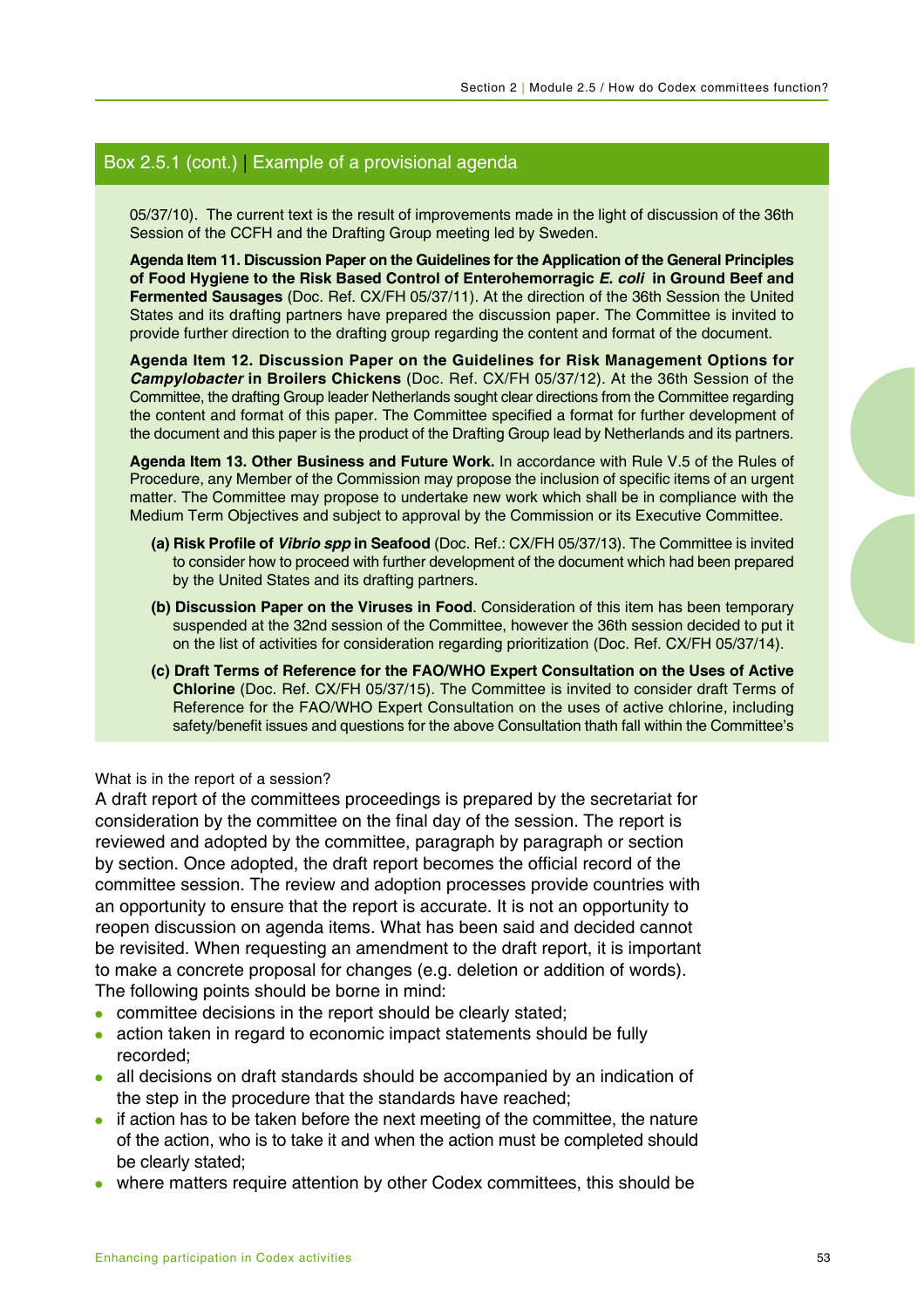## Box 2.5.1 (cont.) | Example of a provisional agenda

05/37/10). The current text is the result of improvements made in the light of discussion of the 36th Session of the CCFH and the Drafting Group meeting led by Sweden.

**Agenda Item 11. Discussion Paper on the Guidelines for the Application of the General Principles of Food Hygiene to the Risk Based Control of Enterohemorragic *E. coli* in Ground Beef and Fermented Sausages** (Doc. Ref. CX/FH 05/37/11). At the direction of the 36th Session the United States and its drafting partners have prepared the discussion paper. The Committee is invited to provide further direction to the drafting group regarding the content and format of the document.

**Agenda Item 12. Discussion Paper on the Guidelines for Risk Management Options for *Campylobacter* in Broilers Chickens** (Doc. Ref. CX/FH 05/37/12). At the 36th Session of the Committee, the drafting Group leader Netherlands sought clear directions from the Committee regarding the content and format of this paper. The Committee specified a format for further development of the document and this paper is the product of the Drafting Group lead by Netherlands and its partners.

**Agenda Item 13. Other Business and Future Work.** In accordance with Rule V.5 of the Rules of Procedure, any Member of the Commission may propose the inclusion of specific items of an urgent matter. The Committee may propose to undertake new work which shall be in compliance with the Medium Term Objectives and subject to approval by the Commission or its Executive Committee.

- **(a) Risk Profile of *Vibrio spp* in Seafood** (Doc. Ref.: CX/FH 05/37/13). The Committee is invited to consider how to proceed with further development of the document which had been prepared by the United States and its drafting partners.
- **(b) Discussion Paper on the Viruses in Food**. Consideration of this item has been temporary suspended at the 32nd session of the Committee, however the 36th session decided to put it on the list of activities for consideration regarding prioritization (Doc. Ref. CX/FH 05/37/14).
- **(c) Draft Terms of Reference for the FAO/WHO Expert Consultation on the Uses of Active Chlorine** (Doc. Ref. CX/FH 05/37/15). The Committee is invited to consider draft Terms of Reference for the FAO/WHO Expert Consultation on the uses of active chlorine, including safety/benefit issues and questions for the above Consultation thath fall within the Committee's

What is in the report of a session?

A draft report of the committees proceedings is prepared by the secretariat for consideration by the committee on the final day of the session. The report is reviewed and adopted by the committee, paragraph by paragraph or section by section. Once adopted, the draft report becomes the official record of the committee session. The review and adoption processes provide countries with an opportunity to ensure that the report is accurate. It is not an opportunity to reopen discussion on agenda items. What has been said and decided cannot be revisited. When requesting an amendment to the draft report, it is important to make a concrete proposal for changes (e.g. deletion or addition of words). The following points should be borne in mind:

- committee decisions in the report should be clearly stated;
- action taken in regard to economic impact statements should be fully recorded;
- all decisions on draft standards should be accompanied by an indication of the step in the procedure that the standards have reached;
- if action has to be taken before the next meeting of the committee, the nature of the action, who is to take it and when the action must be completed should be clearly stated;
- where matters require attention by other Codex committees, this should be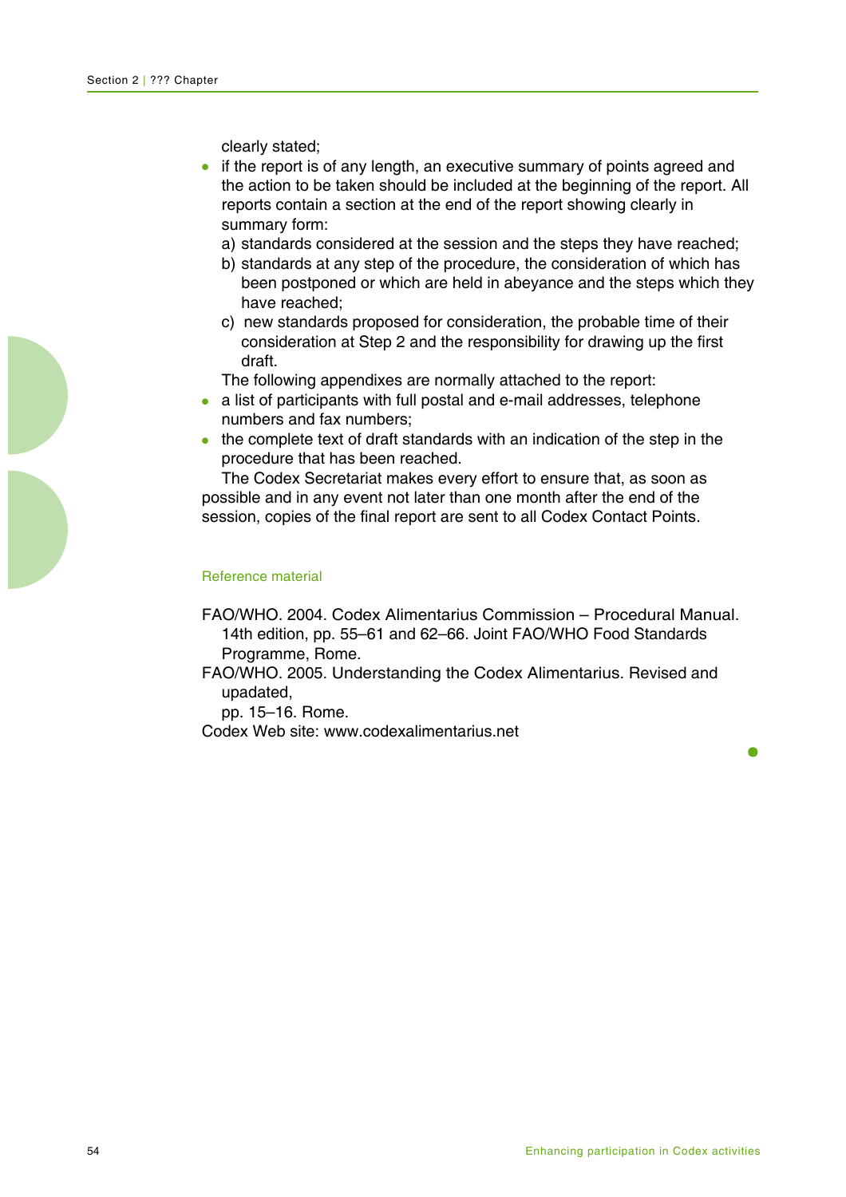clearly stated;

- if the report is of any length, an executive summary of points agreed and the action to be taken should be included at the beginning of the report. All reports contain a section at the end of the report showing clearly in summary form:
  a) standards considered at the session and the steps they have reached;
  b) standards at any step of the procedure, the consideration of which has been postponed or which are held in abeyance and the steps which they have reached;
  c) new standards proposed for consideration, the probable time of their consideration at Step 2 and the responsibility for drawing up the first draft.

  The following appendixes are normally attached to the report:
- a list of participants with full postal and e-mail addresses, telephone numbers and fax numbers;
- the complete text of draft standards with an indication of the step in the procedure that has been reached.

The Codex Secretariat makes every effort to ensure that, as soon as possible and in any event not later than one month after the end of the session, copies of the final report are sent to all Codex Contact Points.

### Reference material

FAO/WHO. 2004. Codex Alimentarius Commission – Procedural Manual. 14th edition, pp. 55–61 and 62–66. Joint FAO/WHO Food Standards Programme, Rome.

FAO/WHO. 2005. Understanding the Codex Alimentarius. Revised and upadated, pp. 15–16. Rome.

Codex Web site: www.codexalimentarius.net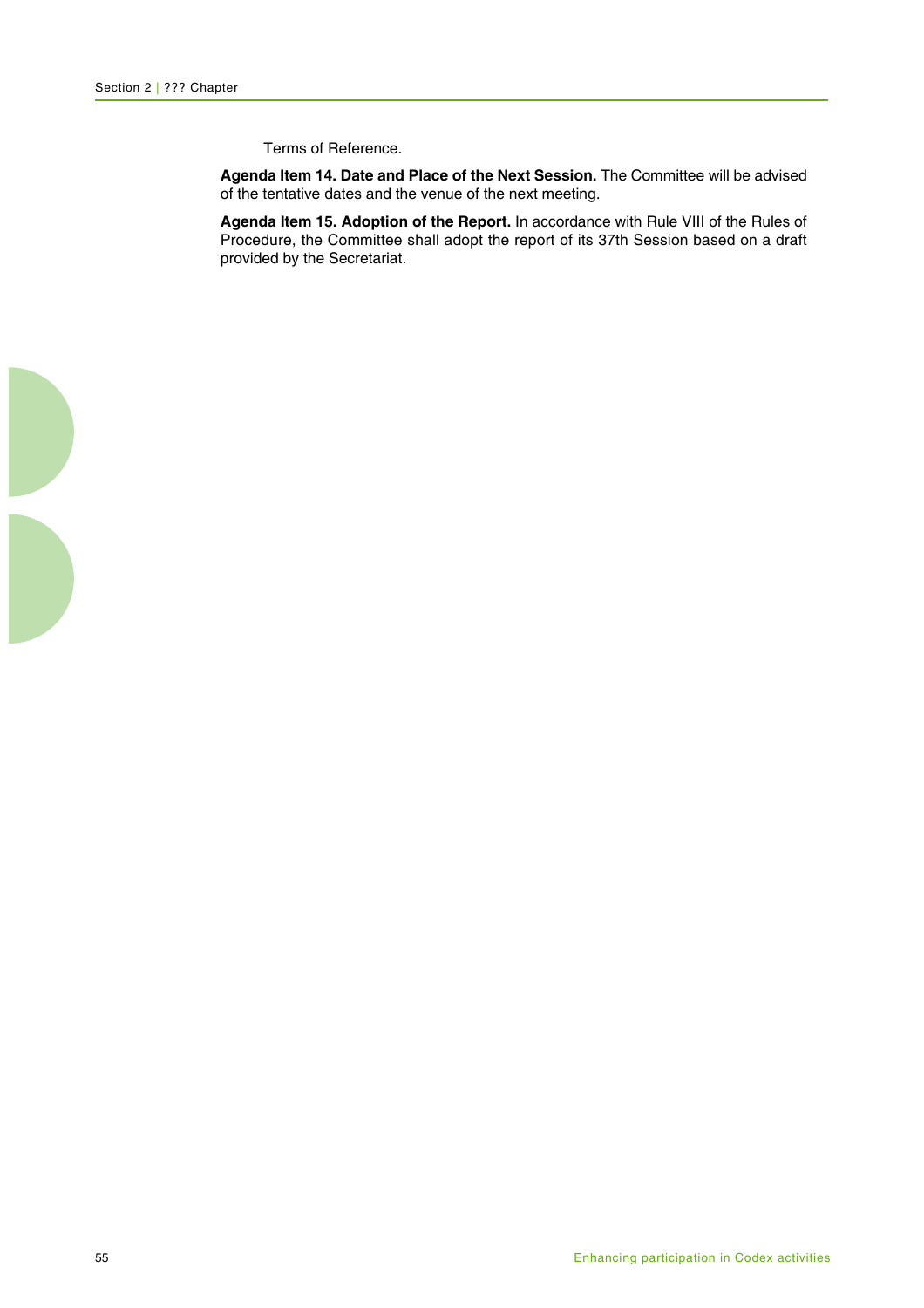Terms of Reference.

**Agenda Item 14. Date and Place of the Next Session.** The Committee will be advised of the tentative dates and the venue of the next meeting.

**Agenda Item 15. Adoption of the Report.** In accordance with Rule VIII of the Rules of Procedure, the Committee shall adopt the report of its 37th Session based on a draft provided by the Secretariat.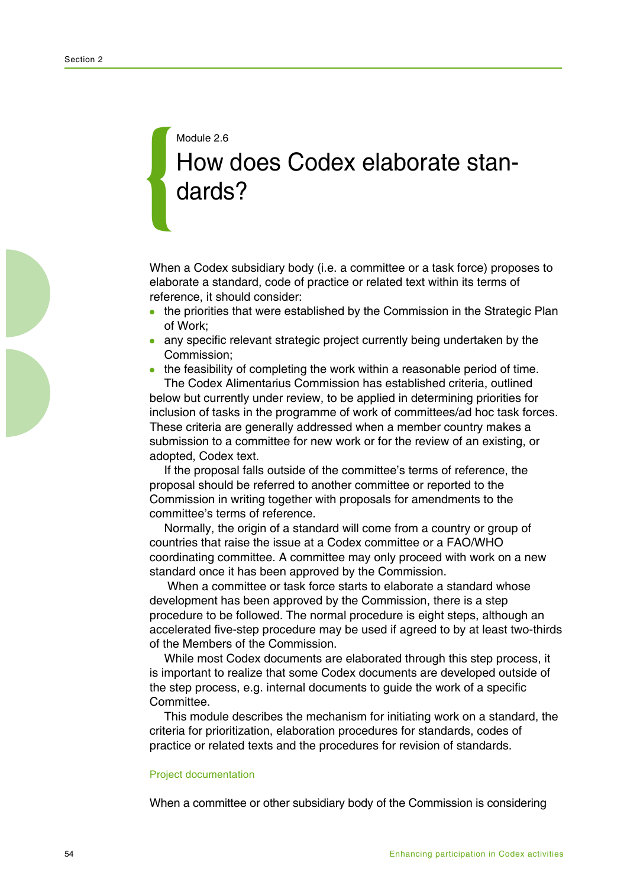Module 2.6

# How does Codex elaborate standards?

When a Codex subsidiary body (i.e. a committee or a task force) proposes to elaborate a standard, code of practice or related text within its terms of reference, it should consider:

- the priorities that were established by the Commission in the Strategic Plan of Work;
- any specific relevant strategic project currently being undertaken by the Commission;
- the feasibility of completing the work within a reasonable period of time.

The Codex Alimentarius Commission has established criteria, outlined below but currently under review, to be applied in determining priorities for inclusion of tasks in the programme of work of committees/ad hoc task forces. These criteria are generally addressed when a member country makes a submission to a committee for new work or for the review of an existing, or adopted, Codex text.

If the proposal falls outside of the committee's terms of reference, the proposal should be referred to another committee or reported to the Commission in writing together with proposals for amendments to the committee's terms of reference.

Normally, the origin of a standard will come from a country or group of countries that raise the issue at a Codex committee or a FAO/WHO coordinating committee. A committee may only proceed with work on a new standard once it has been approved by the Commission.

When a committee or task force starts to elaborate a standard whose development has been approved by the Commission, there is a step procedure to be followed. The normal procedure is eight steps, although an accelerated five-step procedure may be used if agreed to by at least two-thirds of the Members of the Commission.

While most Codex documents are elaborated through this step process, it is important to realize that some Codex documents are developed outside of the step process, e.g. internal documents to guide the work of a specific Committee.

This module describes the mechanism for initiating work on a standard, the criteria for prioritization, elaboration procedures for standards, codes of practice or related texts and the procedures for revision of standards.

### Project documentation

When a committee or other subsidiary body of the Commission is considering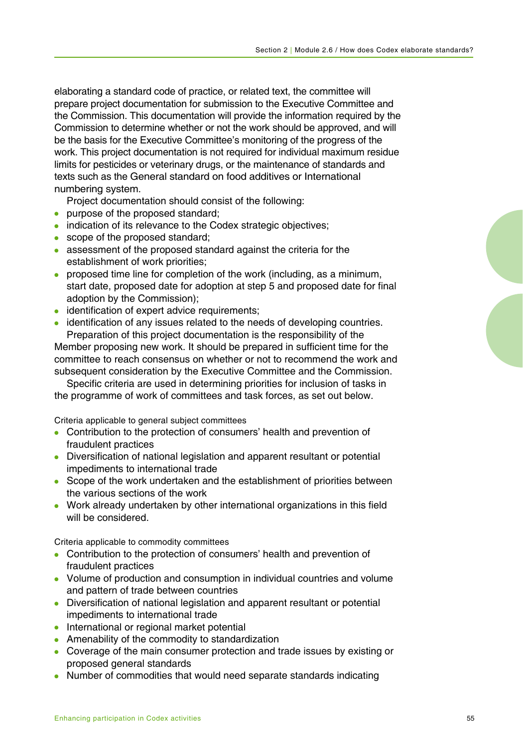elaborating a standard code of practice, or related text, the committee will prepare project documentation for submission to the Executive Committee and the Commission. This documentation will provide the information required by the Commission to determine whether or not the work should be approved, and will be the basis for the Executive Committee's monitoring of the progress of the work. This project documentation is not required for individual maximum residue limits for pesticides or veterinary drugs, or the maintenance of standards and texts such as the General standard on food additives or International numbering system.

Project documentation should consist of the following:

- purpose of the proposed standard;
- indication of its relevance to the Codex strategic objectives;
- scope of the proposed standard;
- assessment of the proposed standard against the criteria for the establishment of work priorities;
- proposed time line for completion of the work (including, as a minimum, start date, proposed date for adoption at step 5 and proposed date for final adoption by the Commission);
- identification of expert advice requirements;
- identification of any issues related to the needs of developing countries.

Preparation of this project documentation is the responsibility of the Member proposing new work. It should be prepared in sufficient time for the committee to reach consensus on whether or not to recommend the work and subsequent consideration by the Executive Committee and the Commission.

Specific criteria are used in determining priorities for inclusion of tasks in the programme of work of committees and task forces, as set out below.

Criteria applicable to general subject committees

- Contribution to the protection of consumers' health and prevention of fraudulent practices
- Diversification of national legislation and apparent resultant or potential impediments to international trade
- Scope of the work undertaken and the establishment of priorities between the various sections of the work
- Work already undertaken by other international organizations in this field will be considered.

Criteria applicable to commodity committees

- Contribution to the protection of consumers' health and prevention of fraudulent practices
- Volume of production and consumption in individual countries and volume and pattern of trade between countries
- Diversification of national legislation and apparent resultant or potential impediments to international trade
- International or regional market potential
- Amenability of the commodity to standardization
- Coverage of the main consumer protection and trade issues by existing or proposed general standards
- Number of commodities that would need separate standards indicating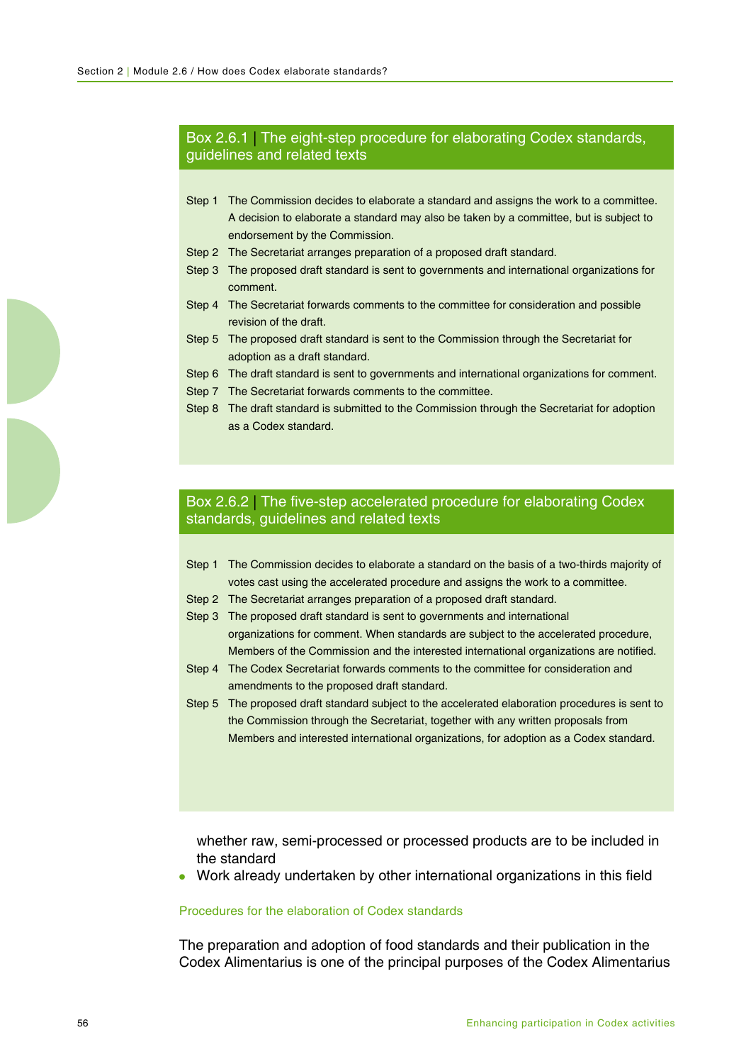### Box 2.6.1 | The eight-step procedure for elaborating Codex standards, guidelines and related texts

- Step 1 The Commission decides to elaborate a standard and assigns the work to a committee. A decision to elaborate a standard may also be taken by a committee, but is subject to endorsement by the Commission.
- Step 2 The Secretariat arranges preparation of a proposed draft standard.
- Step 3 The proposed draft standard is sent to governments and international organizations for comment.
- Step 4 The Secretariat forwards comments to the committee for consideration and possible revision of the draft.
- Step 5 The proposed draft standard is sent to the Commission through the Secretariat for adoption as a draft standard.
- Step 6 The draft standard is sent to governments and international organizations for comment.
- Step 7 The Secretariat forwards comments to the committee.
- Step 8 The draft standard is submitted to the Commission through the Secretariat for adoption as a Codex standard.

### Box 2.6.2 | The five-step accelerated procedure for elaborating Codex standards, guidelines and related texts

- Step 1 The Commission decides to elaborate a standard on the basis of a two-thirds majority of votes cast using the accelerated procedure and assigns the work to a committee.
- Step 2 The Secretariat arranges preparation of a proposed draft standard.
- Step 3 The proposed draft standard is sent to governments and international organizations for comment. When standards are subject to the accelerated procedure, Members of the Commission and the interested international organizations are notified.
- Step 4 The Codex Secretariat forwards comments to the committee for consideration and amendments to the proposed draft standard.
- Step 5 The proposed draft standard subject to the accelerated elaboration procedures is sent to the Commission through the Secretariat, together with any written proposals from Members and interested international organizations, for adoption as a Codex standard.

whether raw, semi-processed or processed products are to be included in the standard

- Work already undertaken by other international organizations in this field

#### Procedures for the elaboration of Codex standards

The preparation and adoption of food standards and their publication in the Codex Alimentarius is one of the principal purposes of the Codex Alimentarius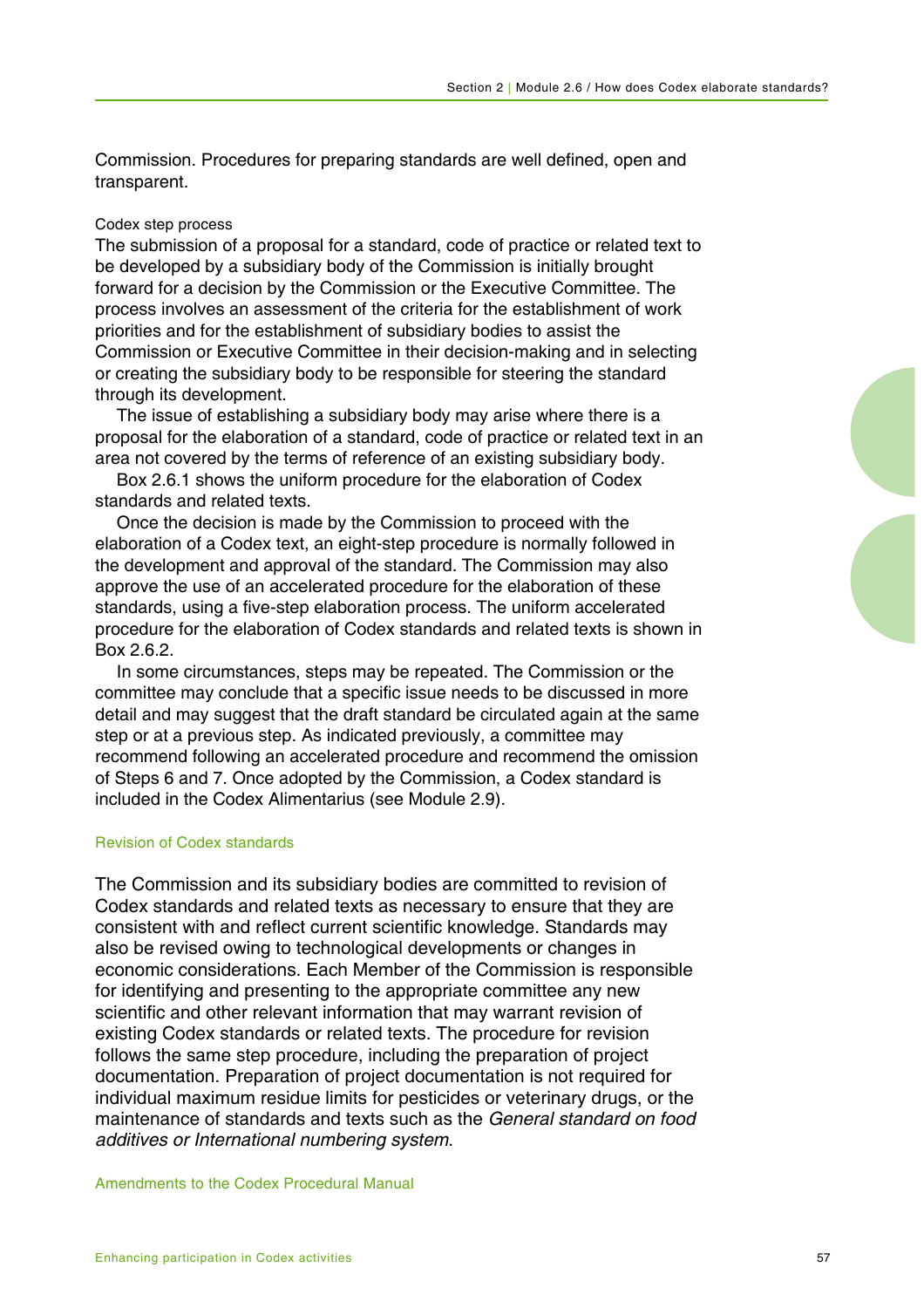Commission. Procedures for preparing standards are well defined, open and transparent.

### Codex step process

The submission of a proposal for a standard, code of practice or related text to be developed by a subsidiary body of the Commission is initially brought forward for a decision by the Commission or the Executive Committee. The process involves an assessment of the criteria for the establishment of work priorities and for the establishment of subsidiary bodies to assist the Commission or Executive Committee in their decision-making and in selecting or creating the subsidiary body to be responsible for steering the standard through its development.

The issue of establishing a subsidiary body may arise where there is a proposal for the elaboration of a standard, code of practice or related text in an area not covered by the terms of reference of an existing subsidiary body.

Box 2.6.1 shows the uniform procedure for the elaboration of Codex standards and related texts.

Once the decision is made by the Commission to proceed with the elaboration of a Codex text, an eight-step procedure is normally followed in the development and approval of the standard. The Commission may also approve the use of an accelerated procedure for the elaboration of these standards, using a five-step elaboration process. The uniform accelerated procedure for the elaboration of Codex standards and related texts is shown in Box 2.6.2.

In some circumstances, steps may be repeated. The Commission or the committee may conclude that a specific issue needs to be discussed in more detail and may suggest that the draft standard be circulated again at the same step or at a previous step. As indicated previously, a committee may recommend following an accelerated procedure and recommend the omission of Steps 6 and 7. Once adopted by the Commission, a Codex standard is included in the Codex Alimentarius (see Module 2.9).

## Revision of Codex standards

The Commission and its subsidiary bodies are committed to revision of Codex standards and related texts as necessary to ensure that they are consistent with and reflect current scientific knowledge. Standards may also be revised owing to technological developments or changes in economic considerations. Each Member of the Commission is responsible for identifying and presenting to the appropriate committee any new scientific and other relevant information that may warrant revision of existing Codex standards or related texts. The procedure for revision follows the same step procedure, including the preparation of project documentation. Preparation of project documentation is not required for individual maximum residue limits for pesticides or veterinary drugs, or the maintenance of standards and texts such as the *General standard on food additives or International numbering system*.

## Amendments to the Codex Procedural Manual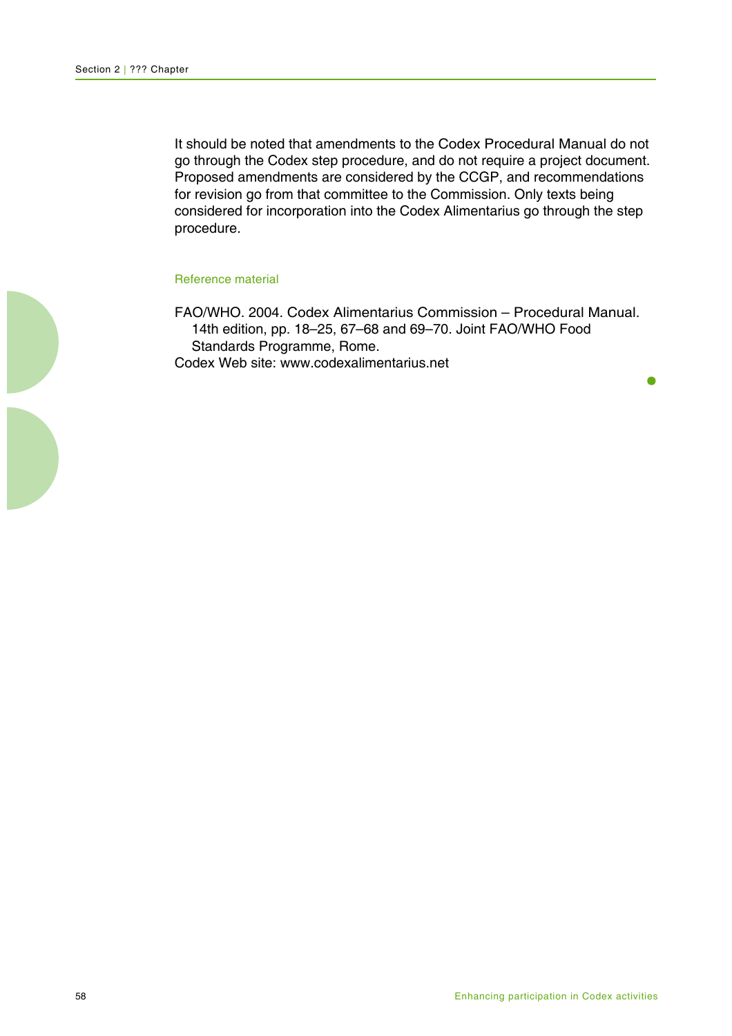It should be noted that amendments to the Codex Procedural Manual do not go through the Codex step procedure, and do not require a project document. Proposed amendments are considered by the CCGP, and recommendations for revision go from that committee to the Commission. Only texts being considered for incorporation into the Codex Alimentarius go through the step procedure.

### Reference material

FAO/WHO. 2004. Codex Alimentarius Commission – Procedural Manual. 14th edition, pp. 18–25, 67–68 and 69–70. Joint FAO/WHO Food Standards Programme, Rome.

Codex Web site: www.codexalimentarius.net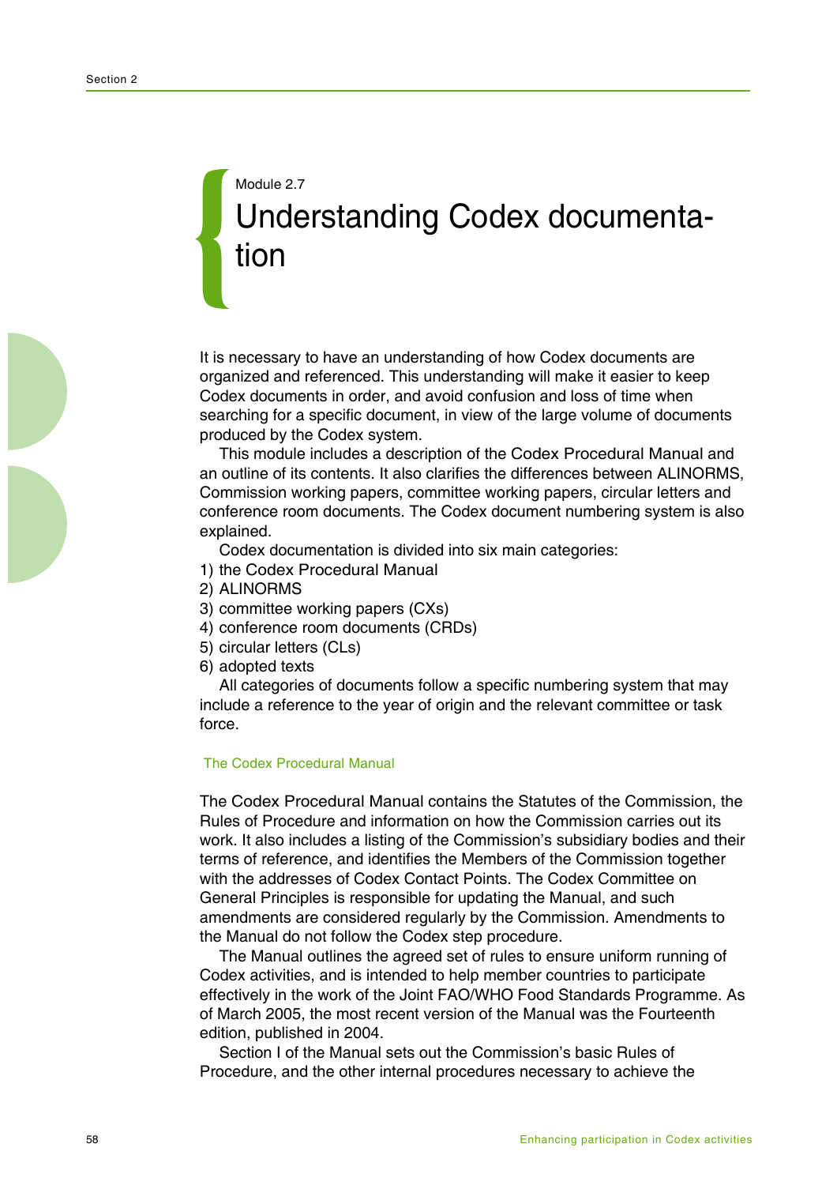Module 2.7

# Understanding Codex documentation

It is necessary to have an understanding of how Codex documents are organized and referenced. This understanding will make it easier to keep Codex documents in order, and avoid confusion and loss of time when searching for a specific document, in view of the large volume of documents produced by the Codex system.

This module includes a description of the Codex Procedural Manual and an outline of its contents. It also clarifies the differences between ALINORMS, Commission working papers, committee working papers, circular letters and conference room documents. The Codex document numbering system is also explained.

Codex documentation is divided into six main categories:

1) the Codex Procedural Manual
2) ALINORMS
3) committee working papers (CXs)
4) conference room documents (CRDs)
5) circular letters (CLs)
6) adopted texts

All categories of documents follow a specific numbering system that may include a reference to the year of origin and the relevant committee or task force.

## The Codex Procedural Manual

The Codex Procedural Manual contains the Statutes of the Commission, the Rules of Procedure and information on how the Commission carries out its work. It also includes a listing of the Commission's subsidiary bodies and their terms of reference, and identifies the Members of the Commission together with the addresses of Codex Contact Points. The Codex Committee on General Principles is responsible for updating the Manual, and such amendments are considered regularly by the Commission. Amendments to the Manual do not follow the Codex step procedure.

The Manual outlines the agreed set of rules to ensure uniform running of Codex activities, and is intended to help member countries to participate effectively in the work of the Joint FAO/WHO Food Standards Programme. As of March 2005, the most recent version of the Manual was the Fourteenth edition, published in 2004.

Section I of the Manual sets out the Commission's basic Rules of Procedure, and the other internal procedures necessary to achieve the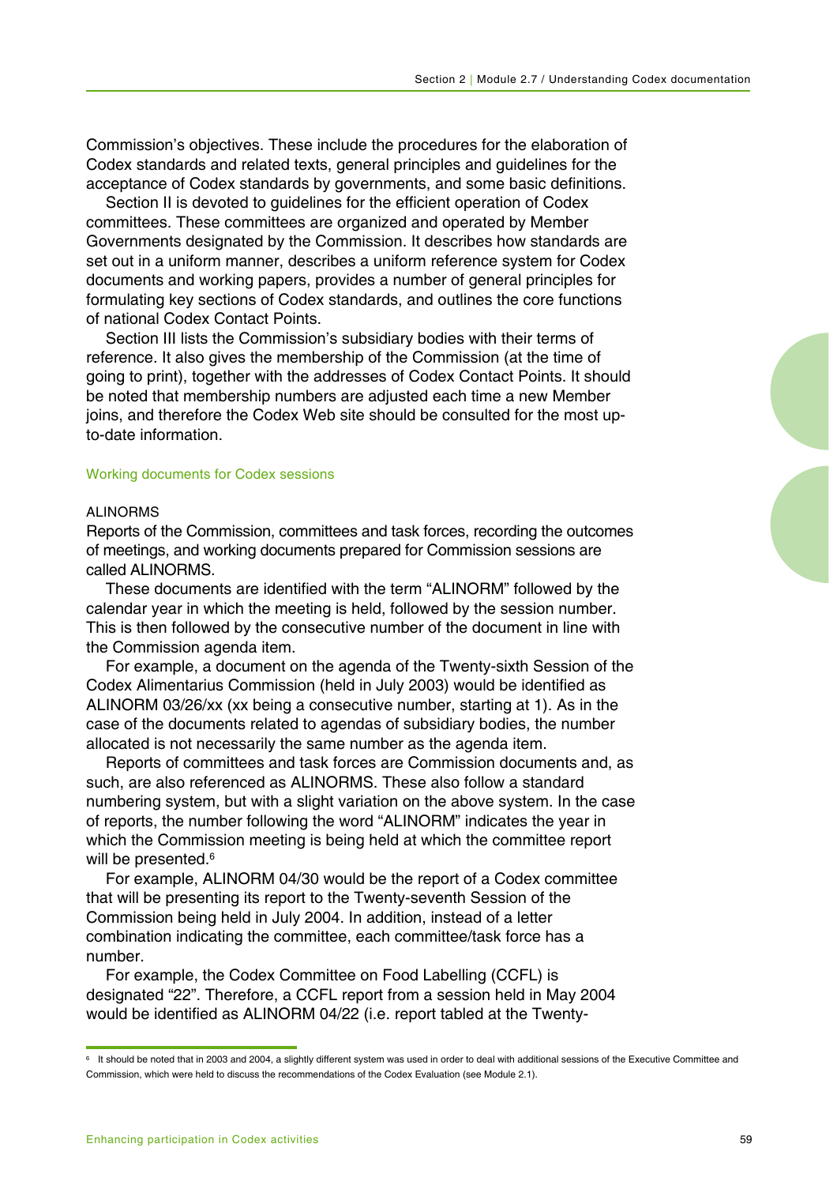Commission's objectives. These include the procedures for the elaboration of Codex standards and related texts, general principles and guidelines for the acceptance of Codex standards by governments, and some basic definitions.

Section II is devoted to guidelines for the efficient operation of Codex committees. These committees are organized and operated by Member Governments designated by the Commission. It describes how standards are set out in a uniform manner, describes a uniform reference system for Codex documents and working papers, provides a number of general principles for formulating key sections of Codex standards, and outlines the core functions of national Codex Contact Points.

Section III lists the Commission's subsidiary bodies with their terms of reference. It also gives the membership of the Commission (at the time of going to print), together with the addresses of Codex Contact Points. It should be noted that membership numbers are adjusted each time a new Member joins, and therefore the Codex Web site should be consulted for the most up-to-date information.

## Working documents for Codex sessions

### ALINORMS

Reports of the Commission, committees and task forces, recording the outcomes of meetings, and working documents prepared for Commission sessions are called ALINORMS.

These documents are identified with the term "ALINORM" followed by the calendar year in which the meeting is held, followed by the session number. This is then followed by the consecutive number of the document in line with the Commission agenda item.

For example, a document on the agenda of the Twenty-sixth Session of the Codex Alimentarius Commission (held in July 2003) would be identified as ALINORM 03/26/xx (xx being a consecutive number, starting at 1). As in the case of the documents related to agendas of subsidiary bodies, the number allocated is not necessarily the same number as the agenda item.

Reports of committees and task forces are Commission documents and, as such, are also referenced as ALINORMS. These also follow a standard numbering system, but with a slight variation on the above system. In the case of reports, the number following the word "ALINORM" indicates the year in which the Commission meeting is being held at which the committee report will be presented.[6]

For example, ALINORM 04/30 would be the report of a Codex committee that will be presenting its report to the Twenty-seventh Session of the Commission being held in July 2004. In addition, instead of a letter combination indicating the committee, each committee/task force has a number.

For example, the Codex Committee on Food Labelling (CCFL) is designated "22". Therefore, a CCFL report from a session held in May 2004 would be identified as ALINORM 04/22 (i.e. report tabled at the Twenty-

---

[6] It should be noted that in 2003 and 2004, a slightly different system was used in order to deal with additional sessions of the Executive Committee and Commission, which were held to discuss the recommendations of the Codex Evaluation (see Module 2.1).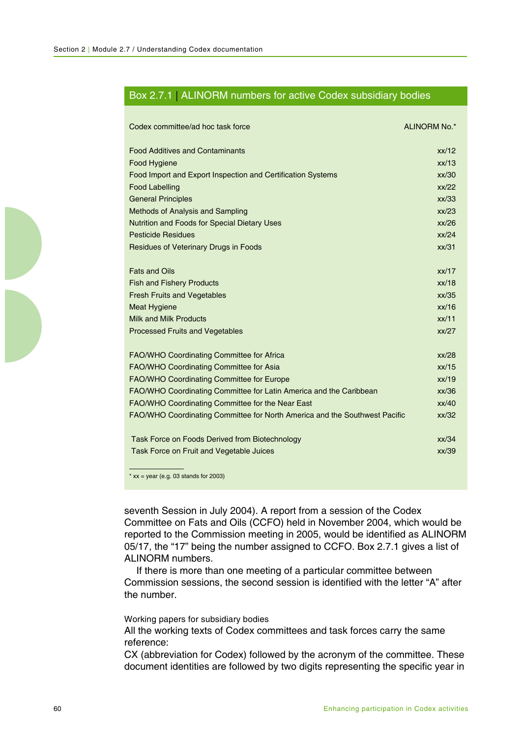## Box 2.7.1 | ALINORM numbers for active Codex subsidiary bodies

| Codex committee/ad hoc task force | ALINORM No.* |
|---|---|
| Food Additives and Contaminants | xx/12 |
| Food Hygiene | xx/13 |
| Food Import and Export Inspection and Certification Systems | xx/30 |
| Food Labelling | xx/22 |
| General Principles | xx/33 |
| Methods of Analysis and Sampling | xx/23 |
| Nutrition and Foods for Special Dietary Uses | xx/26 |
| Pesticide Residues | xx/24 |
| Residues of Veterinary Drugs in Foods | xx/31 |
| | |
| Fats and Oils | xx/17 |
| Fish and Fishery Products | xx/18 |
| Fresh Fruits and Vegetables | xx/35 |
| Meat Hygiene | xx/16 |
| Milk and Milk Products | xx/11 |
| Processed Fruits and Vegetables | xx/27 |
| | |
| FAO/WHO Coordinating Committee for Africa | xx/28 |
| FAO/WHO Coordinating Committee for Asia | xx/15 |
| FAO/WHO Coordinating Committee for Europe | xx/19 |
| FAO/WHO Coordinating Committee for Latin America and the Caribbean | xx/36 |
| FAO/WHO Coordinating Committee for the Near East | xx/40 |
| FAO/WHO Coordinating Committee for North America and the Southwest Pacific | xx/32 |
| | |
| Task Force on Foods Derived from Biotechnology | xx/34 |
| Task Force on Fruit and Vegetable Juices | xx/39 |

\* xx = year (e.g. 03 stands for 2003)

seventh Session in July 2004). A report from a session of the Codex Committee on Fats and Oils (CCFO) held in November 2004, which would be reported to the Commission meeting in 2005, would be identified as ALINORM 05/17, the "17" being the number assigned to CCFO. Box 2.7.1 gives a list of ALINORM numbers.

If there is more than one meeting of a particular committee between Commission sessions, the second session is identified with the letter "A" after the number.

### Working papers for subsidiary bodies

All the working texts of Codex committees and task forces carry the same reference:

CX (abbreviation for Codex) followed by the acronym of the committee. These document identities are followed by two digits representing the specific year in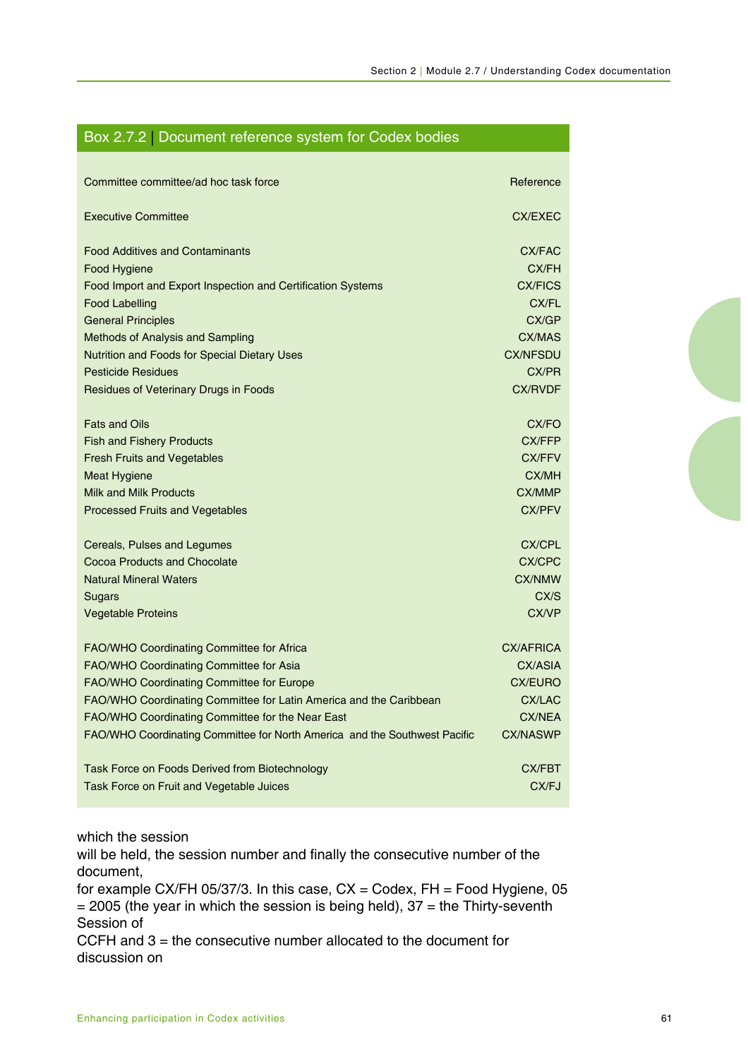### Box 2.7.2 | Document reference system for Codex bodies

| Committee committee/ad hoc task force | Reference |
|---|---|
| Executive Committee | CX/EXEC |
| Food Additives and Contaminants | CX/FAC |
| Food Hygiene | CX/FH |
| Food Import and Export Inspection and Certification Systems | CX/FICS |
| Food Labelling | CX/FL |
| General Principles | CX/GP |
| Methods of Analysis and Sampling | CX/MAS |
| Nutrition and Foods for Special Dietary Uses | CX/NFSDU |
| Pesticide Residues | CX/PR |
| Residues of Veterinary Drugs in Foods | CX/RVDF |
| Fats and Oils | CX/FO |
| Fish and Fishery Products | CX/FFP |
| Fresh Fruits and Vegetables | CX/FFV |
| Meat Hygiene | CX/MH |
| Milk and Milk Products | CX/MMP |
| Processed Fruits and Vegetables | CX/PFV |
| Cereals, Pulses and Legumes | CX/CPL |
| Cocoa Products and Chocolate | CX/CPC |
| Natural Mineral Waters | CX/NMW |
| Sugars | CX/S |
| Vegetable Proteins | CX/VP |
| FAO/WHO Coordinating Committee for Africa | CX/AFRICA |
| FAO/WHO Coordinating Committee for Asia | CX/ASIA |
| FAO/WHO Coordinating Committee for Europe | CX/EURO |
| FAO/WHO Coordinating Committee for Latin America and the Caribbean | CX/LAC |
| FAO/WHO Coordinating Committee for the Near East | CX/NEA |
| FAO/WHO Coordinating Committee for North America and the Southwest Pacific | CX/NASWP |
| Task Force on Foods Derived from Biotechnology | CX/FBT |
| Task Force on Fruit and Vegetable Juices | CX/FJ |

which the session
will be held, the session number and finally the consecutive number of the document,
for example CX/FH 05/37/3. In this case, CX = Codex, FH = Food Hygiene, 05 = 2005 (the year in which the session is being held), 37 = the Thirty-seventh Session of
CCFH and 3 = the consecutive number allocated to the document for discussion on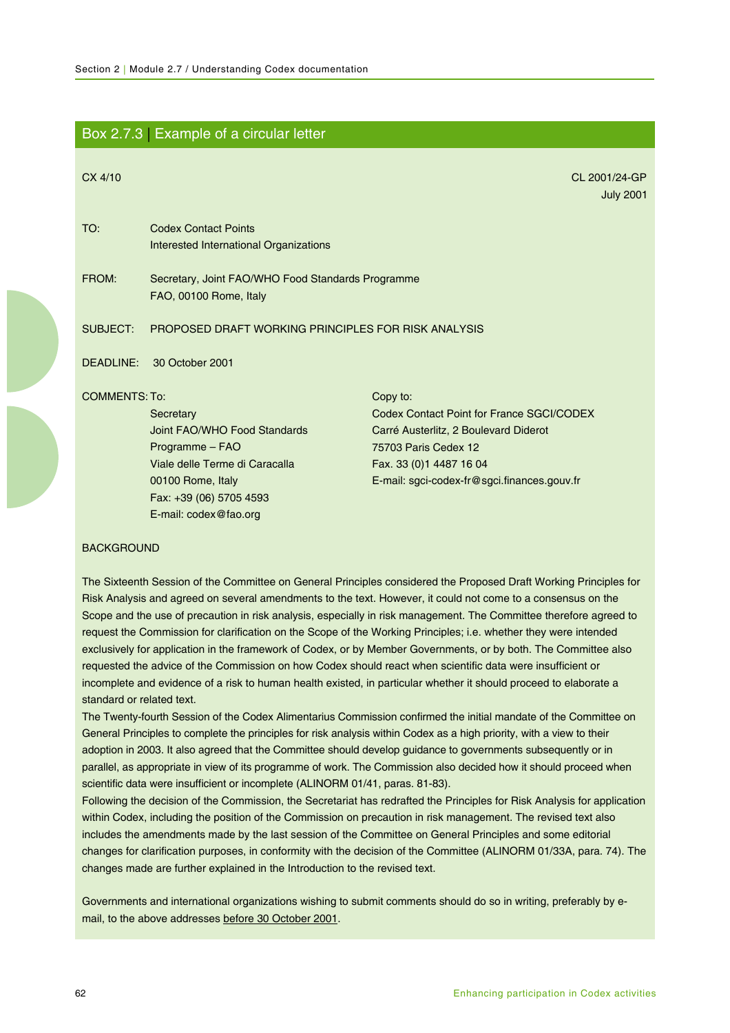## Box 2.7.3 | Example of a circular letter

CX 4/10

CL 2001/24-GP
July 2001

TO: Codex Contact Points
Interested International Organizations

FROM: Secretary, Joint FAO/WHO Food Standards Programme
FAO, 00100 Rome, Italy

SUBJECT: PROPOSED DRAFT WORKING PRINCIPLES FOR RISK ANALYSIS

DEADLINE: 30 October 2001

COMMENTS: To:
Secretary
Joint FAO/WHO Food Standards Programme – FAO
Viale delle Terme di Caracalla
00100 Rome, Italy
Fax: +39 (06) 5705 4593
E-mail: codex@fao.org

Copy to:
Codex Contact Point for France SGCI/CODEX
Carré Austerlitz, 2 Boulevard Diderot
75703 Paris Cedex 12
Fax. 33 (0)1 4487 16 04
E-mail: sgci-codex-fr@sgci.finances.gouv.fr

BACKGROUND

The Sixteenth Session of the Committee on General Principles considered the Proposed Draft Working Principles for Risk Analysis and agreed on several amendments to the text. However, it could not come to a consensus on the Scope and the use of precaution in risk analysis, especially in risk management. The Committee therefore agreed to request the Commission for clarification on the Scope of the Working Principles; i.e. whether they were intended exclusively for application in the framework of Codex, or by Member Governments, or by both. The Committee also requested the advice of the Commission on how Codex should react when scientific data were insufficient or incomplete and evidence of a risk to human health existed, in particular whether it should proceed to elaborate a standard or related text.
The Twenty-fourth Session of the Codex Alimentarius Commission confirmed the initial mandate of the Committee on General Principles to complete the principles for risk analysis within Codex as a high priority, with a view to their adoption in 2003. It also agreed that the Committee should develop guidance to governments subsequently or in parallel, as appropriate in view of its programme of work. The Commission also decided how it should proceed when scientific data were insufficient or incomplete (ALINORM 01/41, paras. 81-83).
Following the decision of the Commission, the Secretariat has redrafted the Principles for Risk Analysis for application within Codex, including the position of the Commission on precaution in risk management. The revised text also includes the amendments made by the last session of the Committee on General Principles and some editorial changes for clarification purposes, in conformity with the decision of the Committee (ALINORM 01/33A, para. 74). The changes made are further explained in the Introduction to the revised text.

Governments and international organizations wishing to submit comments should do so in writing, preferably by e-mail, to the above addresses before 30 October 2001.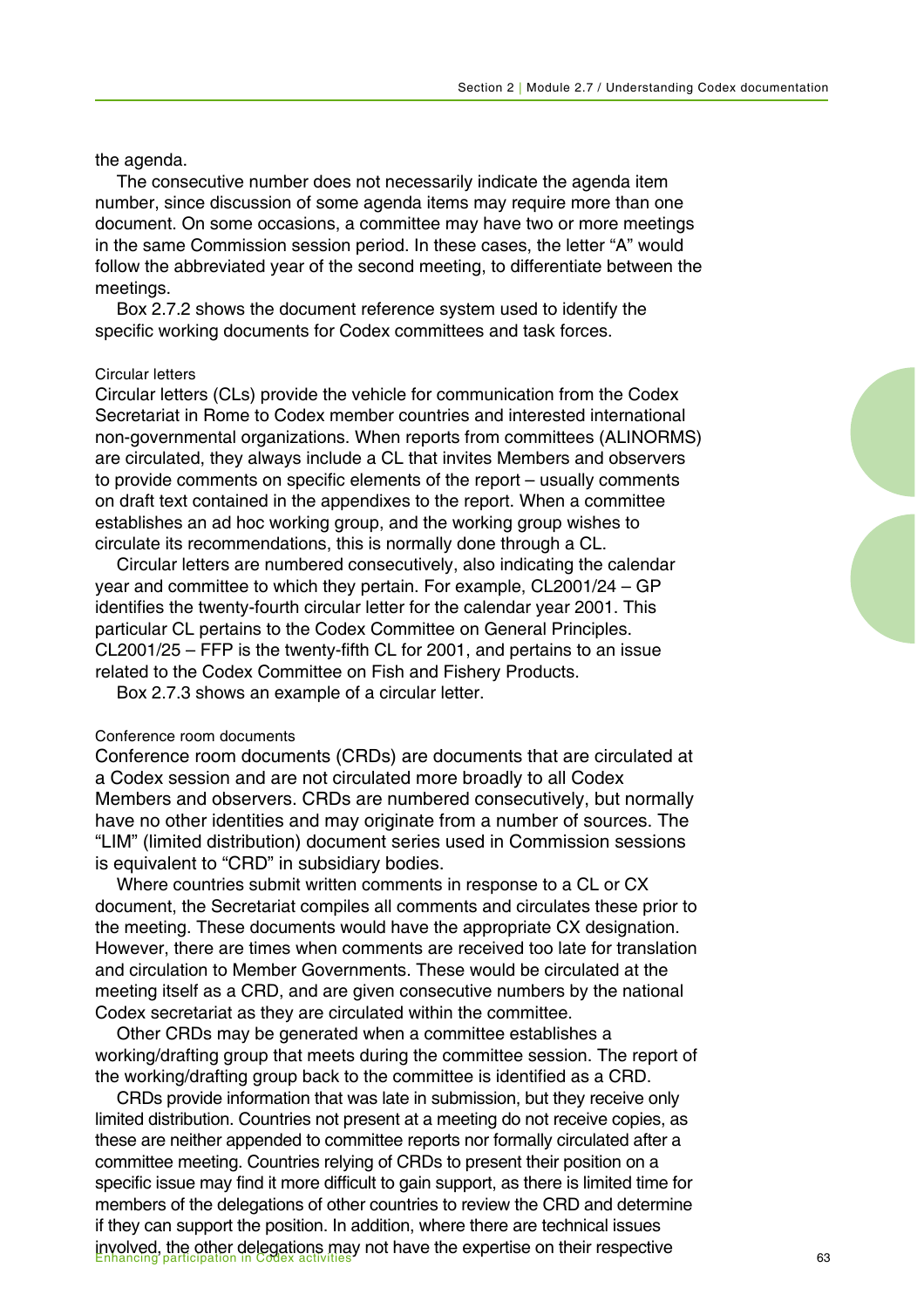the agenda.

The consecutive number does not necessarily indicate the agenda item number, since discussion of some agenda items may require more than one document. On some occasions, a committee may have two or more meetings in the same Commission session period. In these cases, the letter "A" would follow the abbreviated year of the second meeting, to differentiate between the meetings.

Box 2.7.2 shows the document reference system used to identify the specific working documents for Codex committees and task forces.

### Circular letters

Circular letters (CLs) provide the vehicle for communication from the Codex Secretariat in Rome to Codex member countries and interested international non-governmental organizations. When reports from committees (ALINORMS) are circulated, they always include a CL that invites Members and observers to provide comments on specific elements of the report – usually comments on draft text contained in the appendixes to the report. When a committee establishes an ad hoc working group, and the working group wishes to circulate its recommendations, this is normally done through a CL.

Circular letters are numbered consecutively, also indicating the calendar year and committee to which they pertain. For example, CL2001/24 – GP identifies the twenty-fourth circular letter for the calendar year 2001. This particular CL pertains to the Codex Committee on General Principles. CL2001/25 – FFP is the twenty-fifth CL for 2001, and pertains to an issue related to the Codex Committee on Fish and Fishery Products.

Box 2.7.3 shows an example of a circular letter.

### Conference room documents

Conference room documents (CRDs) are documents that are circulated at a Codex session and are not circulated more broadly to all Codex Members and observers. CRDs are numbered consecutively, but normally have no other identities and may originate from a number of sources. The "LIM" (limited distribution) document series used in Commission sessions is equivalent to "CRD" in subsidiary bodies.

Where countries submit written comments in response to a CL or CX document, the Secretariat compiles all comments and circulates these prior to the meeting. These documents would have the appropriate CX designation. However, there are times when comments are received too late for translation and circulation to Member Governments. These would be circulated at the meeting itself as a CRD, and are given consecutive numbers by the national Codex secretariat as they are circulated within the committee.

Other CRDs may be generated when a committee establishes a working/drafting group that meets during the committee session. The report of the working/drafting group back to the committee is identified as a CRD.

CRDs provide information that was late in submission, but they receive only limited distribution. Countries not present at a meeting do not receive copies, as these are neither appended to committee reports nor formally circulated after a committee meeting. Countries relying of CRDs to present their position on a specific issue may find it more difficult to gain support, as there is limited time for members of the delegations of other countries to review the CRD and determine if they can support the position. In addition, where there are technical issues involved, the other delegations may not have the expertise on their respective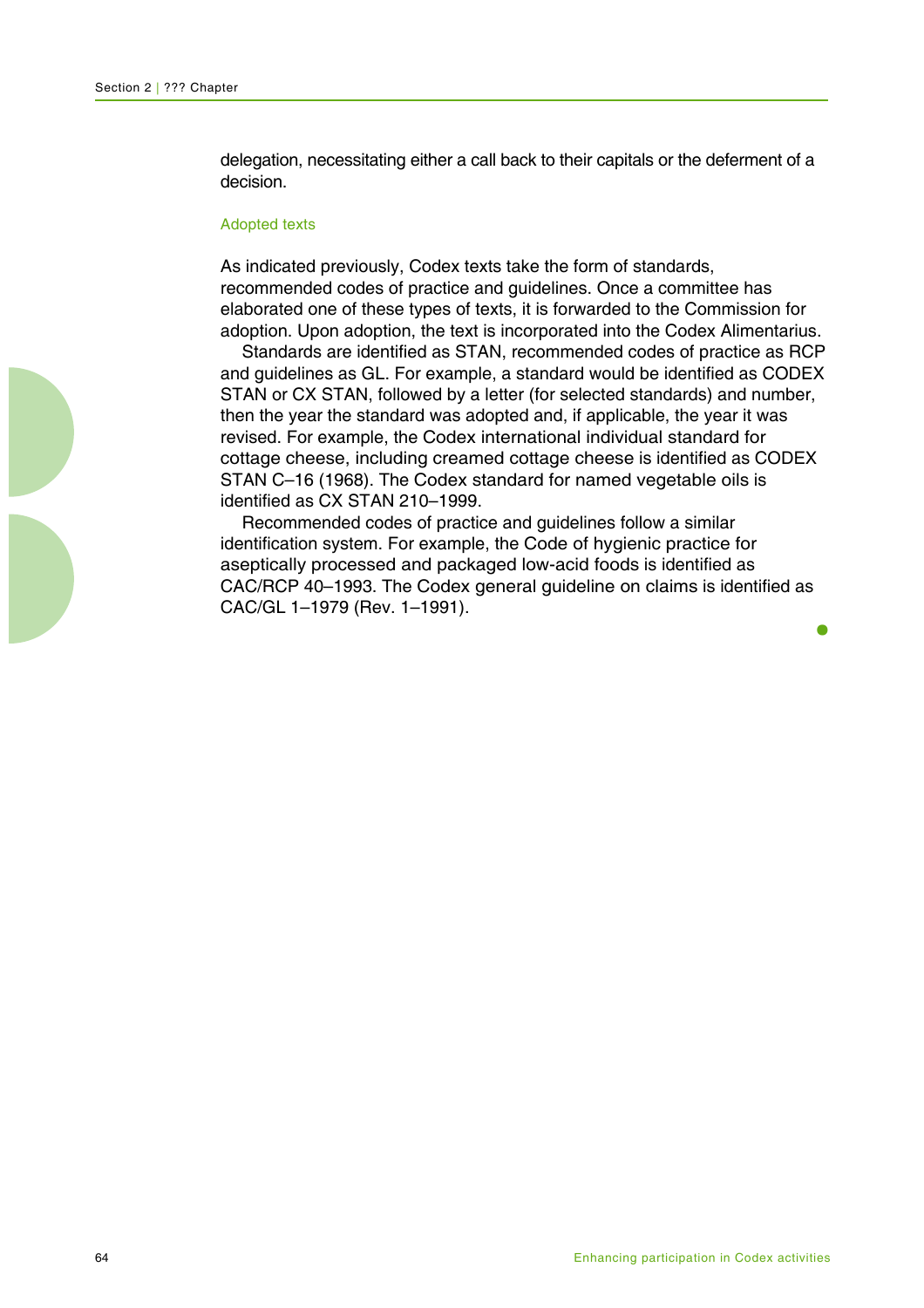delegation, necessitating either a call back to their capitals or the deferment of a decision.

### Adopted texts

As indicated previously, Codex texts take the form of standards, recommended codes of practice and guidelines. Once a committee has elaborated one of these types of texts, it is forwarded to the Commission for adoption. Upon adoption, the text is incorporated into the Codex Alimentarius.

Standards are identified as STAN, recommended codes of practice as RCP and guidelines as GL. For example, a standard would be identified as CODEX STAN or CX STAN, followed by a letter (for selected standards) and number, then the year the standard was adopted and, if applicable, the year it was revised. For example, the Codex international individual standard for cottage cheese, including creamed cottage cheese is identified as CODEX STAN C–16 (1968). The Codex standard for named vegetable oils is identified as CX STAN 210–1999.

Recommended codes of practice and guidelines follow a similar identification system. For example, the Code of hygienic practice for aseptically processed and packaged low-acid foods is identified as CAC/RCP 40–1993. The Codex general guideline on claims is identified as CAC/GL 1–1979 (Rev. 1–1991).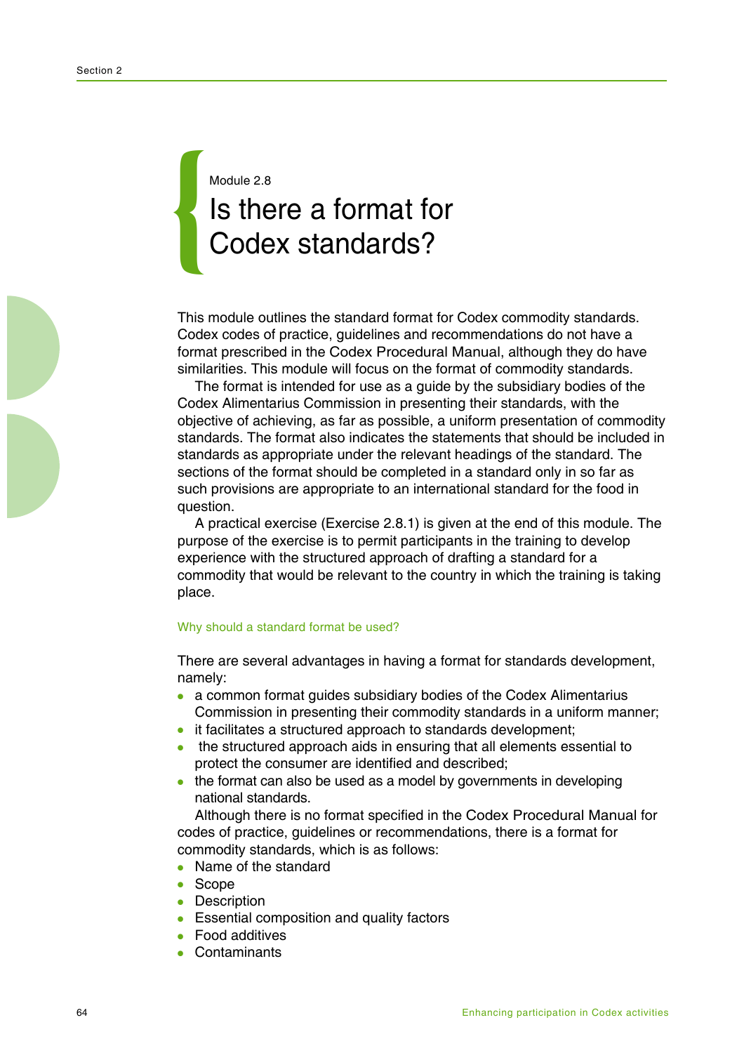Module 2.8

# Is there a format for Codex standards?

This module outlines the standard format for Codex commodity standards. Codex codes of practice, guidelines and recommendations do not have a format prescribed in the Codex Procedural Manual, although they do have similarities. This module will focus on the format of commodity standards.

The format is intended for use as a guide by the subsidiary bodies of the Codex Alimentarius Commission in presenting their standards, with the objective of achieving, as far as possible, a uniform presentation of commodity standards. The format also indicates the statements that should be included in standards as appropriate under the relevant headings of the standard. The sections of the format should be completed in a standard only in so far as such provisions are appropriate to an international standard for the food in question.

A practical exercise (Exercise 2.8.1) is given at the end of this module. The purpose of the exercise is to permit participants in the training to develop experience with the structured approach of drafting a standard for a commodity that would be relevant to the country in which the training is taking place.

## Why should a standard format be used?

There are several advantages in having a format for standards development, namely:

- a common format guides subsidiary bodies of the Codex Alimentarius Commission in presenting their commodity standards in a uniform manner;
- it facilitates a structured approach to standards development;
- the structured approach aids in ensuring that all elements essential to protect the consumer are identified and described;
- the format can also be used as a model by governments in developing national standards.

Although there is no format specified in the Codex Procedural Manual for codes of practice, guidelines or recommendations, there is a format for commodity standards, which is as follows:

- Name of the standard
- Scope
- Description
- Essential composition and quality factors
- Food additives
- Contaminants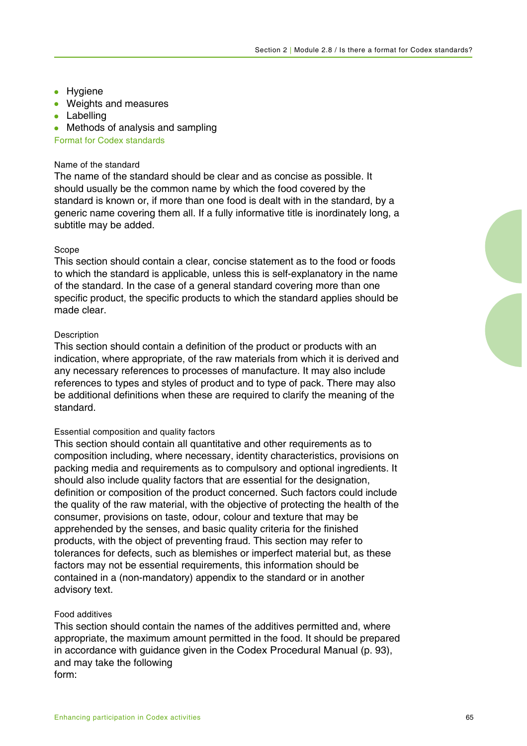- Hygiene
- Weights and measures
- Labelling
- Methods of analysis and sampling

## Format for Codex standards

### Name of the standard

The name of the standard should be clear and as concise as possible. It should usually be the common name by which the food covered by the standard is known or, if more than one food is dealt with in the standard, by a generic name covering them all. If a fully informative title is inordinately long, a subtitle may be added.

### Scope

This section should contain a clear, concise statement as to the food or foods to which the standard is applicable, unless this is self-explanatory in the name of the standard. In the case of a general standard covering more than one specific product, the specific products to which the standard applies should be made clear.

### Description

This section should contain a definition of the product or products with an indication, where appropriate, of the raw materials from which it is derived and any necessary references to processes of manufacture. It may also include references to types and styles of product and to type of pack. There may also be additional definitions when these are required to clarify the meaning of the standard.

### Essential composition and quality factors

This section should contain all quantitative and other requirements as to composition including, where necessary, identity characteristics, provisions on packing media and requirements as to compulsory and optional ingredients. It should also include quality factors that are essential for the designation, definition or composition of the product concerned. Such factors could include the quality of the raw material, with the objective of protecting the health of the consumer, provisions on taste, odour, colour and texture that may be apprehended by the senses, and basic quality criteria for the finished products, with the object of preventing fraud. This section may refer to tolerances for defects, such as blemishes or imperfect material but, as these factors may not be essential requirements, this information should be contained in a (non-mandatory) appendix to the standard or in another advisory text.

### Food additives

This section should contain the names of the additives permitted and, where appropriate, the maximum amount permitted in the food. It should be prepared in accordance with guidance given in the Codex Procedural Manual (p. 93), and may take the following form: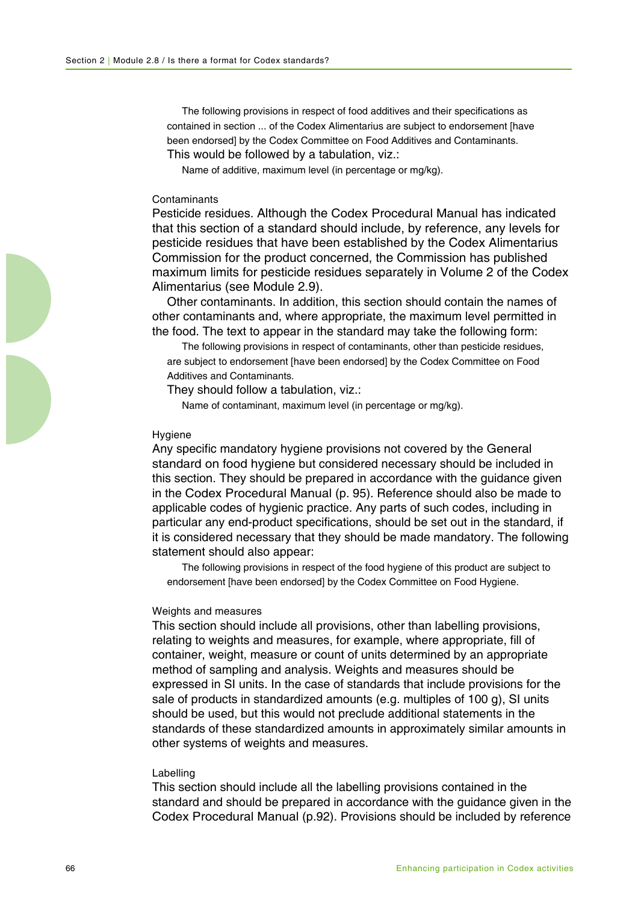The following provisions in respect of food additives and their specifications as contained in section ... of the Codex Alimentarius are subject to endorsement [have been endorsed] by the Codex Committee on Food Additives and Contaminants.

This would be followed by a tabulation, viz.:

Name of additive, maximum level (in percentage or mg/kg).

### Contaminants

Pesticide residues. Although the Codex Procedural Manual has indicated that this section of a standard should include, by reference, any levels for pesticide residues that have been established by the Codex Alimentarius Commission for the product concerned, the Commission has published maximum limits for pesticide residues separately in Volume 2 of the Codex Alimentarius (see Module 2.9).

Other contaminants. In addition, this section should contain the names of other contaminants and, where appropriate, the maximum level permitted in the food. The text to appear in the standard may take the following form:

The following provisions in respect of contaminants, other than pesticide residues, are subject to endorsement [have been endorsed] by the Codex Committee on Food Additives and Contaminants.

They should follow a tabulation, viz.:

Name of contaminant, maximum level (in percentage or mg/kg).

### Hygiene

Any specific mandatory hygiene provisions not covered by the General standard on food hygiene but considered necessary should be included in this section. They should be prepared in accordance with the guidance given in the Codex Procedural Manual (p. 95). Reference should also be made to applicable codes of hygienic practice. Any parts of such codes, including in particular any end-product specifications, should be set out in the standard, if it is considered necessary that they should be made mandatory. The following statement should also appear:

The following provisions in respect of the food hygiene of this product are subject to endorsement [have been endorsed] by the Codex Committee on Food Hygiene.

### Weights and measures

This section should include all provisions, other than labelling provisions, relating to weights and measures, for example, where appropriate, fill of container, weight, measure or count of units determined by an appropriate method of sampling and analysis. Weights and measures should be expressed in SI units. In the case of standards that include provisions for the sale of products in standardized amounts (e.g. multiples of 100 g), SI units should be used, but this would not preclude additional statements in the standards of these standardized amounts in approximately similar amounts in other systems of weights and measures.

### Labelling

This section should include all the labelling provisions contained in the standard and should be prepared in accordance with the guidance given in the Codex Procedural Manual (p.92). Provisions should be included by reference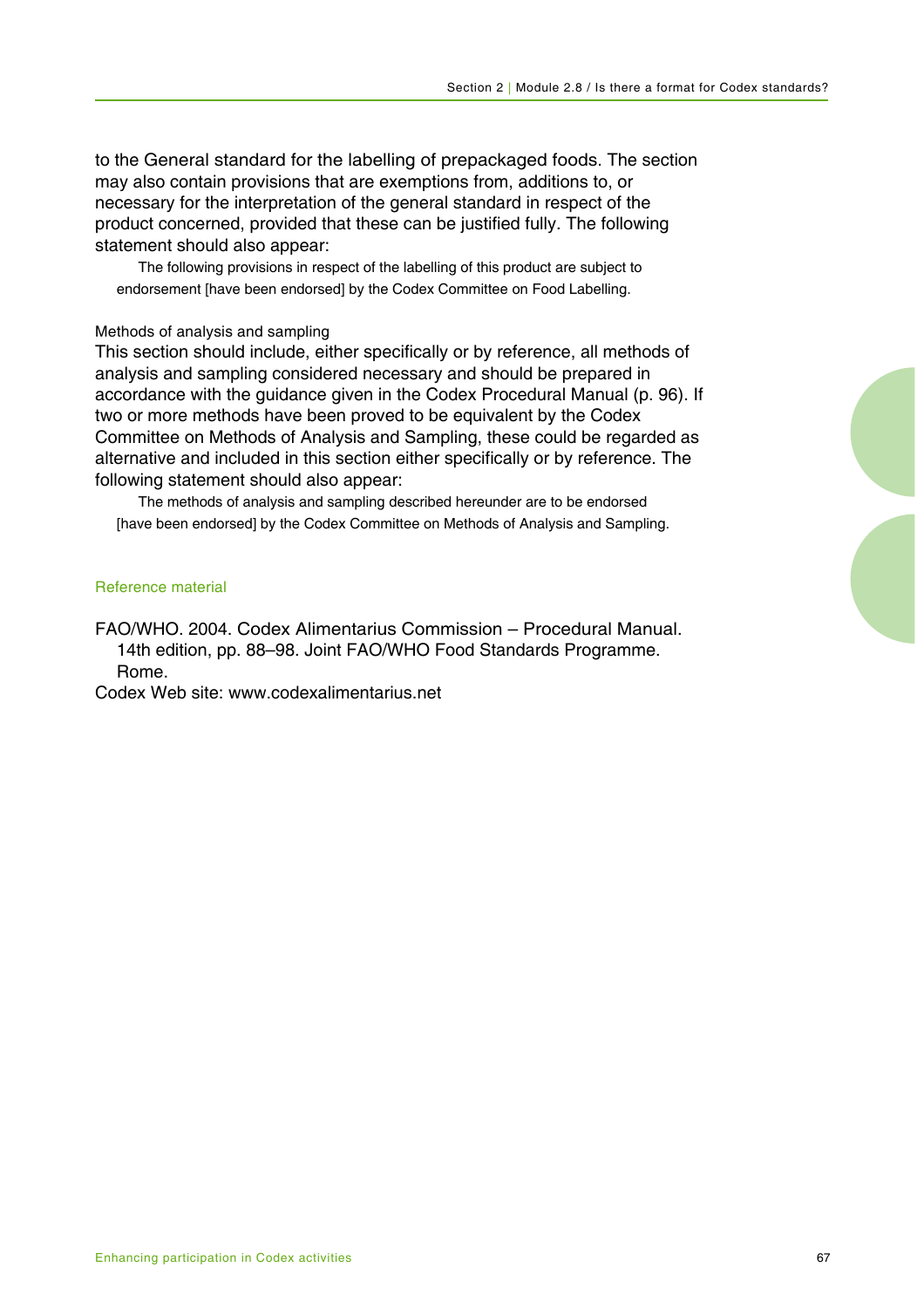to the General standard for the labelling of prepackaged foods. The section may also contain provisions that are exemptions from, additions to, or necessary for the interpretation of the general standard in respect of the product concerned, provided that these can be justified fully. The following statement should also appear:

> The following provisions in respect of the labelling of this product are subject to endorsement [have been endorsed] by the Codex Committee on Food Labelling.

Methods of analysis and sampling

This section should include, either specifically or by reference, all methods of analysis and sampling considered necessary and should be prepared in accordance with the guidance given in the Codex Procedural Manual (p. 96). If two or more methods have been proved to be equivalent by the Codex Committee on Methods of Analysis and Sampling, these could be regarded as alternative and included in this section either specifically or by reference. The following statement should also appear:

> The methods of analysis and sampling described hereunder are to be endorsed [have been endorsed] by the Codex Committee on Methods of Analysis and Sampling.

### Reference material

FAO/WHO. 2004. Codex Alimentarius Commission – Procedural Manual. 14th edition, pp. 88–98. Joint FAO/WHO Food Standards Programme. Rome.

Codex Web site: www.codexalimentarius.net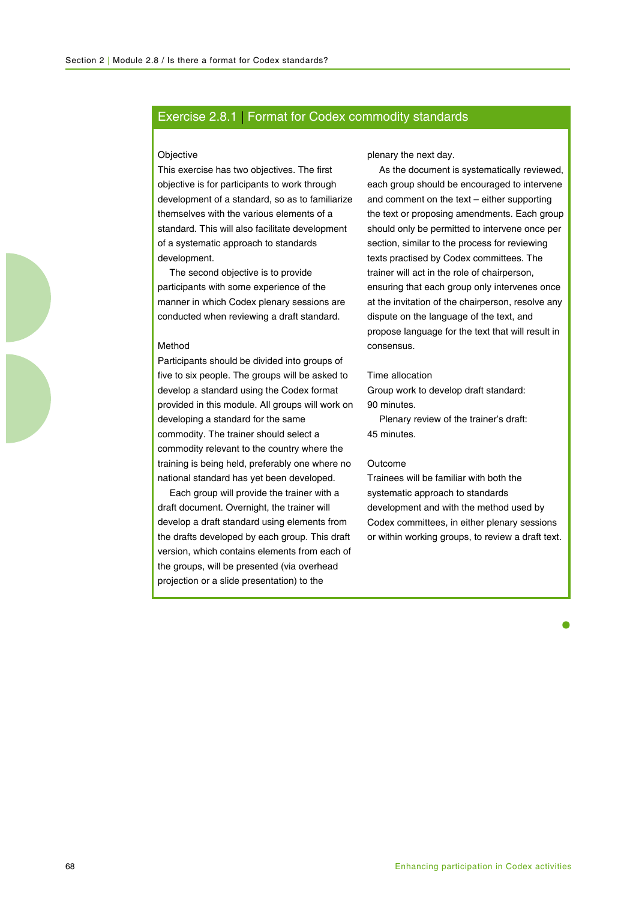## Exercise 2.8.1 | Format for Codex commodity standards

### Objective

This exercise has two objectives. The first objective is for participants to work through development of a standard, so as to familiarize themselves with the various elements of a standard. This will also facilitate development of a systematic approach to standards development.

The second objective is to provide participants with some experience of the manner in which Codex plenary sessions are conducted when reviewing a draft standard.

### Method

Participants should be divided into groups of five to six people. The groups will be asked to develop a standard using the Codex format provided in this module. All groups will work on developing a standard for the same commodity. The trainer should select a commodity relevant to the country where the training is being held, preferably one where no national standard has yet been developed.

Each group will provide the trainer with a draft document. Overnight, the trainer will develop a draft standard using elements from the drafts developed by each group. This draft version, which contains elements from each of the groups, will be presented (via overhead projection or a slide presentation) to the plenary the next day.

As the document is systematically reviewed, each group should be encouraged to intervene and comment on the text – either supporting the text or proposing amendments. Each group should only be permitted to intervene once per section, similar to the process for reviewing texts practised by Codex committees. The trainer will act in the role of chairperson, ensuring that each group only intervenes once at the invitation of the chairperson, resolve any dispute on the language of the text, and propose language for the text that will result in consensus.

### Time allocation

Group work to develop draft standard: 90 minutes.

Plenary review of the trainer's draft: 45 minutes.

### Outcome

Trainees will be familiar with both the systematic approach to standards development and with the method used by Codex committees, in either plenary sessions or within working groups, to review a draft text.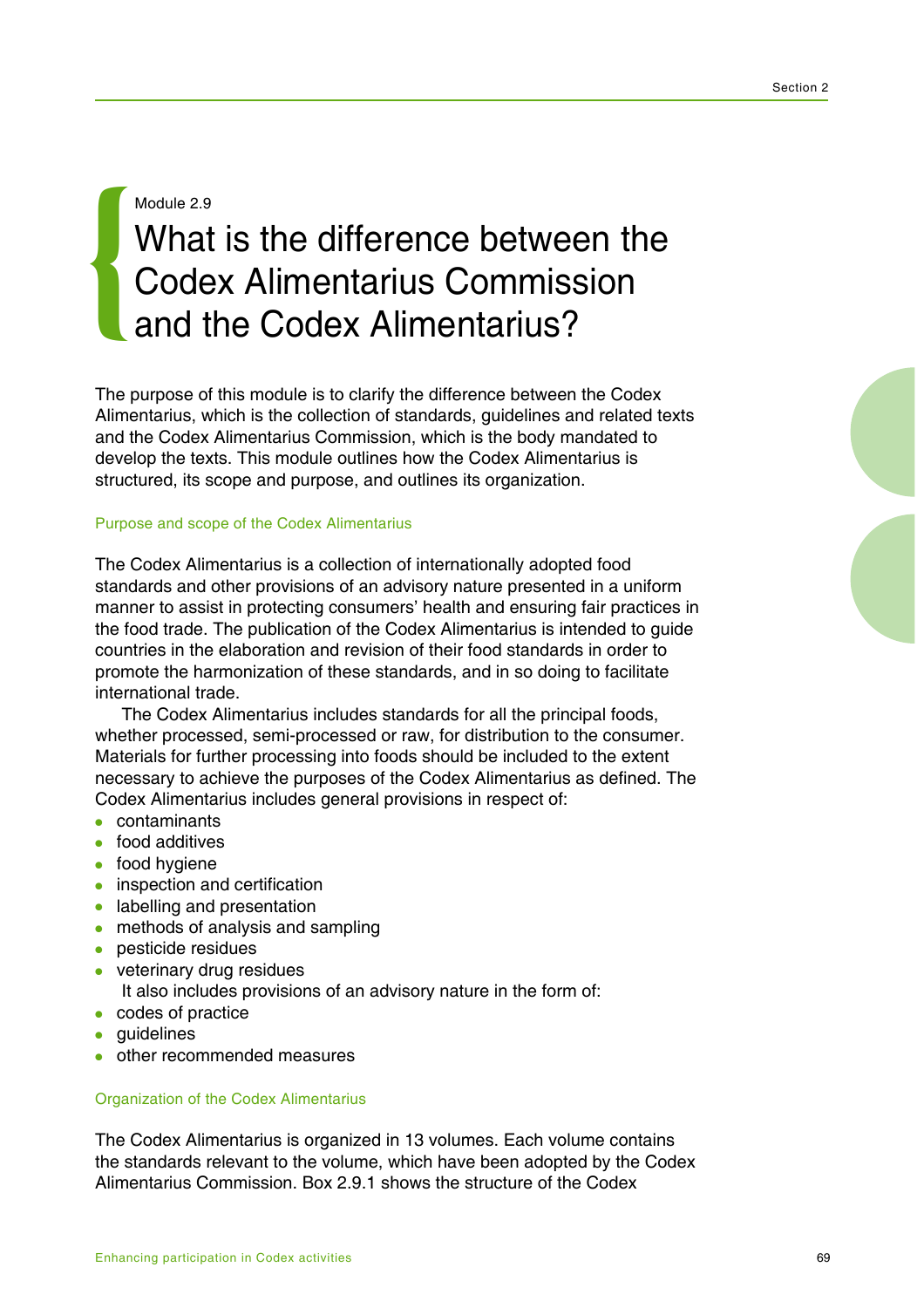Module 2.9

# What is the difference between the Codex Alimentarius Commission and the Codex Alimentarius?

The purpose of this module is to clarify the difference between the Codex Alimentarius, which is the collection of standards, guidelines and related texts and the Codex Alimentarius Commission, which is the body mandated to develop the texts. This module outlines how the Codex Alimentarius is structured, its scope and purpose, and outlines its organization.

## Purpose and scope of the Codex Alimentarius

The Codex Alimentarius is a collection of internationally adopted food standards and other provisions of an advisory nature presented in a uniform manner to assist in protecting consumers' health and ensuring fair practices in the food trade. The publication of the Codex Alimentarius is intended to guide countries in the elaboration and revision of their food standards in order to promote the harmonization of these standards, and in so doing to facilitate international trade.

The Codex Alimentarius includes standards for all the principal foods, whether processed, semi-processed or raw, for distribution to the consumer. Materials for further processing into foods should be included to the extent necessary to achieve the purposes of the Codex Alimentarius as defined. The Codex Alimentarius includes general provisions in respect of:

- contaminants
- food additives
- food hygiene
- inspection and certification
- labelling and presentation
- methods of analysis and sampling
- pesticide residues
- veterinary drug residues

It also includes provisions of an advisory nature in the form of:

- codes of practice
- guidelines
- other recommended measures

## Organization of the Codex Alimentarius

The Codex Alimentarius is organized in 13 volumes. Each volume contains the standards relevant to the volume, which have been adopted by the Codex Alimentarius Commission. Box 2.9.1 shows the structure of the Codex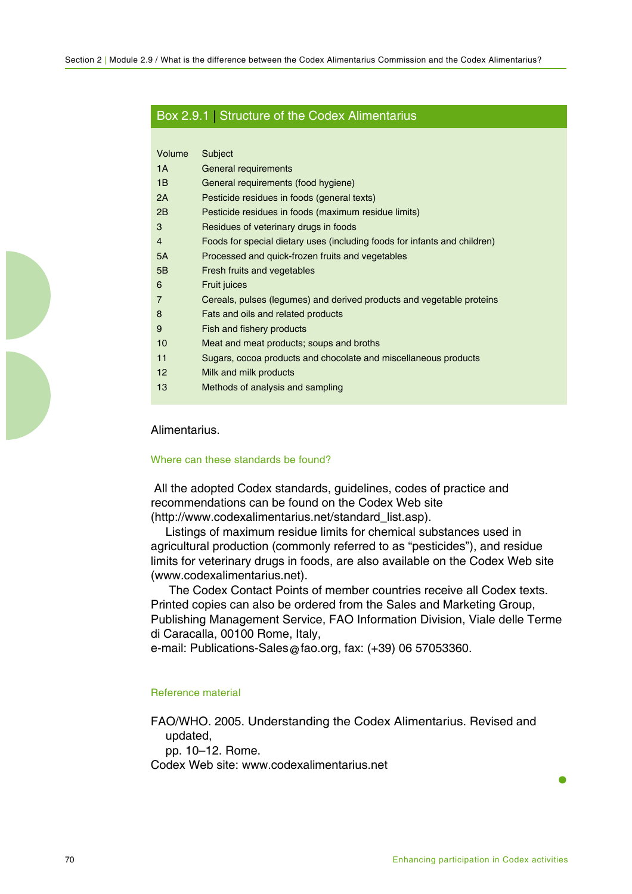### Box 2.9.1 | Structure of the Codex Alimentarius

| Volume | Subject |
|---|---|
| 1A | General requirements |
| 1B | General requirements (food hygiene) |
| 2A | Pesticide residues in foods (general texts) |
| 2B | Pesticide residues in foods (maximum residue limits) |
| 3 | Residues of veterinary drugs in foods |
| 4 | Foods for special dietary uses (including foods for infants and children) |
| 5A | Processed and quick-frozen fruits and vegetables |
| 5B | Fresh fruits and vegetables |
| 6 | Fruit juices |
| 7 | Cereals, pulses (legumes) and derived products and vegetable proteins |
| 8 | Fats and oils and related products |
| 9 | Fish and fishery products |
| 10 | Meat and meat products; soups and broths |
| 11 | Sugars, cocoa products and chocolate and miscellaneous products |
| 12 | Milk and milk products |
| 13 | Methods of analysis and sampling |

Alimentarius.

## Where can these standards be found?

All the adopted Codex standards, guidelines, codes of practice and recommendations can be found on the Codex Web site (http://www.codexalimentarius.net/standard_list.asp).

Listings of maximum residue limits for chemical substances used in agricultural production (commonly referred to as "pesticides"), and residue limits for veterinary drugs in foods, are also available on the Codex Web site (www.codexalimentarius.net).

The Codex Contact Points of member countries receive all Codex texts. Printed copies can also be ordered from the Sales and Marketing Group, Publishing Management Service, FAO Information Division, Viale delle Terme di Caracalla, 00100 Rome, Italy,
e-mail: Publications-Sales@fao.org, fax: (+39) 06 57053360.

## Reference material

FAO/WHO. 2005. Understanding the Codex Alimentarius. Revised and updated,
pp. 10–12. Rome.
Codex Web site: www.codexalimentarius.net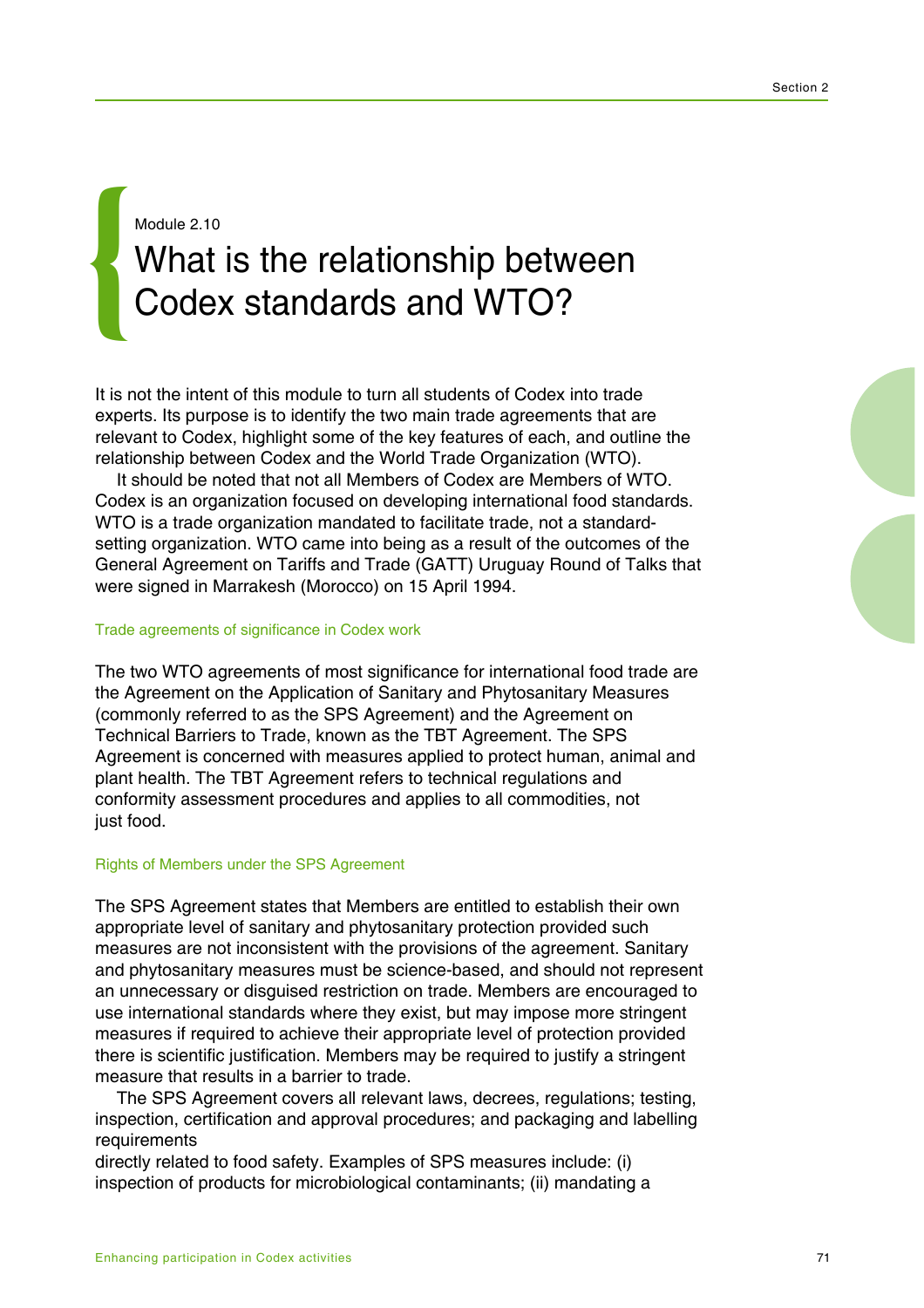Module 2.10

# What is the relationship between Codex standards and WTO?

It is not the intent of this module to turn all students of Codex into trade experts. Its purpose is to identify the two main trade agreements that are relevant to Codex, highlight some of the key features of each, and outline the relationship between Codex and the World Trade Organization (WTO).

It should be noted that not all Members of Codex are Members of WTO. Codex is an organization focused on developing international food standards. WTO is a trade organization mandated to facilitate trade, not a standard-setting organization. WTO came into being as a result of the outcomes of the General Agreement on Tariffs and Trade (GATT) Uruguay Round of Talks that were signed in Marrakesh (Morocco) on 15 April 1994.

## Trade agreements of significance in Codex work

The two WTO agreements of most significance for international food trade are the Agreement on the Application of Sanitary and Phytosanitary Measures (commonly referred to as the SPS Agreement) and the Agreement on Technical Barriers to Trade, known as the TBT Agreement. The SPS Agreement is concerned with measures applied to protect human, animal and plant health. The TBT Agreement refers to technical regulations and conformity assessment procedures and applies to all commodities, not just food.

## Rights of Members under the SPS Agreement

The SPS Agreement states that Members are entitled to establish their own appropriate level of sanitary and phytosanitary protection provided such measures are not inconsistent with the provisions of the agreement. Sanitary and phytosanitary measures must be science-based, and should not represent an unnecessary or disguised restriction on trade. Members are encouraged to use international standards where they exist, but may impose more stringent measures if required to achieve their appropriate level of protection provided there is scientific justification. Members may be required to justify a stringent measure that results in a barrier to trade.

The SPS Agreement covers all relevant laws, decrees, regulations; testing, inspection, certification and approval procedures; and packaging and labelling requirements directly related to food safety. Examples of SPS measures include: (i) inspection of products for microbiological contaminants; (ii) mandating a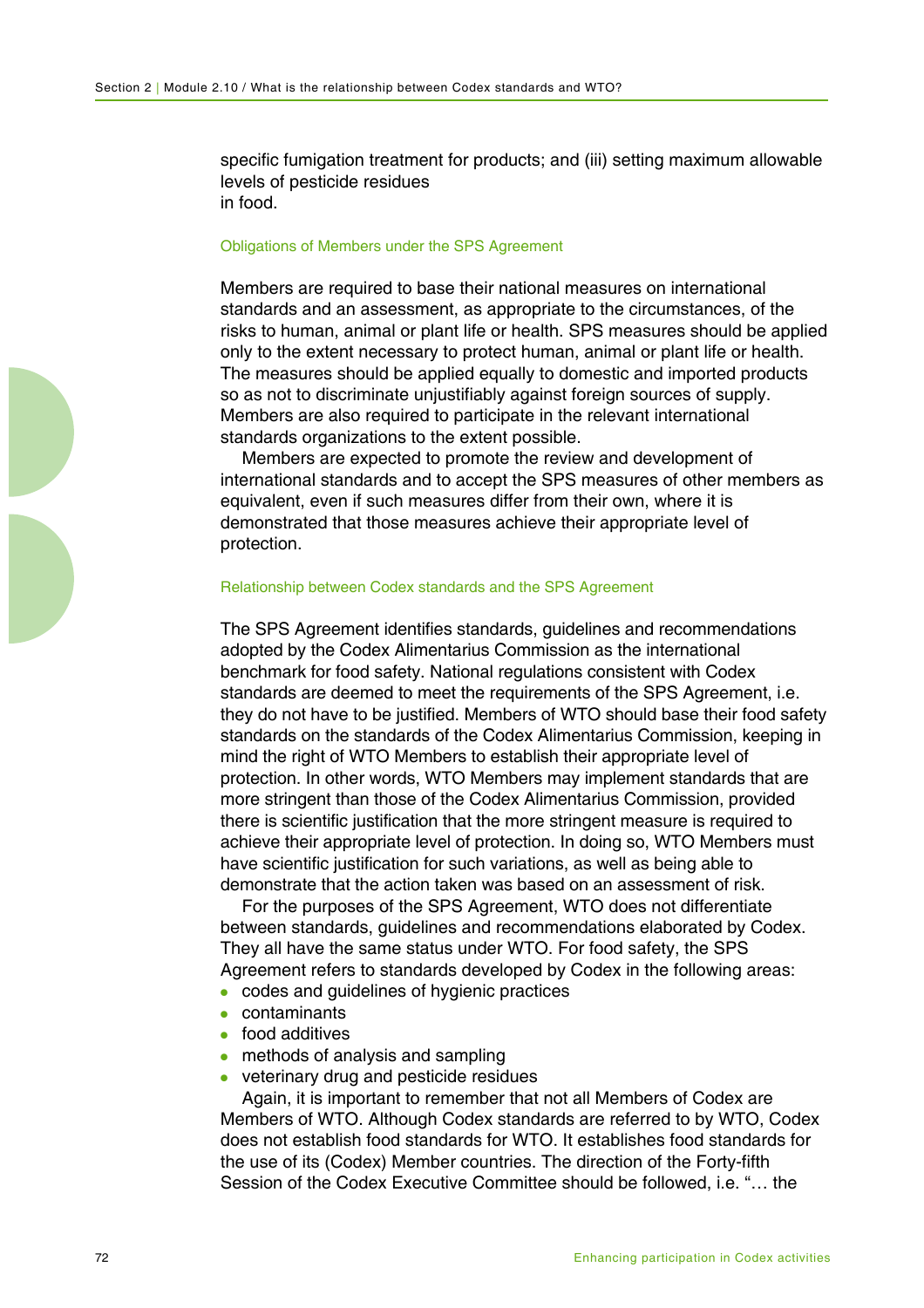specific fumigation treatment for products; and (iii) setting maximum allowable levels of pesticide residues in food.

### Obligations of Members under the SPS Agreement

Members are required to base their national measures on international standards and an assessment, as appropriate to the circumstances, of the risks to human, animal or plant life or health. SPS measures should be applied only to the extent necessary to protect human, animal or plant life or health. The measures should be applied equally to domestic and imported products so as not to discriminate unjustifiably against foreign sources of supply. Members are also required to participate in the relevant international standards organizations to the extent possible.

Members are expected to promote the review and development of international standards and to accept the SPS measures of other members as equivalent, even if such measures differ from their own, where it is demonstrated that those measures achieve their appropriate level of protection.

### Relationship between Codex standards and the SPS Agreement

The SPS Agreement identifies standards, guidelines and recommendations adopted by the Codex Alimentarius Commission as the international benchmark for food safety. National regulations consistent with Codex standards are deemed to meet the requirements of the SPS Agreement, i.e. they do not have to be justified. Members of WTO should base their food safety standards on the standards of the Codex Alimentarius Commission, keeping in mind the right of WTO Members to establish their appropriate level of protection. In other words, WTO Members may implement standards that are more stringent than those of the Codex Alimentarius Commission, provided there is scientific justification that the more stringent measure is required to achieve their appropriate level of protection. In doing so, WTO Members must have scientific justification for such variations, as well as being able to demonstrate that the action taken was based on an assessment of risk.

For the purposes of the SPS Agreement, WTO does not differentiate between standards, guidelines and recommendations elaborated by Codex. They all have the same status under WTO. For food safety, the SPS Agreement refers to standards developed by Codex in the following areas:

- codes and guidelines of hygienic practices
- contaminants
- food additives
- methods of analysis and sampling
- veterinary drug and pesticide residues

Again, it is important to remember that not all Members of Codex are Members of WTO. Although Codex standards are referred to by WTO, Codex does not establish food standards for WTO. It establishes food standards for the use of its (Codex) Member countries. The direction of the Forty-fifth Session of the Codex Executive Committee should be followed, i.e. "… the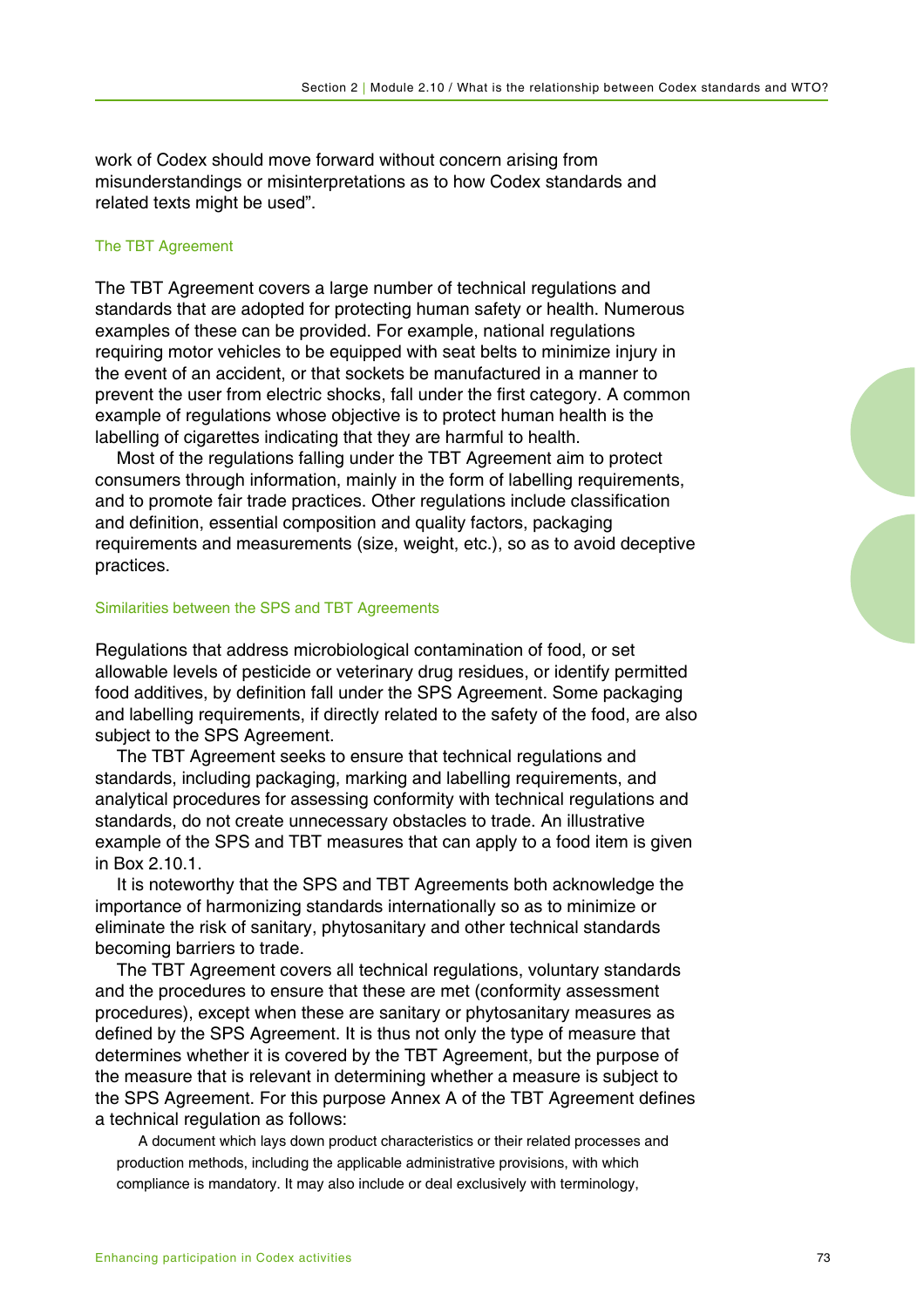work of Codex should move forward without concern arising from misunderstandings or misinterpretations as to how Codex standards and related texts might be used".

### The TBT Agreement

The TBT Agreement covers a large number of technical regulations and standards that are adopted for protecting human safety or health. Numerous examples of these can be provided. For example, national regulations requiring motor vehicles to be equipped with seat belts to minimize injury in the event of an accident, or that sockets be manufactured in a manner to prevent the user from electric shocks, fall under the first category. A common example of regulations whose objective is to protect human health is the labelling of cigarettes indicating that they are harmful to health.

Most of the regulations falling under the TBT Agreement aim to protect consumers through information, mainly in the form of labelling requirements, and to promote fair trade practices. Other regulations include classification and definition, essential composition and quality factors, packaging requirements and measurements (size, weight, etc.), so as to avoid deceptive practices.

### Similarities between the SPS and TBT Agreements

Regulations that address microbiological contamination of food, or set allowable levels of pesticide or veterinary drug residues, or identify permitted food additives, by definition fall under the SPS Agreement. Some packaging and labelling requirements, if directly related to the safety of the food, are also subject to the SPS Agreement.

The TBT Agreement seeks to ensure that technical regulations and standards, including packaging, marking and labelling requirements, and analytical procedures for assessing conformity with technical regulations and standards, do not create unnecessary obstacles to trade. An illustrative example of the SPS and TBT measures that can apply to a food item is given in Box 2.10.1.

It is noteworthy that the SPS and TBT Agreements both acknowledge the importance of harmonizing standards internationally so as to minimize or eliminate the risk of sanitary, phytosanitary and other technical standards becoming barriers to trade.

The TBT Agreement covers all technical regulations, voluntary standards and the procedures to ensure that these are met (conformity assessment procedures), except when these are sanitary or phytosanitary measures as defined by the SPS Agreement. It is thus not only the type of measure that determines whether it is covered by the TBT Agreement, but the purpose of the measure that is relevant in determining whether a measure is subject to the SPS Agreement. For this purpose Annex A of the TBT Agreement defines a technical regulation as follows:

> A document which lays down product characteristics or their related processes and production methods, including the applicable administrative provisions, with which compliance is mandatory. It may also include or deal exclusively with terminology,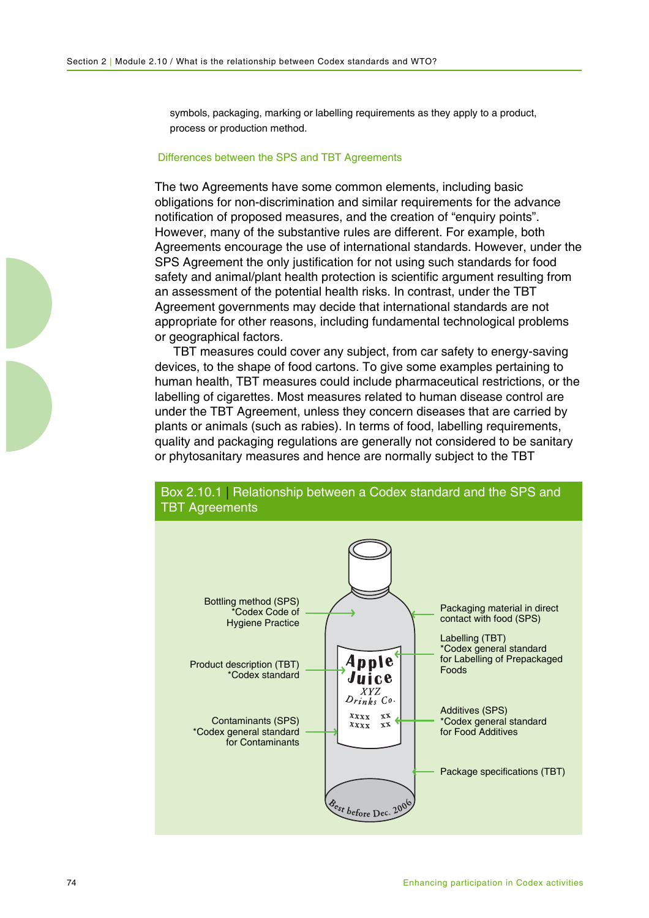symbols, packaging, marking or labelling requirements as they apply to a product, process or production method.

### Differences between the SPS and TBT Agreements

The two Agreements have some common elements, including basic obligations for non-discrimination and similar requirements for the advance notification of proposed measures, and the creation of "enquiry points". However, many of the substantive rules are different. For example, both Agreements encourage the use of international standards. However, under the SPS Agreement the only justification for not using such standards for food safety and animal/plant health protection is scientific argument resulting from an assessment of the potential health risks. In contrast, under the TBT Agreement governments may decide that international standards are not appropriate for other reasons, including fundamental technological problems or geographical factors.

TBT measures could cover any subject, from car safety to energy-saving devices, to the shape of food cartons. To give some examples pertaining to human health, TBT measures could include pharmaceutical restrictions, or the labelling of cigarettes. Most measures related to human disease control are under the TBT Agreement, unless they concern diseases that are carried by plants or animals (such as rabies). In terms of food, labelling requirements, quality and packaging regulations are generally not considered to be sanitary or phytosanitary measures and hence are normally subject to the TBT

### Box 2.10.1 | Relationship between a Codex standard and the SPS and TBT Agreements

Bottling method (SPS)
*Codex Code of Hygiene Practice

Product description (TBT)
*Codex standard

Contaminants (SPS)
*Codex general standard for Contaminants

Packaging material in direct contact with food (SPS)

Labelling (TBT)
*Codex general standard for Labelling of Prepackaged Foods

Additives (SPS)
*Codex general standard for Food Additives

Package specifications (TBT)

Apple Juice
XYZ Drinks Co.
xxxx xx
xxxx xx

Best before Dec. 2006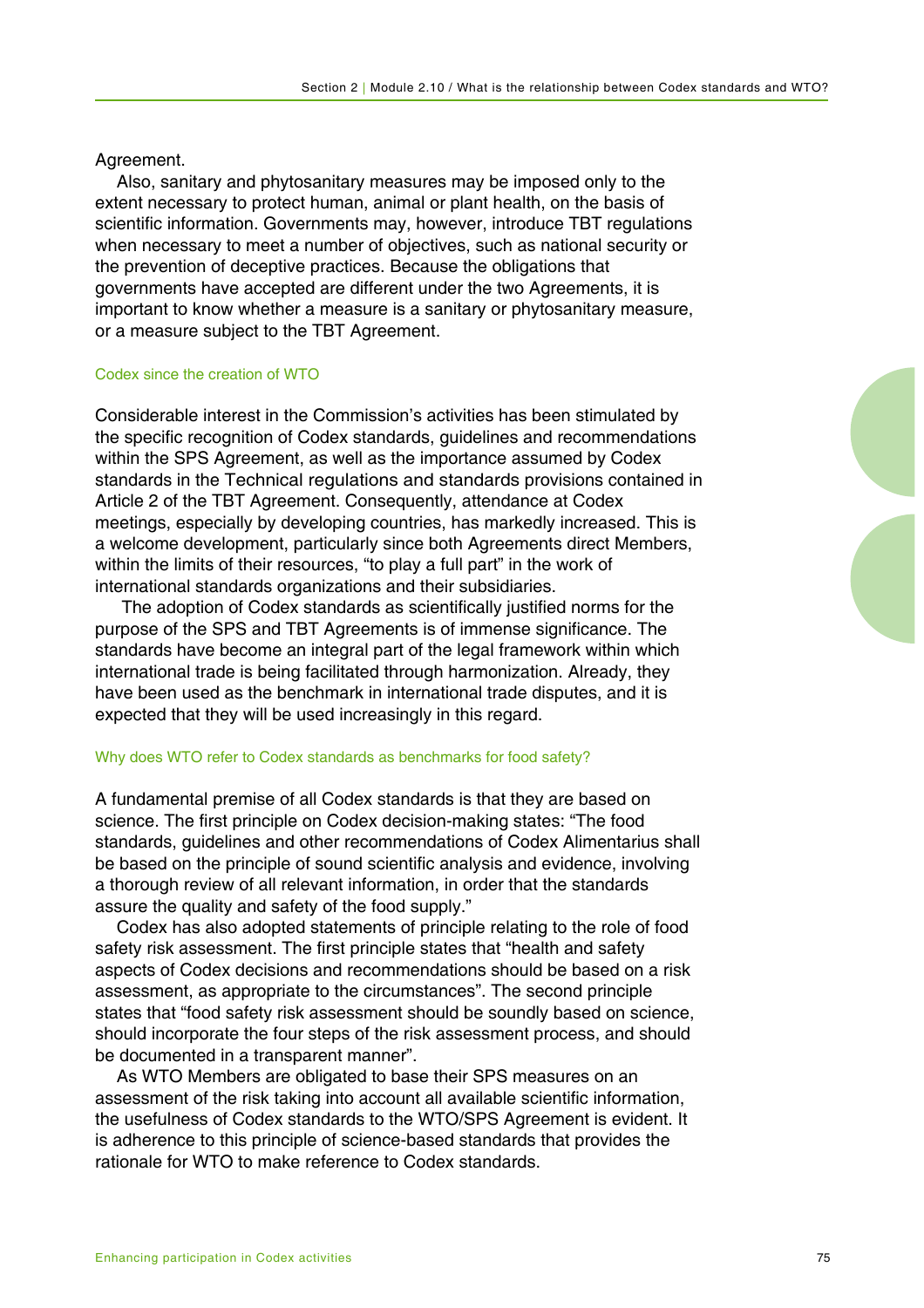Agreement.

Also, sanitary and phytosanitary measures may be imposed only to the extent necessary to protect human, animal or plant health, on the basis of scientific information. Governments may, however, introduce TBT regulations when necessary to meet a number of objectives, such as national security or the prevention of deceptive practices. Because the obligations that governments have accepted are different under the two Agreements, it is important to know whether a measure is a sanitary or phytosanitary measure, or a measure subject to the TBT Agreement.

### Codex since the creation of WTO

Considerable interest in the Commission's activities has been stimulated by the specific recognition of Codex standards, guidelines and recommendations within the SPS Agreement, as well as the importance assumed by Codex standards in the Technical regulations and standards provisions contained in Article 2 of the TBT Agreement. Consequently, attendance at Codex meetings, especially by developing countries, has markedly increased. This is a welcome development, particularly since both Agreements direct Members, within the limits of their resources, "to play a full part" in the work of international standards organizations and their subsidiaries.

The adoption of Codex standards as scientifically justified norms for the purpose of the SPS and TBT Agreements is of immense significance. The standards have become an integral part of the legal framework within which international trade is being facilitated through harmonization. Already, they have been used as the benchmark in international trade disputes, and it is expected that they will be used increasingly in this regard.

### Why does WTO refer to Codex standards as benchmarks for food safety?

A fundamental premise of all Codex standards is that they are based on science. The first principle on Codex decision-making states: "The food standards, guidelines and other recommendations of Codex Alimentarius shall be based on the principle of sound scientific analysis and evidence, involving a thorough review of all relevant information, in order that the standards assure the quality and safety of the food supply."

Codex has also adopted statements of principle relating to the role of food safety risk assessment. The first principle states that "health and safety aspects of Codex decisions and recommendations should be based on a risk assessment, as appropriate to the circumstances". The second principle states that "food safety risk assessment should be soundly based on science, should incorporate the four steps of the risk assessment process, and should be documented in a transparent manner".

As WTO Members are obligated to base their SPS measures on an assessment of the risk taking into account all available scientific information, the usefulness of Codex standards to the WTO/SPS Agreement is evident. It is adherence to this principle of science-based standards that provides the rationale for WTO to make reference to Codex standards.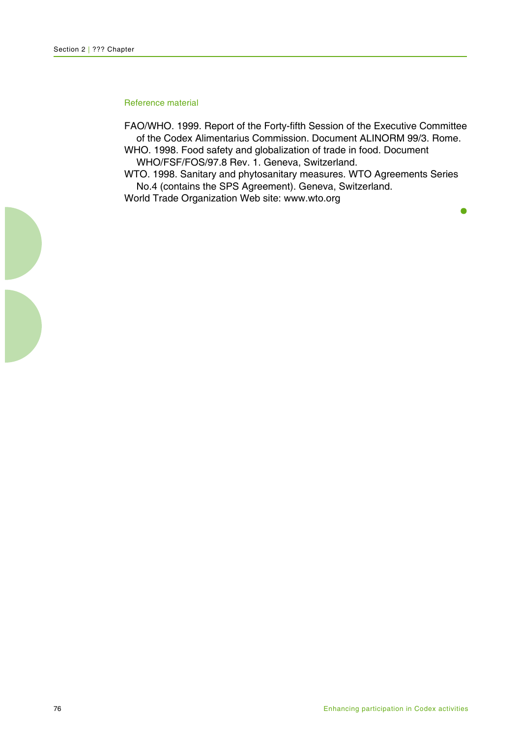### Reference material

FAO/WHO. 1999. Report of the Forty-fifth Session of the Executive Committee of the Codex Alimentarius Commission. Document ALINORM 99/3. Rome.

WHO. 1998. Food safety and globalization of trade in food. Document WHO/FSF/FOS/97.8 Rev. 1. Geneva, Switzerland.

WTO. 1998. Sanitary and phytosanitary measures. WTO Agreements Series No.4 (contains the SPS Agreement). Geneva, Switzerland.

World Trade Organization Web site: www.wto.org